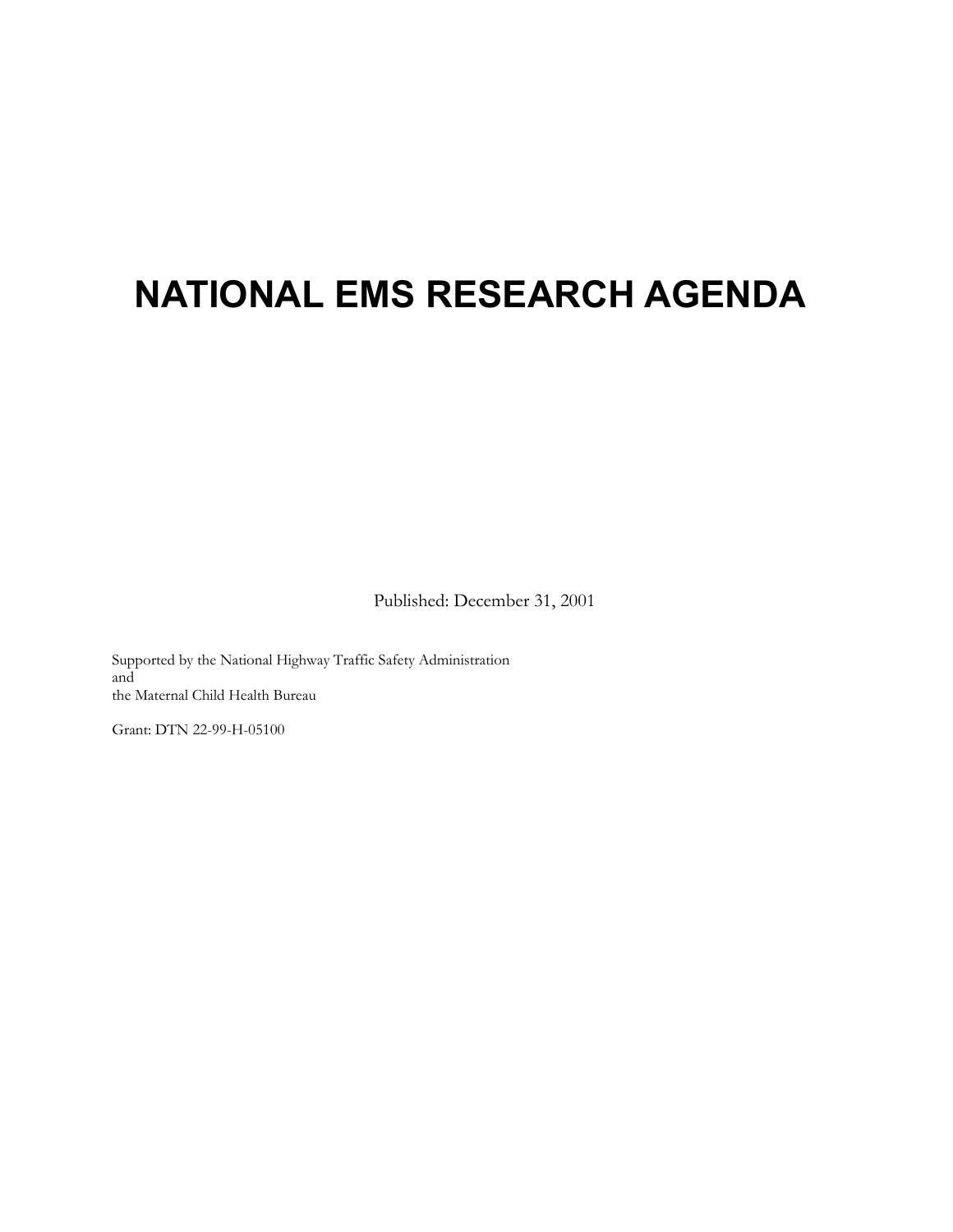# NATIONAL EMS RESEARCH AGENDA

Published: December 31, 2001

Supported by the National Highway Traffic Safety Administration
and
the Maternal Child Health Bureau

Grant: DTN 22-99-H-05100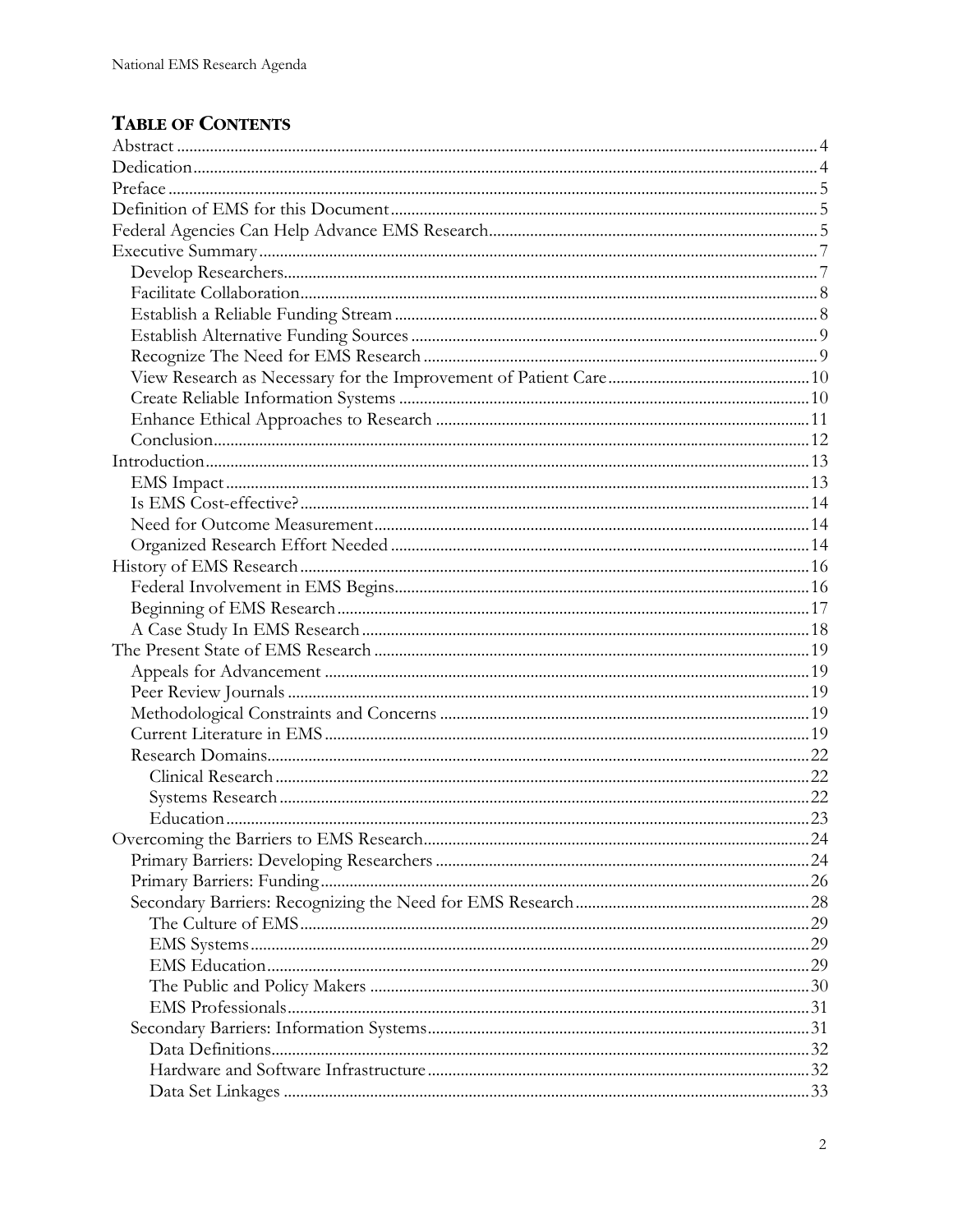## TABLE OF CONTENTS

Abstract ........................................................................................................................................... 4
Dedication ....................................................................................................................................... 4
Preface ............................................................................................................................................. 5
Definition of EMS for this Document ....................................................................................... 5
Federal Agencies Can Help Advance EMS Research ............................................................... 5
Executive Summary ....................................................................................................................... 7
- Develop Researchers ................................................................................................................. 7
- Facilitate Collaboration ............................................................................................................ 8
- Establish a Reliable Funding Stream ..................................................................................... 8
- Establish Alternative Funding Sources ................................................................................. 9
- Recognize The Need for EMS Research ............................................................................... 9
- View Research as Necessary for the Improvement of Patient Care ................................ 10
- Create Reliable Information Systems .................................................................................. 10
- Enhance Ethical Approaches to Research .......................................................................... 11
- Conclusion ................................................................................................................................ 12

Introduction .................................................................................................................................. 13
- EMS Impact .............................................................................................................................. 13
- Is EMS Cost-effective? ............................................................................................................ 14
- Need for Outcome Measurement ......................................................................................... 14
- Organized Research Effort Needed ..................................................................................... 14

History of EMS Research ........................................................................................................... 16
- Federal Involvement in EMS Begins .................................................................................... 16
- Beginning of EMS Research .................................................................................................. 17
- A Case Study In EMS Research ............................................................................................ 18

The Present State of EMS Research ......................................................................................... 19
- Appeals for Advancement ..................................................................................................... 19
- Peer Review Journals .............................................................................................................. 19
- Methodological Constraints and Concerns ......................................................................... 19
- Current Literature in EMS ..................................................................................................... 19
- Research Domains .................................................................................................................... 22
  - Clinical Research .................................................................................................................. 22
  - Systems Research ................................................................................................................. 22
  - Education ............................................................................................................................. 23

Overcoming the Barriers to EMS Research ............................................................................. 24
- Primary Barriers: Developing Researchers .......................................................................... 24
- Primary Barriers: Funding ...................................................................................................... 26
- Secondary Barriers: Recognizing the Need for EMS Research ........................................ 28
  - The Culture of EMS ............................................................................................................ 29
  - EMS Systems ........................................................................................................................ 29
  - EMS Education .................................................................................................................... 29
  - The Public and Policy Makers ........................................................................................... 30
  - EMS Professionals ............................................................................................................... 31
- Secondary Barriers: Information Systems ............................................................................ 31
  - Data Definitions ................................................................................................................... 32
  - Hardware and Software Infrastructure ............................................................................. 32
  - Data Set Linkages ................................................................................................................ 33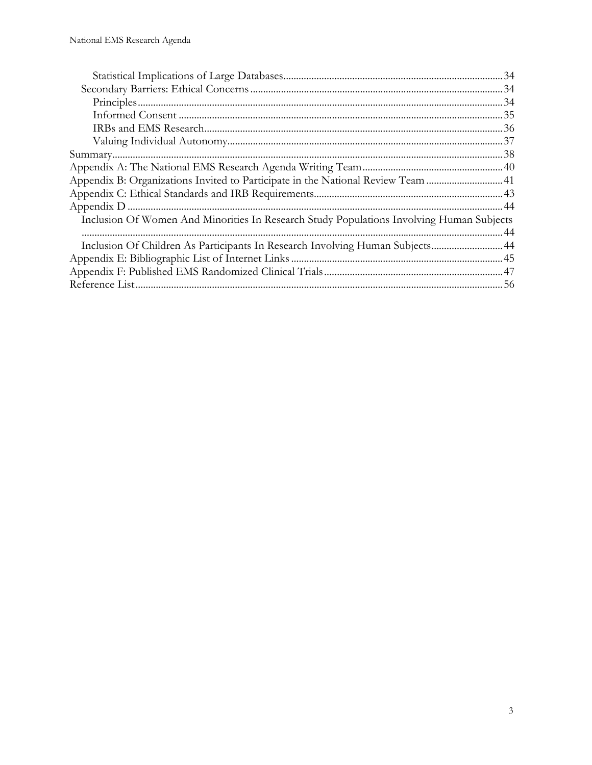- Statistical Implications of Large Databases....................34
- Secondary Barriers: Ethical Concerns....................34
  - Principles....................34
  - Informed Consent....................35
  - IRBs and EMS Research....................36
  - Valuing Individual Autonomy....................37

Summary....................38

Appendix A: The National EMS Research Agenda Writing Team....................40

Appendix B: Organizations Invited to Participate in the National Review Team....................41

Appendix C: Ethical Standards and IRB Requirements....................43

Appendix D....................44

- Inclusion Of Women And Minorities In Research Study Populations Involving Human Subjects....................44
- Inclusion Of Children As Participants In Research Involving Human Subjects....................44

Appendix E: Bibliographic List of Internet Links....................45

Appendix F: Published EMS Randomized Clinical Trials....................47

Reference List....................56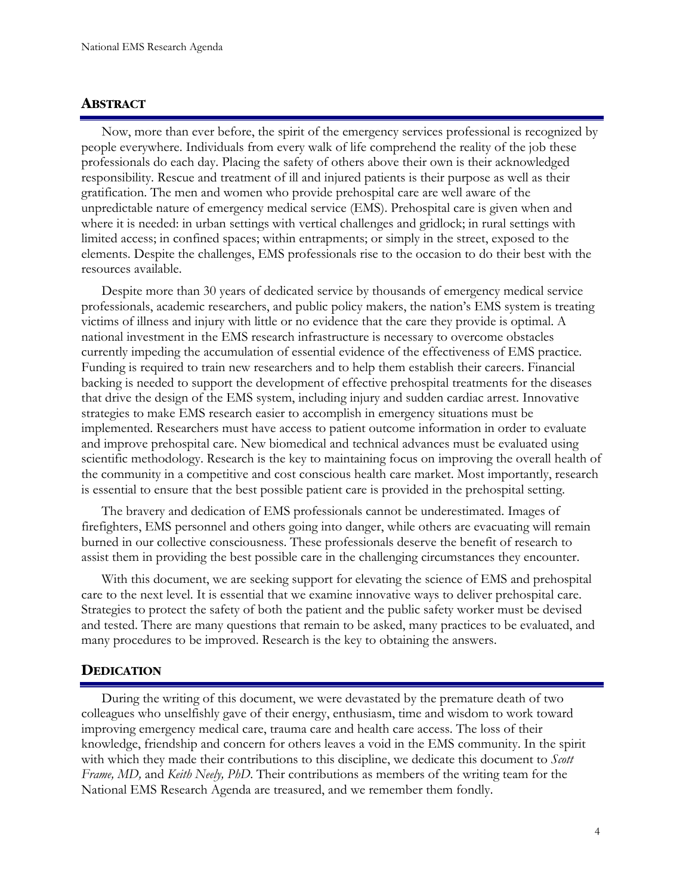## ABSTRACT

Now, more than ever before, the spirit of the emergency services professional is recognized by people everywhere. Individuals from every walk of life comprehend the reality of the job these professionals do each day. Placing the safety of others above their own is their acknowledged responsibility. Rescue and treatment of ill and injured patients is their purpose as well as their gratification. The men and women who provide prehospital care are well aware of the unpredictable nature of emergency medical service (EMS). Prehospital care is given when and where it is needed: in urban settings with vertical challenges and gridlock; in rural settings with limited access; in confined spaces; within entrapments; or simply in the street, exposed to the elements. Despite the challenges, EMS professionals rise to the occasion to do their best with the resources available.

Despite more than 30 years of dedicated service by thousands of emergency medical service professionals, academic researchers, and public policy makers, the nation's EMS system is treating victims of illness and injury with little or no evidence that the care they provide is optimal. A national investment in the EMS research infrastructure is necessary to overcome obstacles currently impeding the accumulation of essential evidence of the effectiveness of EMS practice. Funding is required to train new researchers and to help them establish their careers. Financial backing is needed to support the development of effective prehospital treatments for the diseases that drive the design of the EMS system, including injury and sudden cardiac arrest. Innovative strategies to make EMS research easier to accomplish in emergency situations must be implemented. Researchers must have access to patient outcome information in order to evaluate and improve prehospital care. New biomedical and technical advances must be evaluated using scientific methodology. Research is the key to maintaining focus on improving the overall health of the community in a competitive and cost conscious health care market. Most importantly, research is essential to ensure that the best possible patient care is provided in the prehospital setting.

The bravery and dedication of EMS professionals cannot be underestimated. Images of firefighters, EMS personnel and others going into danger, while others are evacuating will remain burned in our collective consciousness. These professionals deserve the benefit of research to assist them in providing the best possible care in the challenging circumstances they encounter.

With this document, we are seeking support for elevating the science of EMS and prehospital care to the next level. It is essential that we examine innovative ways to deliver prehospital care. Strategies to protect the safety of both the patient and the public safety worker must be devised and tested. There are many questions that remain to be asked, many practices to be evaluated, and many procedures to be improved. Research is the key to obtaining the answers.

## DEDICATION

During the writing of this document, we were devastated by the premature death of two colleagues who unselfishly gave of their energy, enthusiasm, time and wisdom to work toward improving emergency medical care, trauma care and health care access. The loss of their knowledge, friendship and concern for others leaves a void in the EMS community. In the spirit with which they made their contributions to this discipline, we dedicate this document to *Scott Frame, MD,* and *Keith Neely, PhD*. Their contributions as members of the writing team for the National EMS Research Agenda are treasured, and we remember them fondly.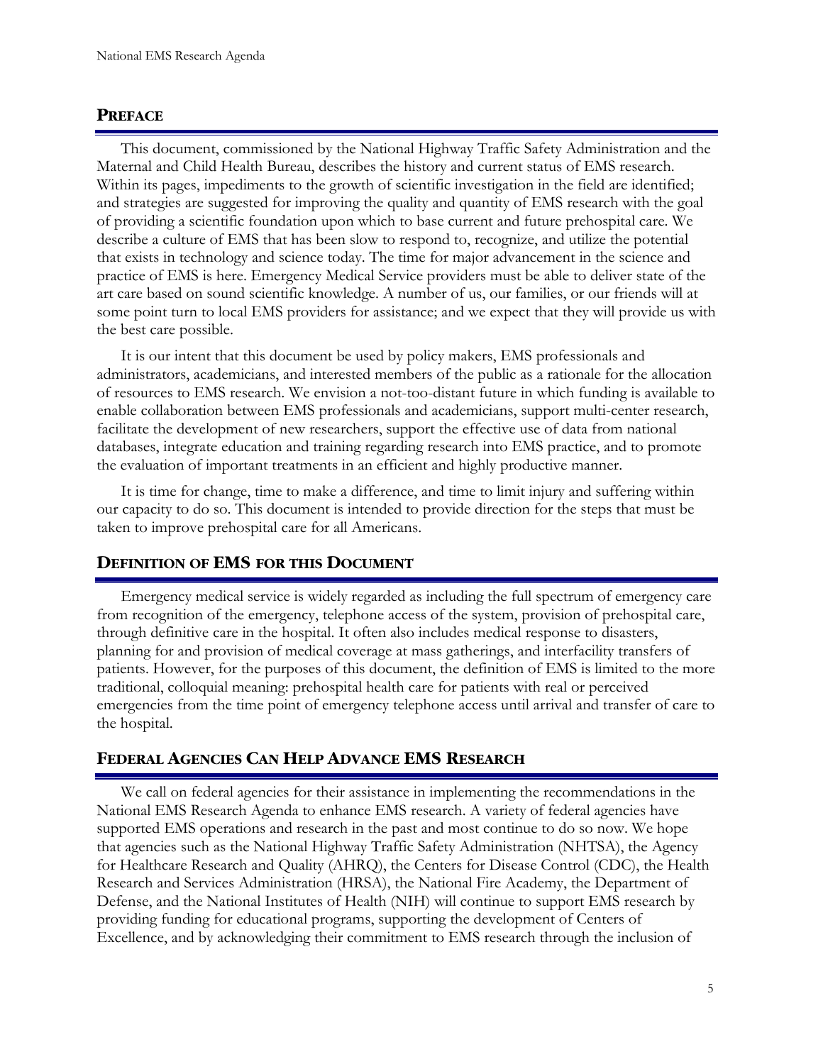## PREFACE

This document, commissioned by the National Highway Traffic Safety Administration and the Maternal and Child Health Bureau, describes the history and current status of EMS research. Within its pages, impediments to the growth of scientific investigation in the field are identified; and strategies are suggested for improving the quality and quantity of EMS research with the goal of providing a scientific foundation upon which to base current and future prehospital care. We describe a culture of EMS that has been slow to respond to, recognize, and utilize the potential that exists in technology and science today. The time for major advancement in the science and practice of EMS is here. Emergency Medical Service providers must be able to deliver state of the art care based on sound scientific knowledge. A number of us, our families, or our friends will at some point turn to local EMS providers for assistance; and we expect that they will provide us with the best care possible.

It is our intent that this document be used by policy makers, EMS professionals and administrators, academicians, and interested members of the public as a rationale for the allocation of resources to EMS research. We envision a not-too-distant future in which funding is available to enable collaboration between EMS professionals and academicians, support multi-center research, facilitate the development of new researchers, support the effective use of data from national databases, integrate education and training regarding research into EMS practice, and to promote the evaluation of important treatments in an efficient and highly productive manner.

It is time for change, time to make a difference, and time to limit injury and suffering within our capacity to do so. This document is intended to provide direction for the steps that must be taken to improve prehospital care for all Americans.

## DEFINITION OF EMS FOR THIS DOCUMENT

Emergency medical service is widely regarded as including the full spectrum of emergency care from recognition of the emergency, telephone access of the system, provision of prehospital care, through definitive care in the hospital. It often also includes medical response to disasters, planning for and provision of medical coverage at mass gatherings, and interfacility transfers of patients. However, for the purposes of this document, the definition of EMS is limited to the more traditional, colloquial meaning: prehospital health care for patients with real or perceived emergencies from the time point of emergency telephone access until arrival and transfer of care to the hospital.

## FEDERAL AGENCIES CAN HELP ADVANCE EMS RESEARCH

We call on federal agencies for their assistance in implementing the recommendations in the National EMS Research Agenda to enhance EMS research. A variety of federal agencies have supported EMS operations and research in the past and most continue to do so now. We hope that agencies such as the National Highway Traffic Safety Administration (NHTSA), the Agency for Healthcare Research and Quality (AHRQ), the Centers for Disease Control (CDC), the Health Research and Services Administration (HRSA), the National Fire Academy, the Department of Defense, and the National Institutes of Health (NIH) will continue to support EMS research by providing funding for educational programs, supporting the development of Centers of Excellence, and by acknowledging their commitment to EMS research through the inclusion of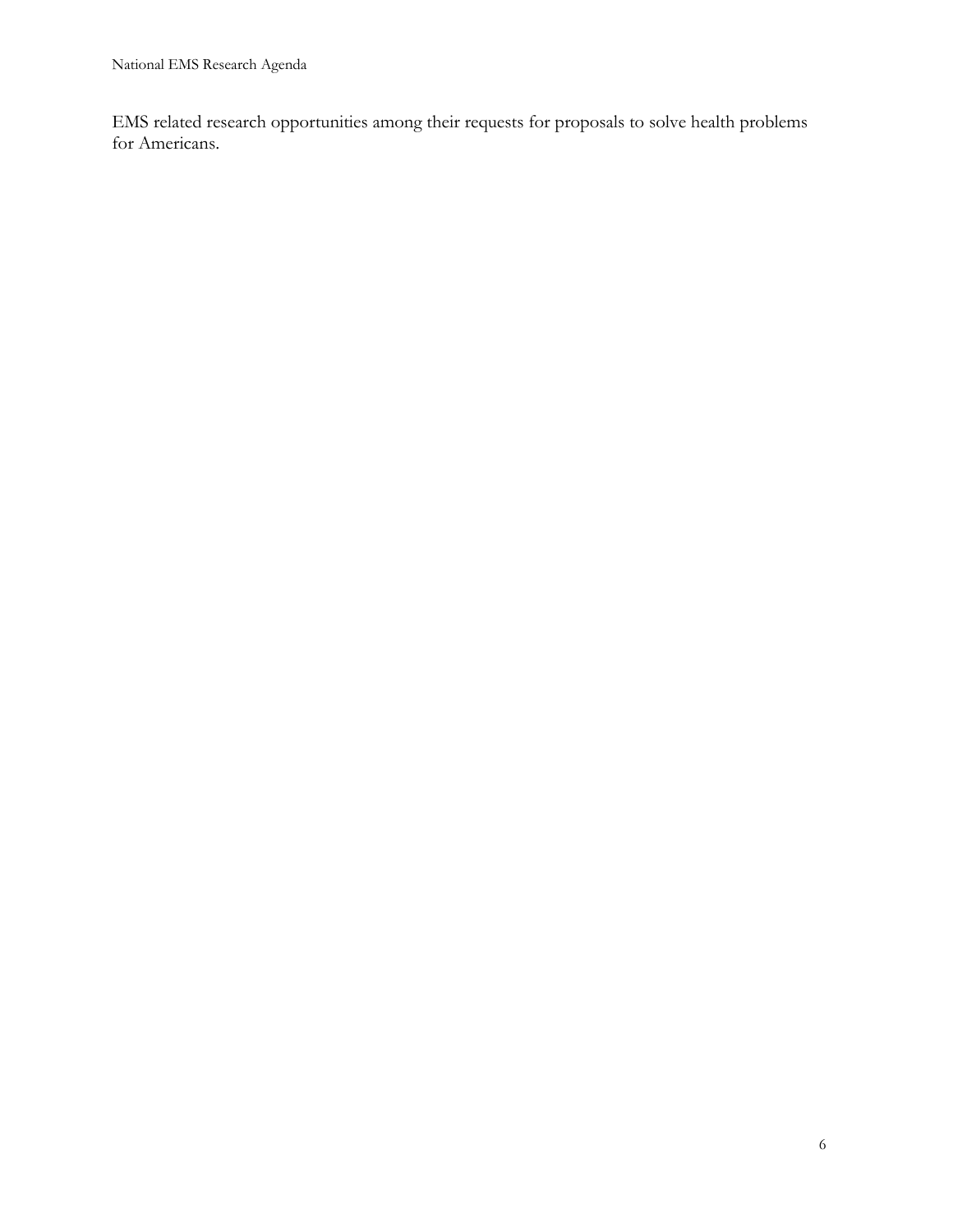EMS related research opportunities among their requests for proposals to solve health problems for Americans.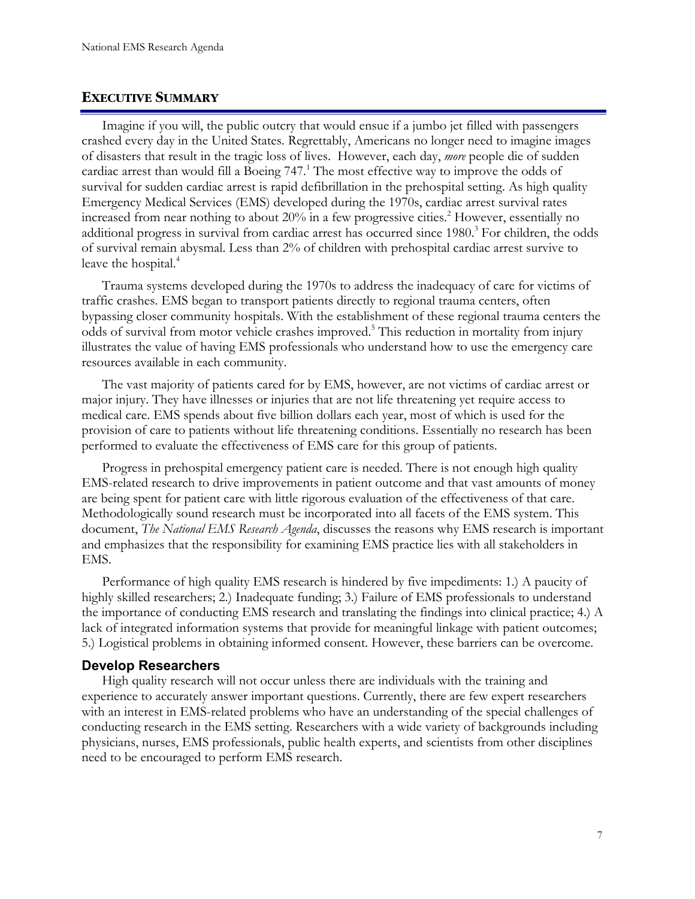## EXECUTIVE SUMMARY

Imagine if you will, the public outcry that would ensue if a jumbo jet filled with passengers crashed every day in the United States. Regrettably, Americans no longer need to imagine images of disasters that result in the tragic loss of lives. However, each day, *more* people die of sudden cardiac arrest than would fill a Boeing 747.[1] The most effective way to improve the odds of survival for sudden cardiac arrest is rapid defibrillation in the prehospital setting. As high quality Emergency Medical Services (EMS) developed during the 1970s, cardiac arrest survival rates increased from near nothing to about 20% in a few progressive cities.[2] However, essentially no additional progress in survival from cardiac arrest has occurred since 1980.[3] For children, the odds of survival remain abysmal. Less than 2% of children with prehospital cardiac arrest survive to leave the hospital.[4]

Trauma systems developed during the 1970s to address the inadequacy of care for victims of traffic crashes. EMS began to transport patients directly to regional trauma centers, often bypassing closer community hospitals. With the establishment of these regional trauma centers the odds of survival from motor vehicle crashes improved.[5] This reduction in mortality from injury illustrates the value of having EMS professionals who understand how to use the emergency care resources available in each community.

The vast majority of patients cared for by EMS, however, are not victims of cardiac arrest or major injury. They have illnesses or injuries that are not life threatening yet require access to medical care. EMS spends about five billion dollars each year, most of which is used for the provision of care to patients without life threatening conditions. Essentially no research has been performed to evaluate the effectiveness of EMS care for this group of patients.

Progress in prehospital emergency patient care is needed. There is not enough high quality EMS-related research to drive improvements in patient outcome and that vast amounts of money are being spent for patient care with little rigorous evaluation of the effectiveness of that care. Methodologically sound research must be incorporated into all facets of the EMS system. This document, *The National EMS Research Agenda*, discusses the reasons why EMS research is important and emphasizes that the responsibility for examining EMS practice lies with all stakeholders in EMS.

Performance of high quality EMS research is hindered by five impediments: 1.) A paucity of highly skilled researchers; 2.) Inadequate funding; 3.) Failure of EMS professionals to understand the importance of conducting EMS research and translating the findings into clinical practice; 4.) A lack of integrated information systems that provide for meaningful linkage with patient outcomes; 5.) Logistical problems in obtaining informed consent. However, these barriers can be overcome.

### Develop Researchers

High quality research will not occur unless there are individuals with the training and experience to accurately answer important questions. Currently, there are few expert researchers with an interest in EMS-related problems who have an understanding of the special challenges of conducting research in the EMS setting. Researchers with a wide variety of backgrounds including physicians, nurses, EMS professionals, public health experts, and scientists from other disciplines need to be encouraged to perform EMS research.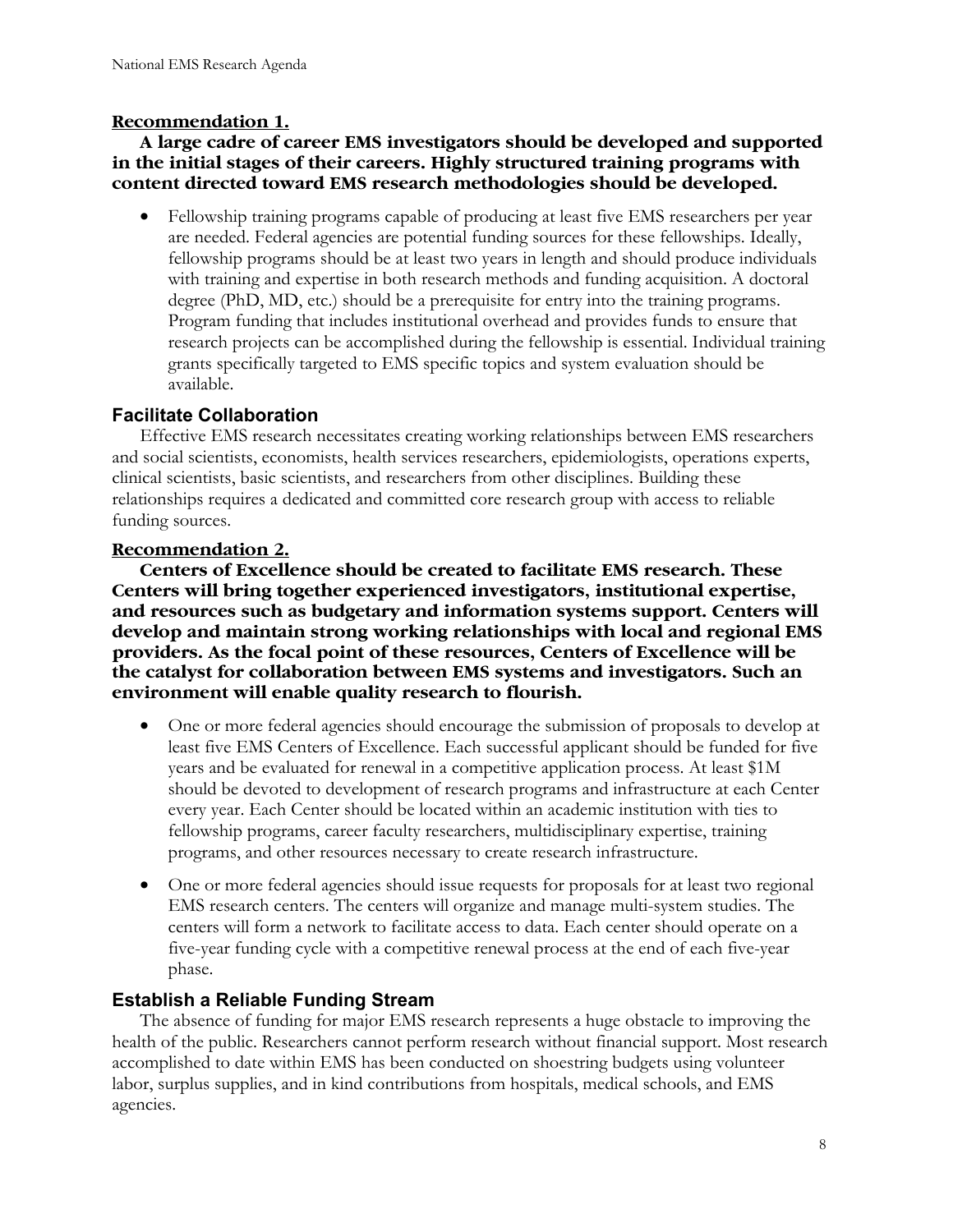**Recommendation 1.**

**A large cadre of career EMS investigators should be developed and supported in the initial stages of their careers. Highly structured training programs with content directed toward EMS research methodologies should be developed.**

- Fellowship training programs capable of producing at least five EMS researchers per year are needed. Federal agencies are potential funding sources for these fellowships. Ideally, fellowship programs should be at least two years in length and should produce individuals with training and expertise in both research methods and funding acquisition. A doctoral degree (PhD, MD, etc.) should be a prerequisite for entry into the training programs. Program funding that includes institutional overhead and provides funds to ensure that research projects can be accomplished during the fellowship is essential. Individual training grants specifically targeted to EMS specific topics and system evaluation should be available.

## Facilitate Collaboration

Effective EMS research necessitates creating working relationships between EMS researchers and social scientists, economists, health services researchers, epidemiologists, operations experts, clinical scientists, basic scientists, and researchers from other disciplines. Building these relationships requires a dedicated and committed core research group with access to reliable funding sources.

**Recommendation 2.**

**Centers of Excellence should be created to facilitate EMS research. These Centers will bring together experienced investigators, institutional expertise, and resources such as budgetary and information systems support. Centers will develop and maintain strong working relationships with local and regional EMS providers. As the focal point of these resources, Centers of Excellence will be the catalyst for collaboration between EMS systems and investigators. Such an environment will enable quality research to flourish.**

- One or more federal agencies should encourage the submission of proposals to develop at least five EMS Centers of Excellence. Each successful applicant should be funded for five years and be evaluated for renewal in a competitive application process. At least $1M should be devoted to development of research programs and infrastructure at each Center every year. Each Center should be located within an academic institution with ties to fellowship programs, career faculty researchers, multidisciplinary expertise, training programs, and other resources necessary to create research infrastructure.

- One or more federal agencies should issue requests for proposals for at least two regional EMS research centers. The centers will organize and manage multi-system studies. The centers will form a network to facilitate access to data. Each center should operate on a five-year funding cycle with a competitive renewal process at the end of each five-year phase.

## Establish a Reliable Funding Stream

The absence of funding for major EMS research represents a huge obstacle to improving the health of the public. Researchers cannot perform research without financial support. Most research accomplished to date within EMS has been conducted on shoestring budgets using volunteer labor, surplus supplies, and in kind contributions from hospitals, medical schools, and EMS agencies.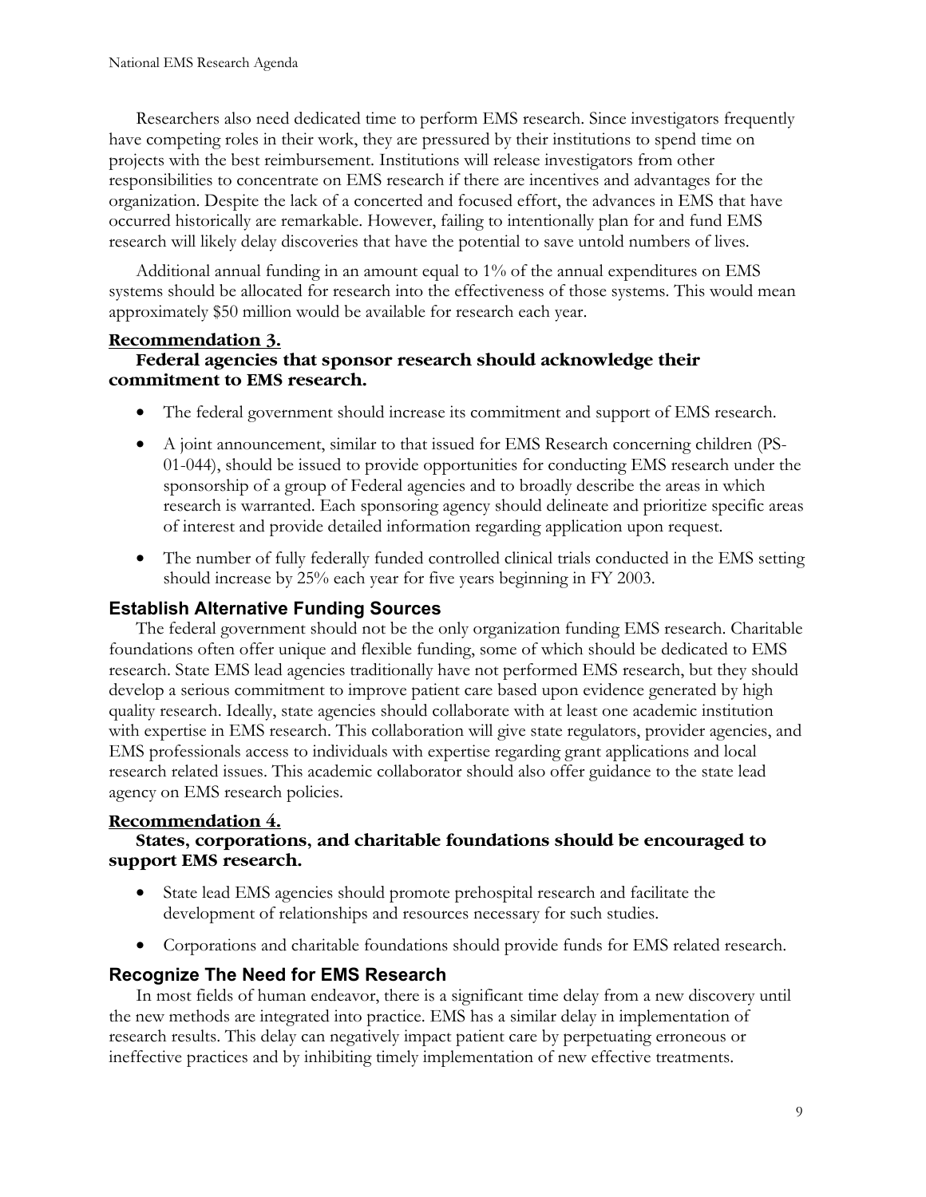Researchers also need dedicated time to perform EMS research. Since investigators frequently have competing roles in their work, they are pressured by their institutions to spend time on projects with the best reimbursement. Institutions will release investigators from other responsibilities to concentrate on EMS research if there are incentives and advantages for the organization. Despite the lack of a concerted and focused effort, the advances in EMS that have occurred historically are remarkable. However, failing to intentionally plan for and fund EMS research will likely delay discoveries that have the potential to save untold numbers of lives.

Additional annual funding in an amount equal to 1% of the annual expenditures on EMS systems should be allocated for research into the effectiveness of those systems. This would mean approximately $50 million would be available for research each year.

**Recommendation 3.**

**Federal agencies that sponsor research should acknowledge their commitment to EMS research.**

- The federal government should increase its commitment and support of EMS research.
- A joint announcement, similar to that issued for EMS Research concerning children (PS-01-044), should be issued to provide opportunities for conducting EMS research under the sponsorship of a group of Federal agencies and to broadly describe the areas in which research is warranted. Each sponsoring agency should delineate and prioritize specific areas of interest and provide detailed information regarding application upon request.
- The number of fully federally funded controlled clinical trials conducted in the EMS setting should increase by 25% each year for five years beginning in FY 2003.

### Establish Alternative Funding Sources

The federal government should not be the only organization funding EMS research. Charitable foundations often offer unique and flexible funding, some of which should be dedicated to EMS research. State EMS lead agencies traditionally have not performed EMS research, but they should develop a serious commitment to improve patient care based upon evidence generated by high quality research. Ideally, state agencies should collaborate with at least one academic institution with expertise in EMS research. This collaboration will give state regulators, provider agencies, and EMS professionals access to individuals with expertise regarding grant applications and local research related issues. This academic collaborator should also offer guidance to the state lead agency on EMS research policies.

**Recommendation 4.**

**States, corporations, and charitable foundations should be encouraged to support EMS research.**

- State lead EMS agencies should promote prehospital research and facilitate the development of relationships and resources necessary for such studies.
- Corporations and charitable foundations should provide funds for EMS related research.

### Recognize The Need for EMS Research

In most fields of human endeavor, there is a significant time delay from a new discovery until the new methods are integrated into practice. EMS has a similar delay in implementation of research results. This delay can negatively impact patient care by perpetuating erroneous or ineffective practices and by inhibiting timely implementation of new effective treatments.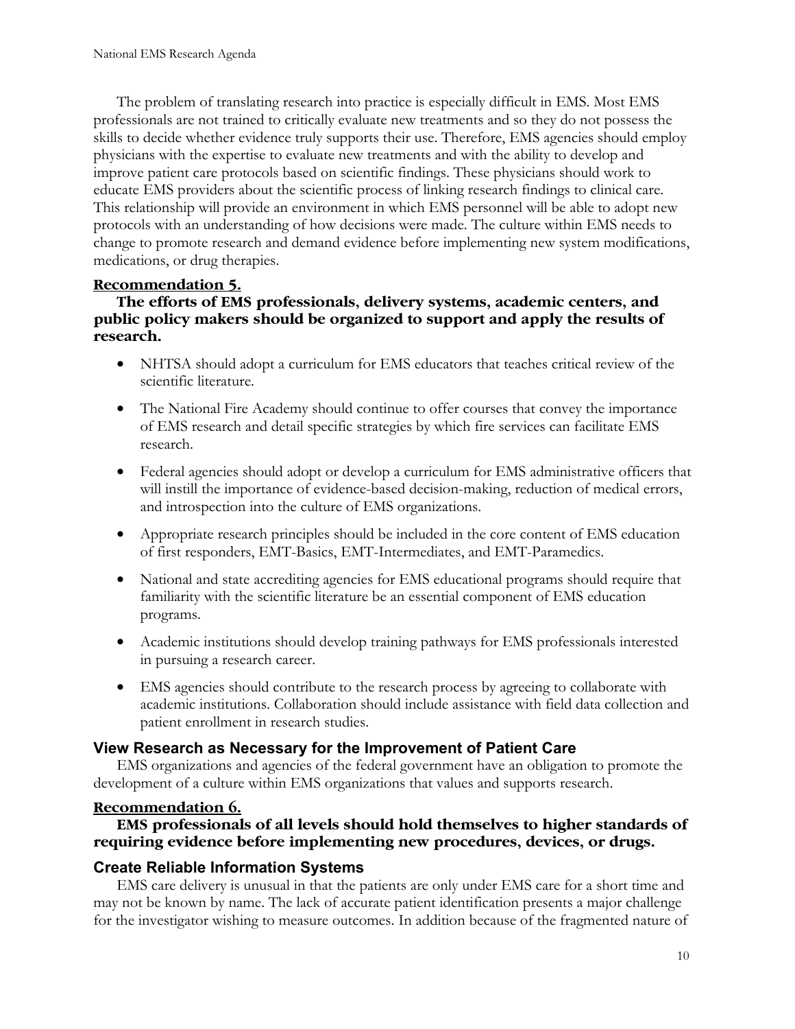The problem of translating research into practice is especially difficult in EMS. Most EMS professionals are not trained to critically evaluate new treatments and so they do not possess the skills to decide whether evidence truly supports their use. Therefore, EMS agencies should employ physicians with the expertise to evaluate new treatments and with the ability to develop and improve patient care protocols based on scientific findings. These physicians should work to educate EMS providers about the scientific process of linking research findings to clinical care. This relationship will provide an environment in which EMS personnel will be able to adopt new protocols with an understanding of how decisions were made. The culture within EMS needs to change to promote research and demand evidence before implementing new system modifications, medications, or drug therapies.

### Recommendation 5.

**The efforts of EMS professionals, delivery systems, academic centers, and public policy makers should be organized to support and apply the results of research.**

- NHTSA should adopt a curriculum for EMS educators that teaches critical review of the scientific literature.
- The National Fire Academy should continue to offer courses that convey the importance of EMS research and detail specific strategies by which fire services can facilitate EMS research.
- Federal agencies should adopt or develop a curriculum for EMS administrative officers that will instill the importance of evidence-based decision-making, reduction of medical errors, and introspection into the culture of EMS organizations.
- Appropriate research principles should be included in the core content of EMS education of first responders, EMT-Basics, EMT-Intermediates, and EMT-Paramedics.
- National and state accrediting agencies for EMS educational programs should require that familiarity with the scientific literature be an essential component of EMS education programs.
- Academic institutions should develop training pathways for EMS professionals interested in pursuing a research career.
- EMS agencies should contribute to the research process by agreeing to collaborate with academic institutions. Collaboration should include assistance with field data collection and patient enrollment in research studies.

## View Research as Necessary for the Improvement of Patient Care

EMS organizations and agencies of the federal government have an obligation to promote the development of a culture within EMS organizations that values and supports research.

### Recommendation 6.

**EMS professionals of all levels should hold themselves to higher standards of requiring evidence before implementing new procedures, devices, or drugs.**

## Create Reliable Information Systems

EMS care delivery is unusual in that the patients are only under EMS care for a short time and may not be known by name. The lack of accurate patient identification presents a major challenge for the investigator wishing to measure outcomes. In addition because of the fragmented nature of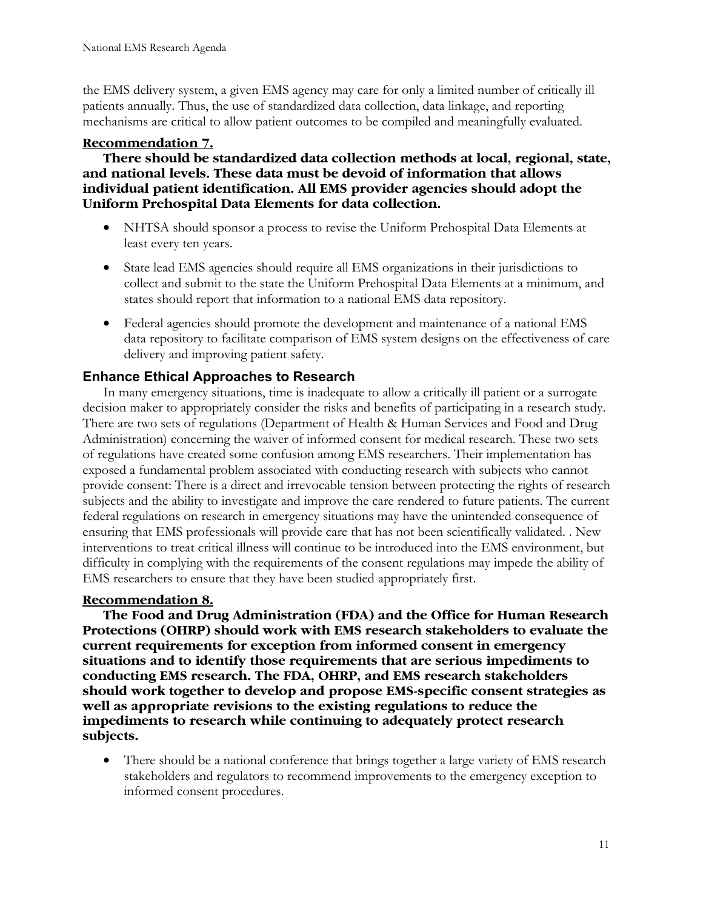the EMS delivery system, a given EMS agency may care for only a limited number of critically ill patients annually. Thus, the use of standardized data collection, data linkage, and reporting mechanisms are critical to allow patient outcomes to be compiled and meaningfully evaluated.

**Recommendation 7.**

**There should be standardized data collection methods at local, regional, state, and national levels. These data must be devoid of information that allows individual patient identification. All EMS provider agencies should adopt the Uniform Prehospital Data Elements for data collection.**

- NHTSA should sponsor a process to revise the Uniform Prehospital Data Elements at least every ten years.
- State lead EMS agencies should require all EMS organizations in their jurisdictions to collect and submit to the state the Uniform Prehospital Data Elements at a minimum, and states should report that information to a national EMS data repository.
- Federal agencies should promote the development and maintenance of a national EMS data repository to facilitate comparison of EMS system designs on the effectiveness of care delivery and improving patient safety.

## Enhance Ethical Approaches to Research

In many emergency situations, time is inadequate to allow a critically ill patient or a surrogate decision maker to appropriately consider the risks and benefits of participating in a research study. There are two sets of regulations (Department of Health & Human Services and Food and Drug Administration) concerning the waiver of informed consent for medical research. These two sets of regulations have created some confusion among EMS researchers. Their implementation has exposed a fundamental problem associated with conducting research with subjects who cannot provide consent: There is a direct and irrevocable tension between protecting the rights of research subjects and the ability to investigate and improve the care rendered to future patients. The current federal regulations on research in emergency situations may have the unintended consequence of ensuring that EMS professionals will provide care that has not been scientifically validated. . New interventions to treat critical illness will continue to be introduced into the EMS environment, but difficulty in complying with the requirements of the consent regulations may impede the ability of EMS researchers to ensure that they have been studied appropriately first.

**Recommendation 8.**

**The Food and Drug Administration (FDA) and the Office for Human Research Protections (OHRP) should work with EMS research stakeholders to evaluate the current requirements for exception from informed consent in emergency situations and to identify those requirements that are serious impediments to conducting EMS research. The FDA, OHRP, and EMS research stakeholders should work together to develop and propose EMS-specific consent strategies as well as appropriate revisions to the existing regulations to reduce the impediments to research while continuing to adequately protect research subjects.**

- There should be a national conference that brings together a large variety of EMS research stakeholders and regulators to recommend improvements to the emergency exception to informed consent procedures.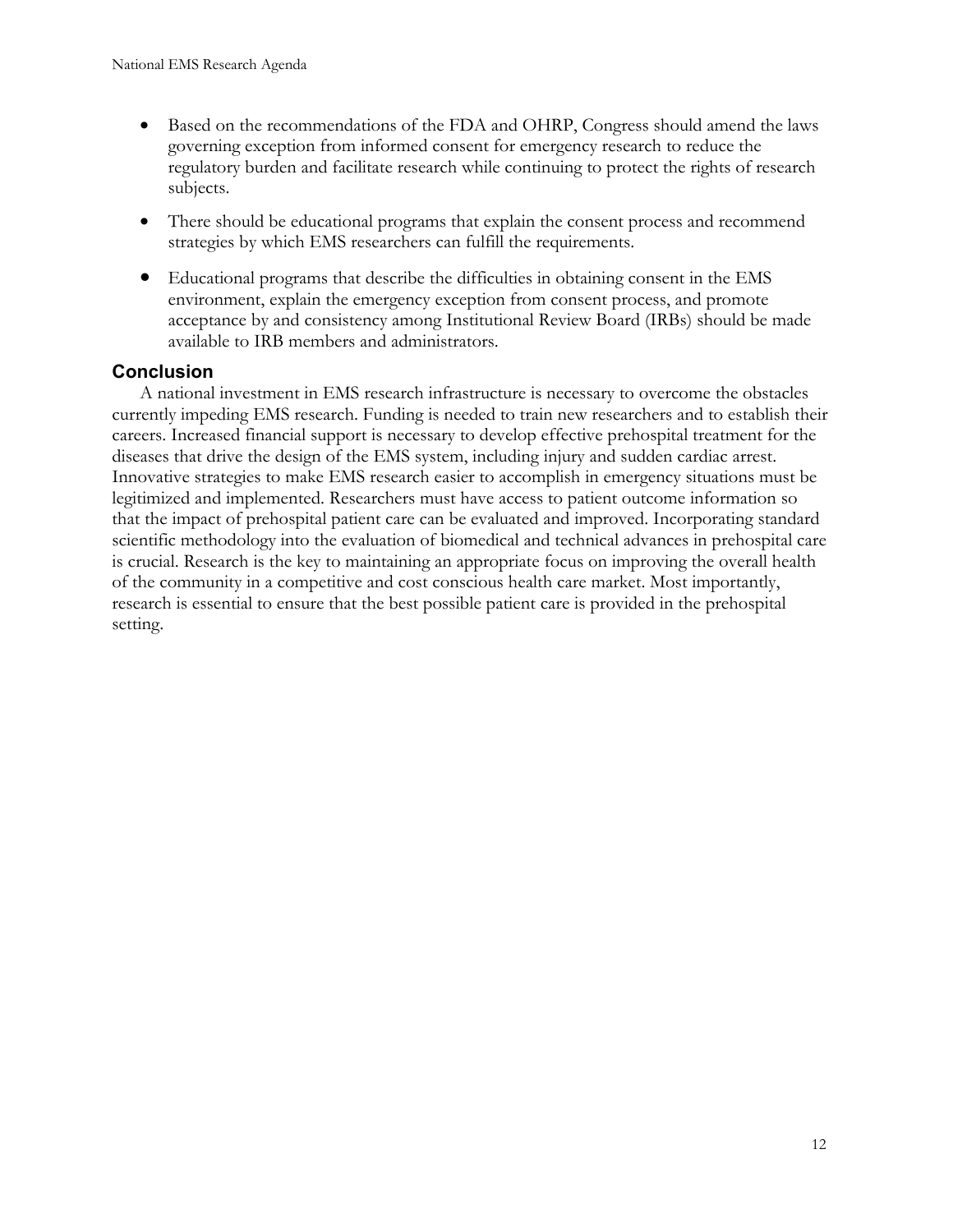- Based on the recommendations of the FDA and OHRP, Congress should amend the laws governing exception from informed consent for emergency research to reduce the regulatory burden and facilitate research while continuing to protect the rights of research subjects.
- There should be educational programs that explain the consent process and recommend strategies by which EMS researchers can fulfill the requirements.
- Educational programs that describe the difficulties in obtaining consent in the EMS environment, explain the emergency exception from consent process, and promote acceptance by and consistency among Institutional Review Board (IRBs) should be made available to IRB members and administrators.

## Conclusion

A national investment in EMS research infrastructure is necessary to overcome the obstacles currently impeding EMS research. Funding is needed to train new researchers and to establish their careers. Increased financial support is necessary to develop effective prehospital treatment for the diseases that drive the design of the EMS system, including injury and sudden cardiac arrest. Innovative strategies to make EMS research easier to accomplish in emergency situations must be legitimized and implemented. Researchers must have access to patient outcome information so that the impact of prehospital patient care can be evaluated and improved. Incorporating standard scientific methodology into the evaluation of biomedical and technical advances in prehospital care is crucial. Research is the key to maintaining an appropriate focus on improving the overall health of the community in a competitive and cost conscious health care market. Most importantly, research is essential to ensure that the best possible patient care is provided in the prehospital setting.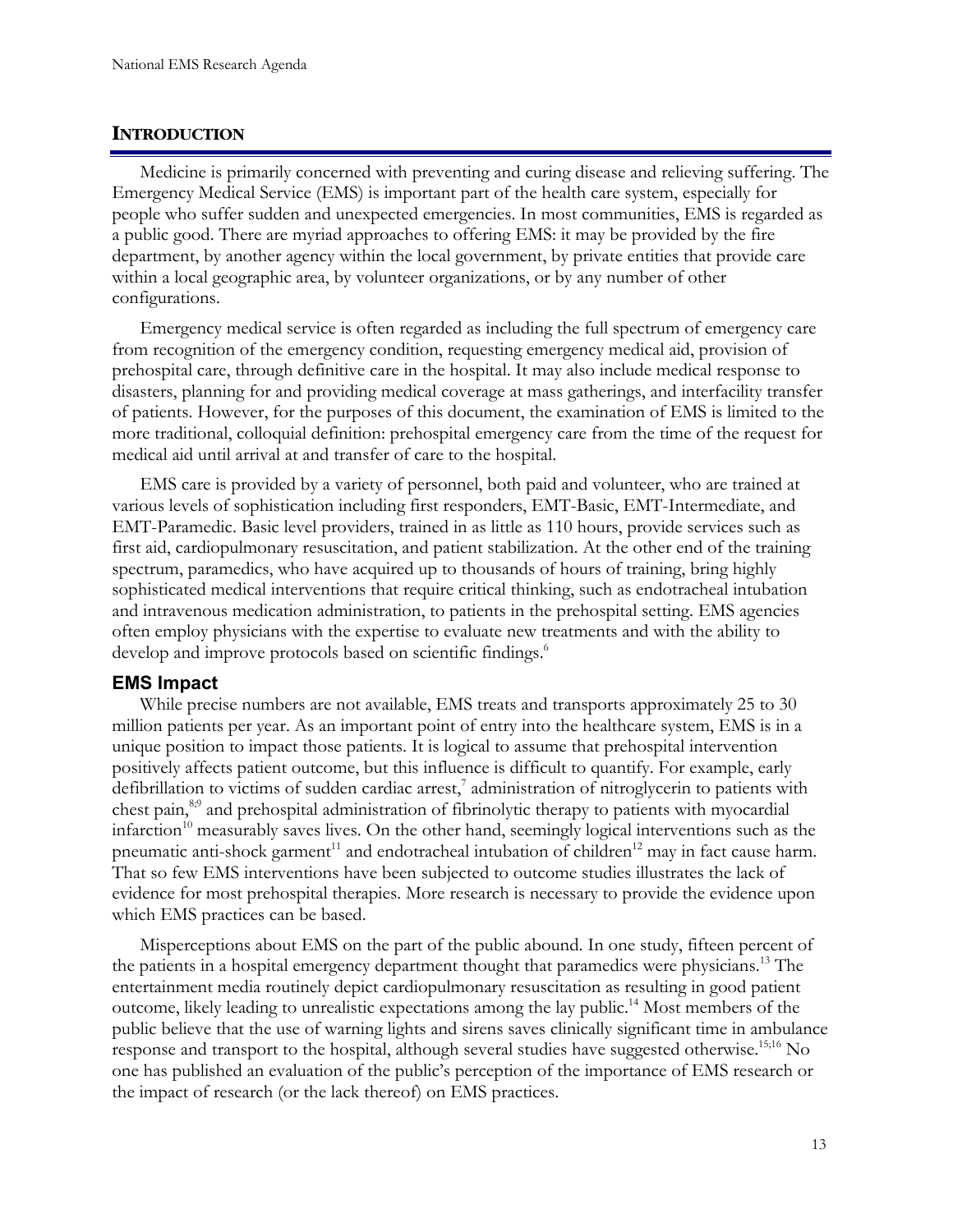## INTRODUCTION

Medicine is primarily concerned with preventing and curing disease and relieving suffering. The Emergency Medical Service (EMS) is important part of the health care system, especially for people who suffer sudden and unexpected emergencies. In most communities, EMS is regarded as a public good. There are myriad approaches to offering EMS: it may be provided by the fire department, by another agency within the local government, by private entities that provide care within a local geographic area, by volunteer organizations, or by any number of other configurations.

Emergency medical service is often regarded as including the full spectrum of emergency care from recognition of the emergency condition, requesting emergency medical aid, provision of prehospital care, through definitive care in the hospital. It may also include medical response to disasters, planning for and providing medical coverage at mass gatherings, and interfacility transfer of patients. However, for the purposes of this document, the examination of EMS is limited to the more traditional, colloquial definition: prehospital emergency care from the time of the request for medical aid until arrival at and transfer of care to the hospital.

EMS care is provided by a variety of personnel, both paid and volunteer, who are trained at various levels of sophistication including first responders, EMT-Basic, EMT-Intermediate, and EMT-Paramedic. Basic level providers, trained in as little as 110 hours, provide services such as first aid, cardiopulmonary resuscitation, and patient stabilization. At the other end of the training spectrum, paramedics, who have acquired up to thousands of hours of training, bring highly sophisticated medical interventions that require critical thinking, such as endotracheal intubation and intravenous medication administration, to patients in the prehospital setting. EMS agencies often employ physicians with the expertise to evaluate new treatments and with the ability to develop and improve protocols based on scientific findings.[6]

### EMS Impact

While precise numbers are not available, EMS treats and transports approximately 25 to 30 million patients per year. As an important point of entry into the healthcare system, EMS is in a unique position to impact those patients. It is logical to assume that prehospital intervention positively affects patient outcome, but this influence is difficult to quantify. For example, early defibrillation to victims of sudden cardiac arrest,[7] administration of nitroglycerin to patients with chest pain,[8;9] and prehospital administration of fibrinolytic therapy to patients with myocardial infarction[10] measurably saves lives. On the other hand, seemingly logical interventions such as the pneumatic anti-shock garment[11] and endotracheal intubation of children[12] may in fact cause harm. That so few EMS interventions have been subjected to outcome studies illustrates the lack of evidence for most prehospital therapies. More research is necessary to provide the evidence upon which EMS practices can be based.

Misperceptions about EMS on the part of the public abound. In one study, fifteen percent of the patients in a hospital emergency department thought that paramedics were physicians.[13] The entertainment media routinely depict cardiopulmonary resuscitation as resulting in good patient outcome, likely leading to unrealistic expectations among the lay public.[14] Most members of the public believe that the use of warning lights and sirens saves clinically significant time in ambulance response and transport to the hospital, although several studies have suggested otherwise.[15;16] No one has published an evaluation of the public's perception of the importance of EMS research or the impact of research (or the lack thereof) on EMS practices.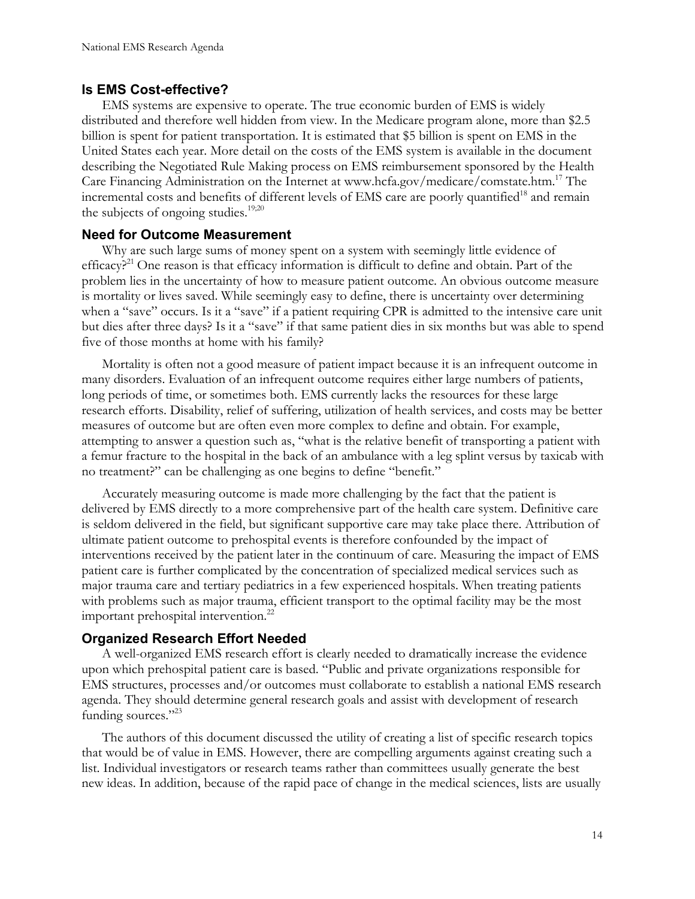## Is EMS Cost-effective?

EMS systems are expensive to operate. The true economic burden of EMS is widely distributed and therefore well hidden from view. In the Medicare program alone, more than $2.5 billion is spent for patient transportation. It is estimated that $5 billion is spent on EMS in the United States each year. More detail on the costs of the EMS system is available in the document describing the Negotiated Rule Making process on EMS reimbursement sponsored by the Health Care Financing Administration on the Internet at www.hcfa.gov/medicare/comstate.htm.[17] The incremental costs and benefits of different levels of EMS care are poorly quantified[18] and remain the subjects of ongoing studies.[19;20]

## Need for Outcome Measurement

Why are such large sums of money spent on a system with seemingly little evidence of efficacy?[21] One reason is that efficacy information is difficult to define and obtain. Part of the problem lies in the uncertainty of how to measure patient outcome. An obvious outcome measure is mortality or lives saved. While seemingly easy to define, there is uncertainty over determining when a "save" occurs. Is it a "save" if a patient requiring CPR is admitted to the intensive care unit but dies after three days? Is it a "save" if that same patient dies in six months but was able to spend five of those months at home with his family?

Mortality is often not a good measure of patient impact because it is an infrequent outcome in many disorders. Evaluation of an infrequent outcome requires either large numbers of patients, long periods of time, or sometimes both. EMS currently lacks the resources for these large research efforts. Disability, relief of suffering, utilization of health services, and costs may be better measures of outcome but are often even more complex to define and obtain. For example, attempting to answer a question such as, "what is the relative benefit of transporting a patient with a femur fracture to the hospital in the back of an ambulance with a leg splint versus by taxicab with no treatment?" can be challenging as one begins to define "benefit."

Accurately measuring outcome is made more challenging by the fact that the patient is delivered by EMS directly to a more comprehensive part of the health care system. Definitive care is seldom delivered in the field, but significant supportive care may take place there. Attribution of ultimate patient outcome to prehospital events is therefore confounded by the impact of interventions received by the patient later in the continuum of care. Measuring the impact of EMS patient care is further complicated by the concentration of specialized medical services such as major trauma care and tertiary pediatrics in a few experienced hospitals. When treating patients with problems such as major trauma, efficient transport to the optimal facility may be the most important prehospital intervention.[22]

## Organized Research Effort Needed

A well-organized EMS research effort is clearly needed to dramatically increase the evidence upon which prehospital patient care is based. "Public and private organizations responsible for EMS structures, processes and/or outcomes must collaborate to establish a national EMS research agenda. They should determine general research goals and assist with development of research funding sources."[23]

The authors of this document discussed the utility of creating a list of specific research topics that would be of value in EMS. However, there are compelling arguments against creating such a list. Individual investigators or research teams rather than committees usually generate the best new ideas. In addition, because of the rapid pace of change in the medical sciences, lists are usually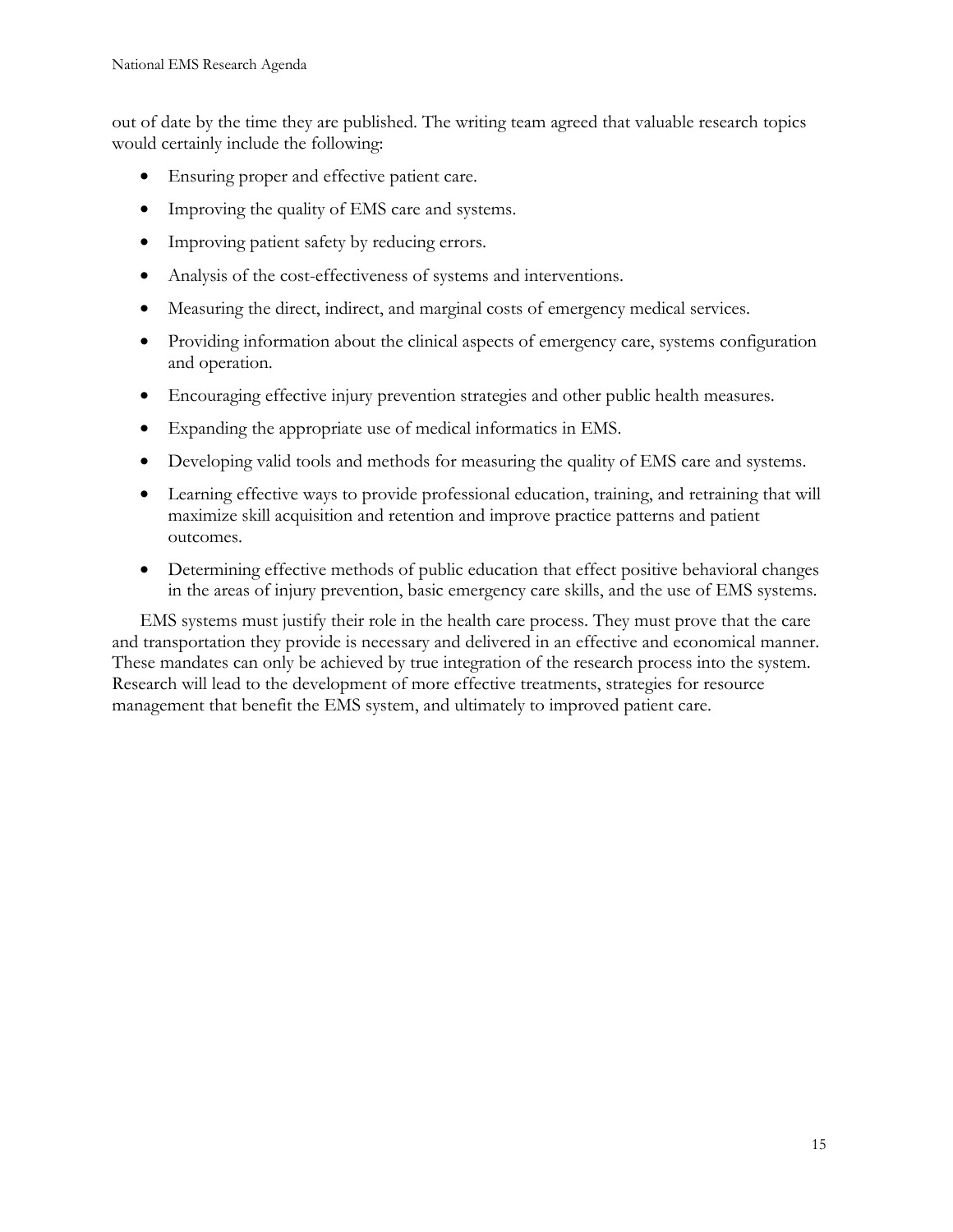out of date by the time they are published. The writing team agreed that valuable research topics would certainly include the following:

- Ensuring proper and effective patient care.
- Improving the quality of EMS care and systems.
- Improving patient safety by reducing errors.
- Analysis of the cost-effectiveness of systems and interventions.
- Measuring the direct, indirect, and marginal costs of emergency medical services.
- Providing information about the clinical aspects of emergency care, systems configuration and operation.
- Encouraging effective injury prevention strategies and other public health measures.
- Expanding the appropriate use of medical informatics in EMS.
- Developing valid tools and methods for measuring the quality of EMS care and systems.
- Learning effective ways to provide professional education, training, and retraining that will maximize skill acquisition and retention and improve practice patterns and patient outcomes.
- Determining effective methods of public education that effect positive behavioral changes in the areas of injury prevention, basic emergency care skills, and the use of EMS systems.

EMS systems must justify their role in the health care process. They must prove that the care and transportation they provide is necessary and delivered in an effective and economical manner. These mandates can only be achieved by true integration of the research process into the system. Research will lead to the development of more effective treatments, strategies for resource management that benefit the EMS system, and ultimately to improved patient care.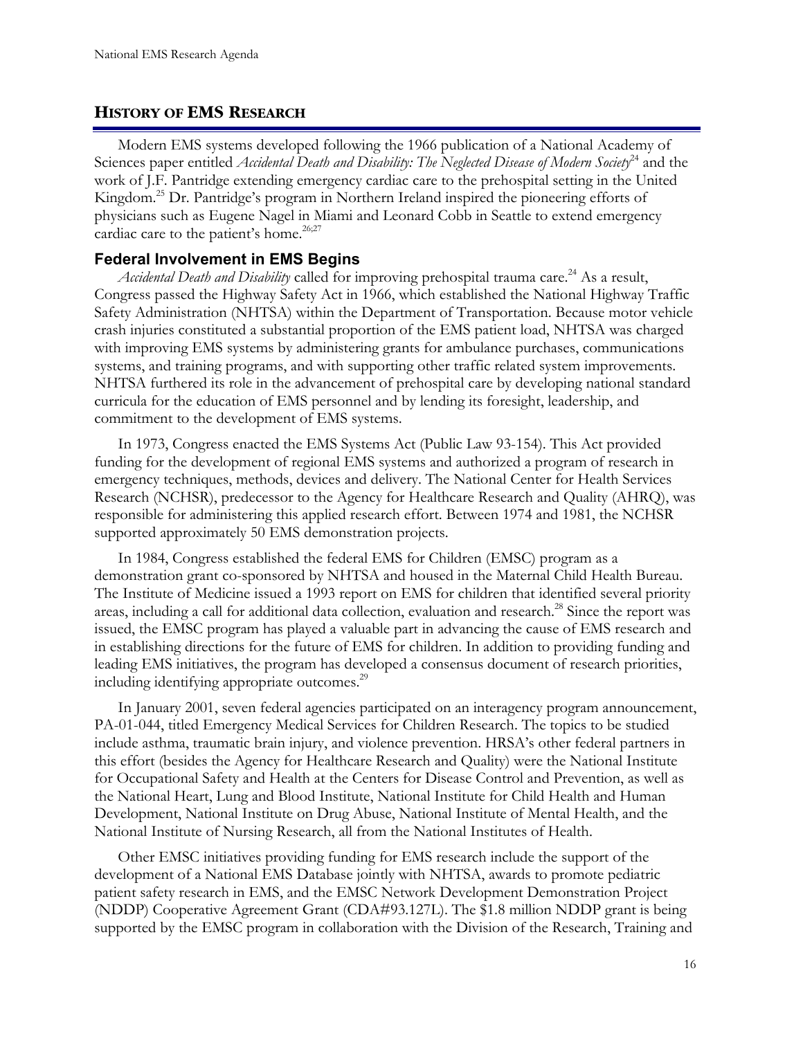## HISTORY OF EMS RESEARCH

Modern EMS systems developed following the 1966 publication of a National Academy of Sciences paper entitled *Accidental Death and Disability: The Neglected Disease of Modern Society*[24] and the work of J.F. Pantridge extending emergency cardiac care to the prehospital setting in the United Kingdom.[25] Dr. Pantridge's program in Northern Ireland inspired the pioneering efforts of physicians such as Eugene Nagel in Miami and Leonard Cobb in Seattle to extend emergency cardiac care to the patient's home.[26;27]

### Federal Involvement in EMS Begins

*Accidental Death and Disability* called for improving prehospital trauma care.[24] As a result, Congress passed the Highway Safety Act in 1966, which established the National Highway Traffic Safety Administration (NHTSA) within the Department of Transportation. Because motor vehicle crash injuries constituted a substantial proportion of the EMS patient load, NHTSA was charged with improving EMS systems by administering grants for ambulance purchases, communications systems, and training programs, and with supporting other traffic related system improvements. NHTSA furthered its role in the advancement of prehospital care by developing national standard curricula for the education of EMS personnel and by lending its foresight, leadership, and commitment to the development of EMS systems.

In 1973, Congress enacted the EMS Systems Act (Public Law 93-154). This Act provided funding for the development of regional EMS systems and authorized a program of research in emergency techniques, methods, devices and delivery. The National Center for Health Services Research (NCHSR), predecessor to the Agency for Healthcare Research and Quality (AHRQ), was responsible for administering this applied research effort. Between 1974 and 1981, the NCHSR supported approximately 50 EMS demonstration projects.

In 1984, Congress established the federal EMS for Children (EMSC) program as a demonstration grant co-sponsored by NHTSA and housed in the Maternal Child Health Bureau. The Institute of Medicine issued a 1993 report on EMS for children that identified several priority areas, including a call for additional data collection, evaluation and research.[28] Since the report was issued, the EMSC program has played a valuable part in advancing the cause of EMS research and in establishing directions for the future of EMS for children. In addition to providing funding and leading EMS initiatives, the program has developed a consensus document of research priorities, including identifying appropriate outcomes.[29]

In January 2001, seven federal agencies participated on an interagency program announcement, PA-01-044, titled Emergency Medical Services for Children Research. The topics to be studied include asthma, traumatic brain injury, and violence prevention. HRSA's other federal partners in this effort (besides the Agency for Healthcare Research and Quality) were the National Institute for Occupational Safety and Health at the Centers for Disease Control and Prevention, as well as the National Heart, Lung and Blood Institute, National Institute for Child Health and Human Development, National Institute on Drug Abuse, National Institute of Mental Health, and the National Institute of Nursing Research, all from the National Institutes of Health.

Other EMSC initiatives providing funding for EMS research include the support of the development of a National EMS Database jointly with NHTSA, awards to promote pediatric patient safety research in EMS, and the EMSC Network Development Demonstration Project (NDDP) Cooperative Agreement Grant (CDA#93.127L). The $1.8 million NDDP grant is being supported by the EMSC program in collaboration with the Division of the Research, Training and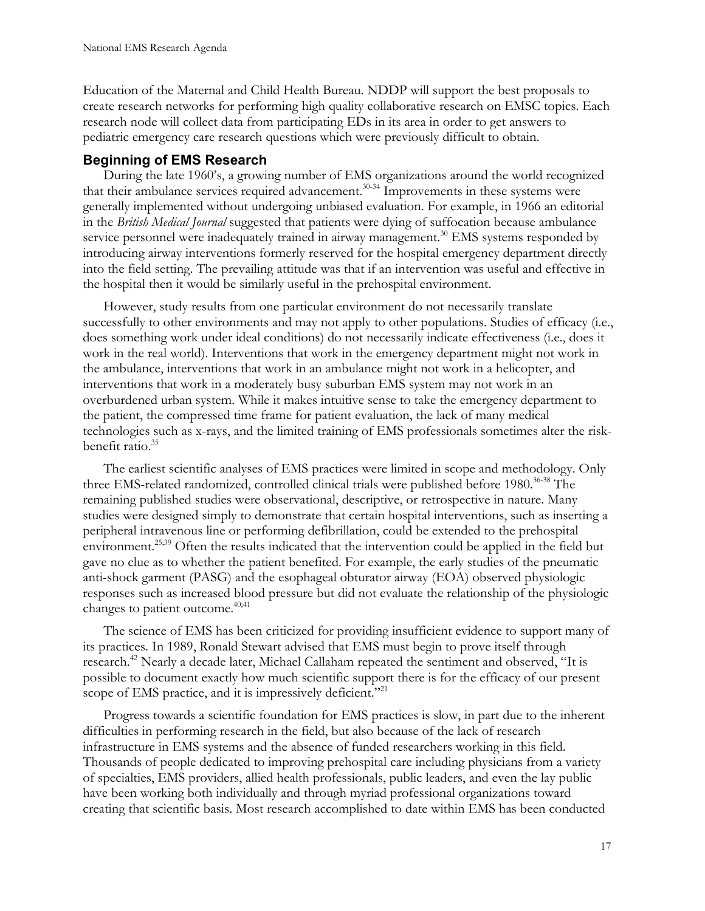Education of the Maternal and Child Health Bureau. NDDP will support the best proposals to create research networks for performing high quality collaborative research on EMSC topics. Each research node will collect data from participating EDs in its area in order to get answers to pediatric emergency care research questions which were previously difficult to obtain.

## Beginning of EMS Research

During the late 1960's, a growing number of EMS organizations around the world recognized that their ambulance services required advancement.[30-34] Improvements in these systems were generally implemented without undergoing unbiased evaluation. For example, in 1966 an editorial in the *British Medical Journal* suggested that patients were dying of suffocation because ambulance service personnel were inadequately trained in airway management.[30] EMS systems responded by introducing airway interventions formerly reserved for the hospital emergency department directly into the field setting. The prevailing attitude was that if an intervention was useful and effective in the hospital then it would be similarly useful in the prehospital environment.

However, study results from one particular environment do not necessarily translate successfully to other environments and may not apply to other populations. Studies of efficacy (i.e., does something work under ideal conditions) do not necessarily indicate effectiveness (i.e., does it work in the real world). Interventions that work in the emergency department might not work in the ambulance, interventions that work in an ambulance might not work in a helicopter, and interventions that work in a moderately busy suburban EMS system may not work in an overburdened urban system. While it makes intuitive sense to take the emergency department to the patient, the compressed time frame for patient evaluation, the lack of many medical technologies such as x-rays, and the limited training of EMS professionals sometimes alter the risk-benefit ratio.[35]

The earliest scientific analyses of EMS practices were limited in scope and methodology. Only three EMS-related randomized, controlled clinical trials were published before 1980.[36-38] The remaining published studies were observational, descriptive, or retrospective in nature. Many studies were designed simply to demonstrate that certain hospital interventions, such as inserting a peripheral intravenous line or performing defibrillation, could be extended to the prehospital environment.[25;39] Often the results indicated that the intervention could be applied in the field but gave no clue as to whether the patient benefited. For example, the early studies of the pneumatic anti-shock garment (PASG) and the esophageal obturator airway (EOA) observed physiologic responses such as increased blood pressure but did not evaluate the relationship of the physiologic changes to patient outcome.[40;41]

The science of EMS has been criticized for providing insufficient evidence to support many of its practices. In 1989, Ronald Stewart advised that EMS must begin to prove itself through research.[42] Nearly a decade later, Michael Callaham repeated the sentiment and observed, "It is possible to document exactly how much scientific support there is for the efficacy of our present scope of EMS practice, and it is impressively deficient."[21]

Progress towards a scientific foundation for EMS practices is slow, in part due to the inherent difficulties in performing research in the field, but also because of the lack of research infrastructure in EMS systems and the absence of funded researchers working in this field. Thousands of people dedicated to improving prehospital care including physicians from a variety of specialties, EMS providers, allied health professionals, public leaders, and even the lay public have been working both individually and through myriad professional organizations toward creating that scientific basis. Most research accomplished to date within EMS has been conducted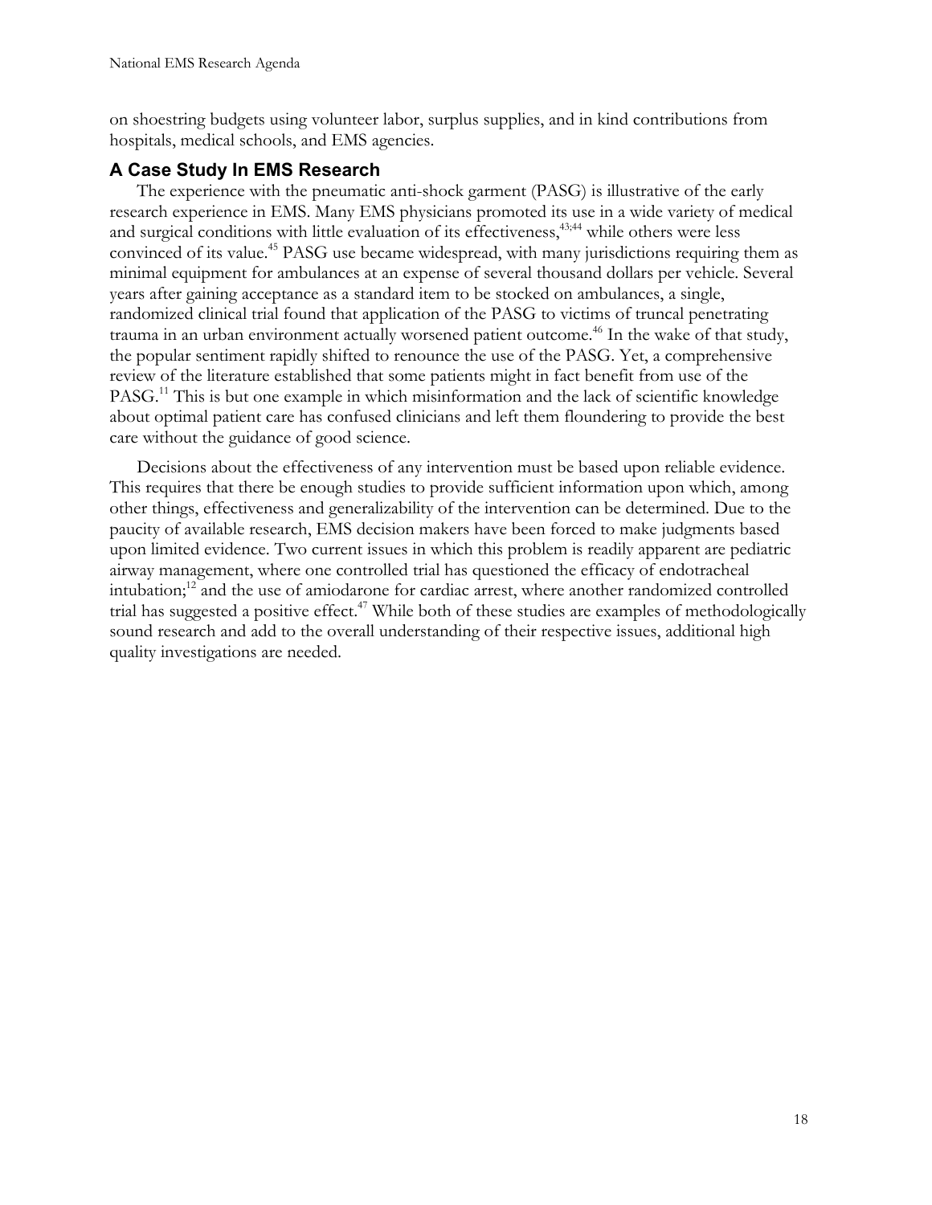on shoestring budgets using volunteer labor, surplus supplies, and in kind contributions from hospitals, medical schools, and EMS agencies.

## A Case Study In EMS Research

The experience with the pneumatic anti-shock garment (PASG) is illustrative of the early research experience in EMS. Many EMS physicians promoted its use in a wide variety of medical and surgical conditions with little evaluation of its effectiveness,[43;44] while others were less convinced of its value.[45] PASG use became widespread, with many jurisdictions requiring them as minimal equipment for ambulances at an expense of several thousand dollars per vehicle. Several years after gaining acceptance as a standard item to be stocked on ambulances, a single, randomized clinical trial found that application of the PASG to victims of truncal penetrating trauma in an urban environment actually worsened patient outcome.[46] In the wake of that study, the popular sentiment rapidly shifted to renounce the use of the PASG. Yet, a comprehensive review of the literature established that some patients might in fact benefit from use of the PASG.[11] This is but one example in which misinformation and the lack of scientific knowledge about optimal patient care has confused clinicians and left them floundering to provide the best care without the guidance of good science.

Decisions about the effectiveness of any intervention must be based upon reliable evidence. This requires that there be enough studies to provide sufficient information upon which, among other things, effectiveness and generalizability of the intervention can be determined. Due to the paucity of available research, EMS decision makers have been forced to make judgments based upon limited evidence. Two current issues in which this problem is readily apparent are pediatric airway management, where one controlled trial has questioned the efficacy of endotracheal intubation;[12] and the use of amiodarone for cardiac arrest, where another randomized controlled trial has suggested a positive effect.[47] While both of these studies are examples of methodologically sound research and add to the overall understanding of their respective issues, additional high quality investigations are needed.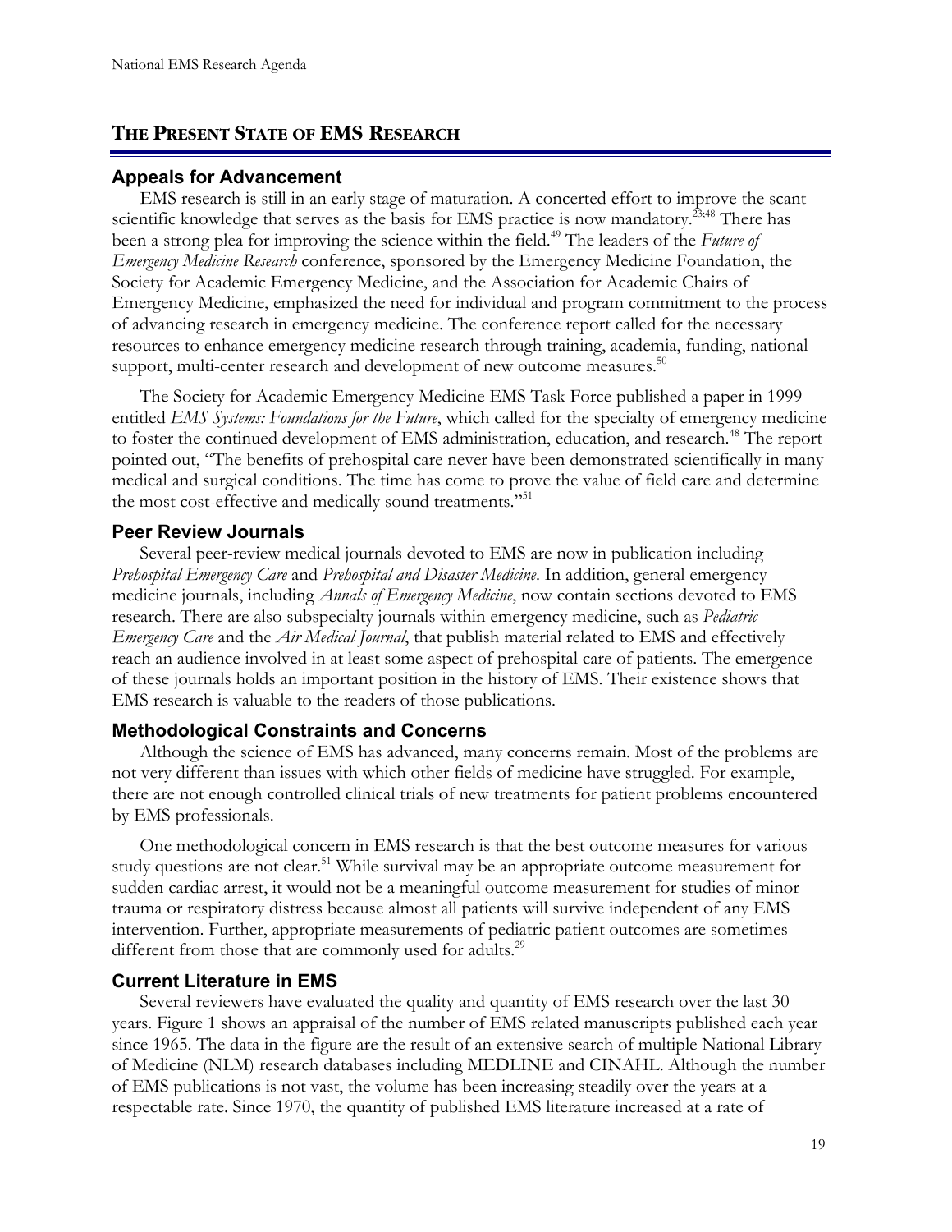## The Present State of EMS Research

### Appeals for Advancement

EMS research is still in an early stage of maturation. A concerted effort to improve the scant scientific knowledge that serves as the basis for EMS practice is now mandatory.[23;48] There has been a strong plea for improving the science within the field.[49] The leaders of the *Future of Emergency Medicine Research* conference, sponsored by the Emergency Medicine Foundation, the Society for Academic Emergency Medicine, and the Association for Academic Chairs of Emergency Medicine, emphasized the need for individual and program commitment to the process of advancing research in emergency medicine. The conference report called for the necessary resources to enhance emergency medicine research through training, academia, funding, national support, multi-center research and development of new outcome measures.[50]

The Society for Academic Emergency Medicine EMS Task Force published a paper in 1999 entitled *EMS Systems: Foundations for the Future*, which called for the specialty of emergency medicine to foster the continued development of EMS administration, education, and research.[48] The report pointed out, "The benefits of prehospital care never have been demonstrated scientifically in many medical and surgical conditions. The time has come to prove the value of field care and determine the most cost-effective and medically sound treatments."[51]

### Peer Review Journals

Several peer-review medical journals devoted to EMS are now in publication including *Prehospital Emergency Care* and *Prehospital and Disaster Medicine*. In addition, general emergency medicine journals, including *Annals of Emergency Medicine*, now contain sections devoted to EMS research. There are also subspecialty journals within emergency medicine, such as *Pediatric Emergency Care* and the *Air Medical Journal*, that publish material related to EMS and effectively reach an audience involved in at least some aspect of prehospital care of patients. The emergence of these journals holds an important position in the history of EMS. Their existence shows that EMS research is valuable to the readers of those publications.

### Methodological Constraints and Concerns

Although the science of EMS has advanced, many concerns remain. Most of the problems are not very different than issues with which other fields of medicine have struggled. For example, there are not enough controlled clinical trials of new treatments for patient problems encountered by EMS professionals.

One methodological concern in EMS research is that the best outcome measures for various study questions are not clear.[51] While survival may be an appropriate outcome measurement for sudden cardiac arrest, it would not be a meaningful outcome measurement for studies of minor trauma or respiratory distress because almost all patients will survive independent of any EMS intervention. Further, appropriate measurements of pediatric patient outcomes are sometimes different from those that are commonly used for adults.[29]

### Current Literature in EMS

Several reviewers have evaluated the quality and quantity of EMS research over the last 30 years. Figure 1 shows an appraisal of the number of EMS related manuscripts published each year since 1965. The data in the figure are the result of an extensive search of multiple National Library of Medicine (NLM) research databases including MEDLINE and CINAHL. Although the number of EMS publications is not vast, the volume has been increasing steadily over the years at a respectable rate. Since 1970, the quantity of published EMS literature increased at a rate of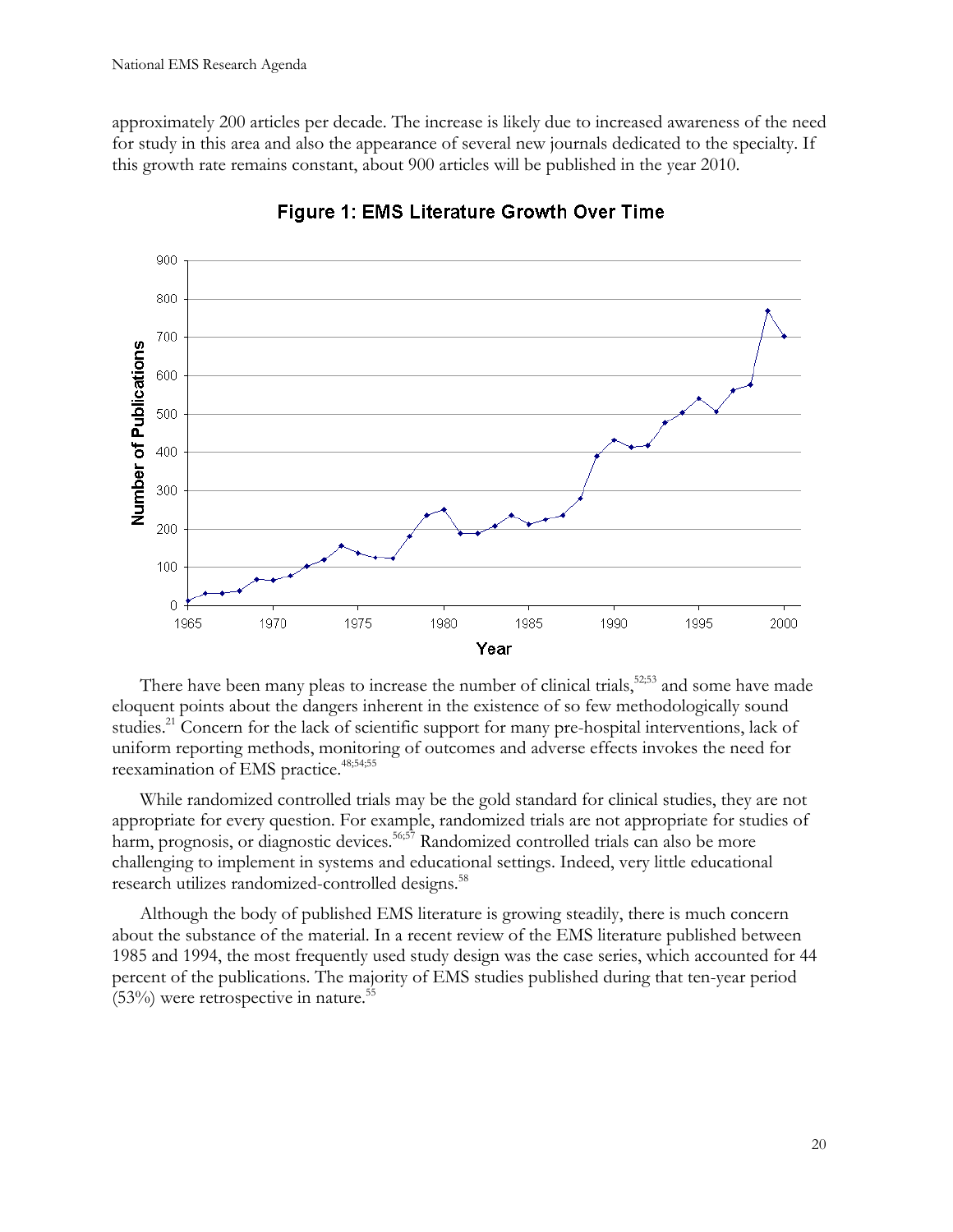approximately 200 articles per decade. The increase is likely due to increased awareness of the need for study in this area and also the appearance of several new journals dedicated to the specialty. If this growth rate remains constant, about 900 articles will be published in the year 2010.

**Figure 1: EMS Literature Growth Over Time**

There have been many pleas to increase the number of clinical trials,[52;53] and some have made eloquent points about the dangers inherent in the existence of so few methodologically sound studies.[21] Concern for the lack of scientific support for many pre-hospital interventions, lack of uniform reporting methods, monitoring of outcomes and adverse effects invokes the need for reexamination of EMS practice.[48;54;55]

While randomized controlled trials may be the gold standard for clinical studies, they are not appropriate for every question. For example, randomized trials are not appropriate for studies of harm, prognosis, or diagnostic devices.[56;57] Randomized controlled trials can also be more challenging to implement in systems and educational settings. Indeed, very little educational research utilizes randomized-controlled designs.[58]

Although the body of published EMS literature is growing steadily, there is much concern about the substance of the material. In a recent review of the EMS literature published between 1985 and 1994, the most frequently used study design was the case series, which accounted for 44 percent of the publications. The majority of EMS studies published during that ten-year period (53%) were retrospective in nature.[55]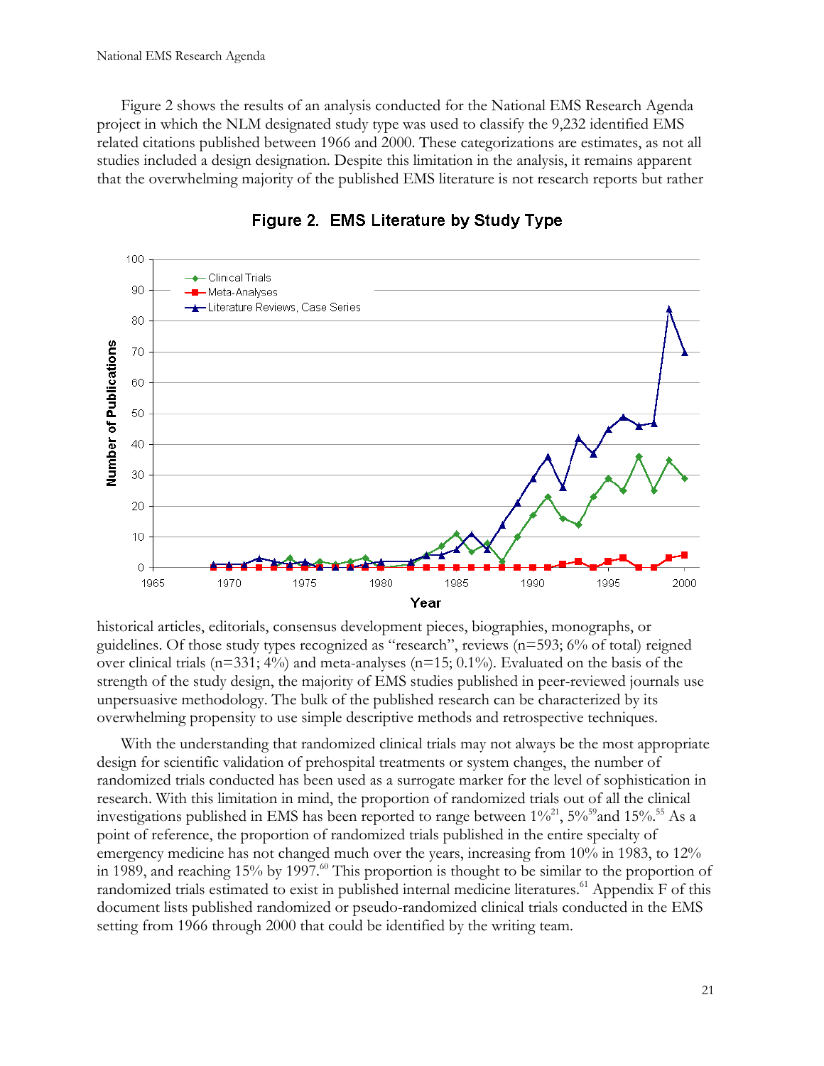Figure 2 shows the results of an analysis conducted for the National EMS Research Agenda project in which the NLM designated study type was used to classify the 9,232 identified EMS related citations published between 1966 and 2000. These categorizations are estimates, as not all studies included a design designation. Despite this limitation in the analysis, it remains apparent that the overwhelming majority of the published EMS literature is not research reports but rather

**Figure 2. EMS Literature by Study Type**

historical articles, editorials, consensus development pieces, biographies, monographs, or guidelines. Of those study types recognized as "research", reviews (n=593; 6% of total) reigned over clinical trials (n=331; 4%) and meta-analyses (n=15; 0.1%). Evaluated on the basis of the strength of the study design, the majority of EMS studies published in peer-reviewed journals use unpersuasive methodology. The bulk of the published research can be characterized by its overwhelming propensity to use simple descriptive methods and retrospective techniques.

With the understanding that randomized clinical trials may not always be the most appropriate design for scientific validation of prehospital treatments or system changes, the number of randomized trials conducted has been used as a surrogate marker for the level of sophistication in research. With this limitation in mind, the proportion of randomized trials out of all the clinical investigations published in EMS has been reported to range between 1%[21], 5%[59] and 15%.[55] As a point of reference, the proportion of randomized trials published in the entire specialty of emergency medicine has not changed much over the years, increasing from 10% in 1983, to 12% in 1989, and reaching 15% by 1997.[60] This proportion is thought to be similar to the proportion of randomized trials estimated to exist in published internal medicine literatures.[61] Appendix F of this document lists published randomized or pseudo-randomized clinical trials conducted in the EMS setting from 1966 through 2000 that could be identified by the writing team.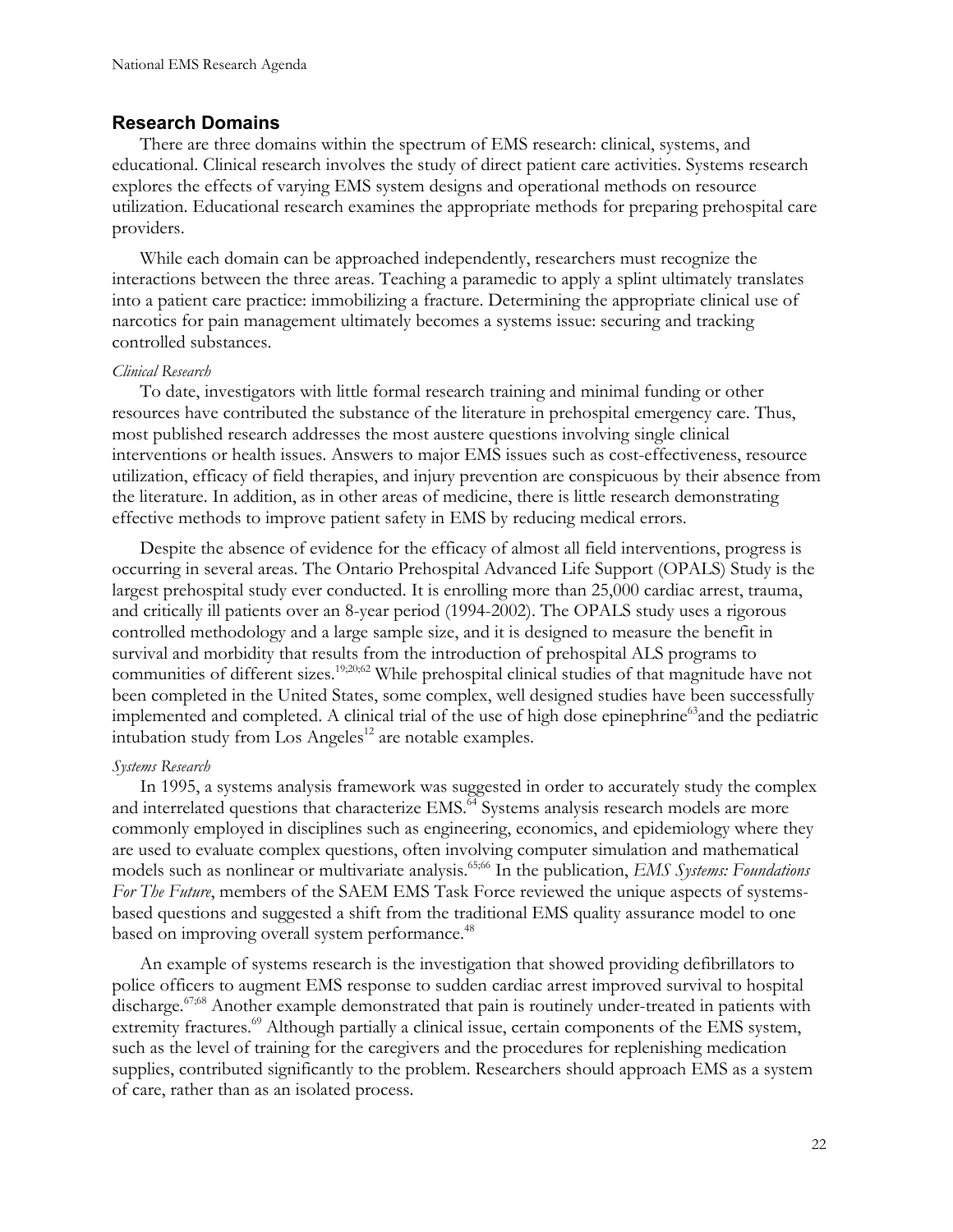## Research Domains

There are three domains within the spectrum of EMS research: clinical, systems, and educational. Clinical research involves the study of direct patient care activities. Systems research explores the effects of varying EMS system designs and operational methods on resource utilization. Educational research examines the appropriate methods for preparing prehospital care providers.

While each domain can be approached independently, researchers must recognize the interactions between the three areas. Teaching a paramedic to apply a splint ultimately translates into a patient care practice: immobilizing a fracture. Determining the appropriate clinical use of narcotics for pain management ultimately becomes a systems issue: securing and tracking controlled substances.

### *Clinical Research*

To date, investigators with little formal research training and minimal funding or other resources have contributed the substance of the literature in prehospital emergency care. Thus, most published research addresses the most austere questions involving single clinical interventions or health issues. Answers to major EMS issues such as cost-effectiveness, resource utilization, efficacy of field therapies, and injury prevention are conspicuous by their absence from the literature. In addition, as in other areas of medicine, there is little research demonstrating effective methods to improve patient safety in EMS by reducing medical errors.

Despite the absence of evidence for the efficacy of almost all field interventions, progress is occurring in several areas. The Ontario Prehospital Advanced Life Support (OPALS) Study is the largest prehospital study ever conducted. It is enrolling more than 25,000 cardiac arrest, trauma, and critically ill patients over an 8-year period (1994-2002). The OPALS study uses a rigorous controlled methodology and a large sample size, and it is designed to measure the benefit in survival and morbidity that results from the introduction of prehospital ALS programs to communities of different sizes.[19;20;62] While prehospital clinical studies of that magnitude have not been completed in the United States, some complex, well designed studies have been successfully implemented and completed. A clinical trial of the use of high dose epinephrine[63] and the pediatric intubation study from Los Angeles[12] are notable examples.

### *Systems Research*

In 1995, a systems analysis framework was suggested in order to accurately study the complex and interrelated questions that characterize EMS.[64] Systems analysis research models are more commonly employed in disciplines such as engineering, economics, and epidemiology where they are used to evaluate complex questions, often involving computer simulation and mathematical models such as nonlinear or multivariate analysis.[65;66] In the publication, *EMS Systems: Foundations For The Future*, members of the SAEM EMS Task Force reviewed the unique aspects of systems-based questions and suggested a shift from the traditional EMS quality assurance model to one based on improving overall system performance.[48]

An example of systems research is the investigation that showed providing defibrillators to police officers to augment EMS response to sudden cardiac arrest improved survival to hospital discharge.[67;68] Another example demonstrated that pain is routinely under-treated in patients with extremity fractures.[69] Although partially a clinical issue, certain components of the EMS system, such as the level of training for the caregivers and the procedures for replenishing medication supplies, contributed significantly to the problem. Researchers should approach EMS as a system of care, rather than as an isolated process.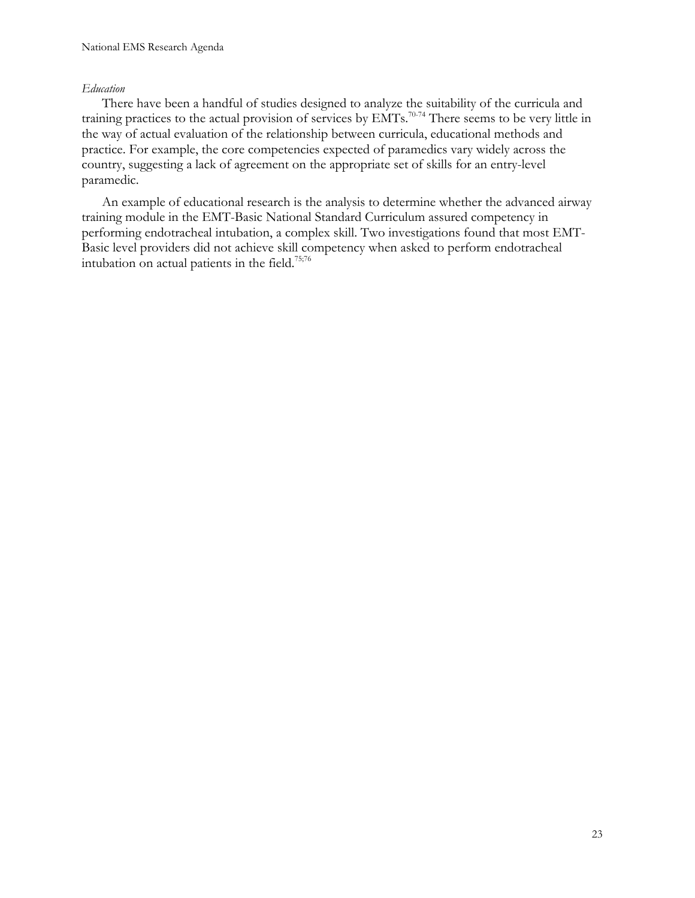*Education*

There have been a handful of studies designed to analyze the suitability of the curricula and training practices to the actual provision of services by EMTs.[70-74] There seems to be very little in the way of actual evaluation of the relationship between curricula, educational methods and practice. For example, the core competencies expected of paramedics vary widely across the country, suggesting a lack of agreement on the appropriate set of skills for an entry-level paramedic.

An example of educational research is the analysis to determine whether the advanced airway training module in the EMT-Basic National Standard Curriculum assured competency in performing endotracheal intubation, a complex skill. Two investigations found that most EMT-Basic level providers did not achieve skill competency when asked to perform endotracheal intubation on actual patients in the field.[75;76]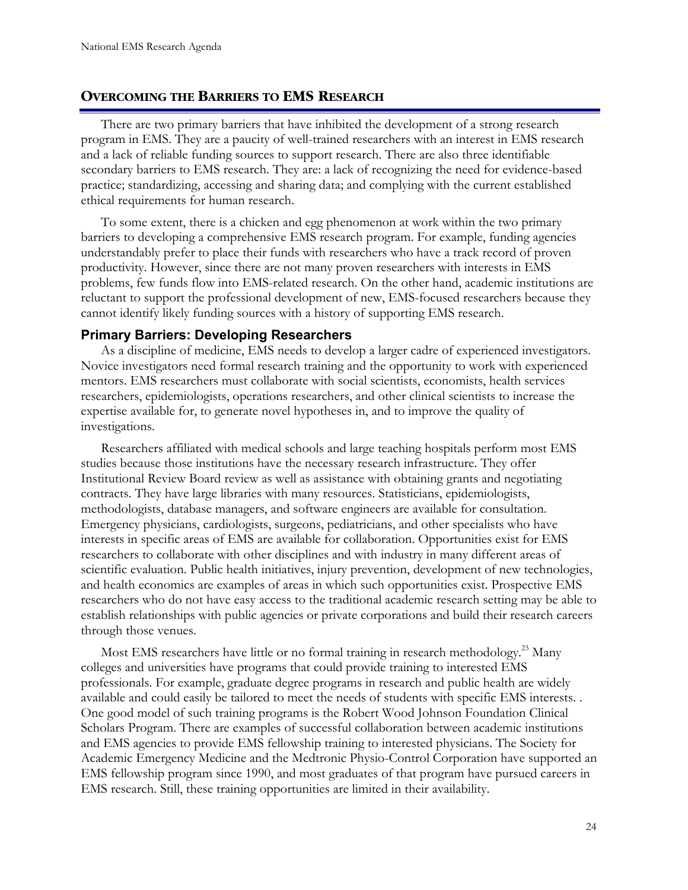## OVERCOMING THE BARRIERS TO EMS RESEARCH

There are two primary barriers that have inhibited the development of a strong research program in EMS. They are a paucity of well-trained researchers with an interest in EMS research and a lack of reliable funding sources to support research. There are also three identifiable secondary barriers to EMS research. They are: a lack of recognizing the need for evidence-based practice; standardizing, accessing and sharing data; and complying with the current established ethical requirements for human research.

To some extent, there is a chicken and egg phenomenon at work within the two primary barriers to developing a comprehensive EMS research program. For example, funding agencies understandably prefer to place their funds with researchers who have a track record of proven productivity. However, since there are not many proven researchers with interests in EMS problems, few funds flow into EMS-related research. On the other hand, academic institutions are reluctant to support the professional development of new, EMS-focused researchers because they cannot identify likely funding sources with a history of supporting EMS research.

### Primary Barriers: Developing Researchers

As a discipline of medicine, EMS needs to develop a larger cadre of experienced investigators. Novice investigators need formal research training and the opportunity to work with experienced mentors. EMS researchers must collaborate with social scientists, economists, health services researchers, epidemiologists, operations researchers, and other clinical scientists to increase the expertise available for, to generate novel hypotheses in, and to improve the quality of investigations.

Researchers affiliated with medical schools and large teaching hospitals perform most EMS studies because those institutions have the necessary research infrastructure. They offer Institutional Review Board review as well as assistance with obtaining grants and negotiating contracts. They have large libraries with many resources. Statisticians, epidemiologists, methodologists, database managers, and software engineers are available for consultation. Emergency physicians, cardiologists, surgeons, pediatricians, and other specialists who have interests in specific areas of EMS are available for collaboration. Opportunities exist for EMS researchers to collaborate with other disciplines and with industry in many different areas of scientific evaluation. Public health initiatives, injury prevention, development of new technologies, and health economics are examples of areas in which such opportunities exist. Prospective EMS researchers who do not have easy access to the traditional academic research setting may be able to establish relationships with public agencies or private corporations and build their research careers through those venues.

Most EMS researchers have little or no formal training in research methodology.[23] Many colleges and universities have programs that could provide training to interested EMS professionals. For example, graduate degree programs in research and public health are widely available and could easily be tailored to meet the needs of students with specific EMS interests. . One good model of such training programs is the Robert Wood Johnson Foundation Clinical Scholars Program. There are examples of successful collaboration between academic institutions and EMS agencies to provide EMS fellowship training to interested physicians. The Society for Academic Emergency Medicine and the Medtronic Physio-Control Corporation have supported an EMS fellowship program since 1990, and most graduates of that program have pursued careers in EMS research. Still, these training opportunities are limited in their availability.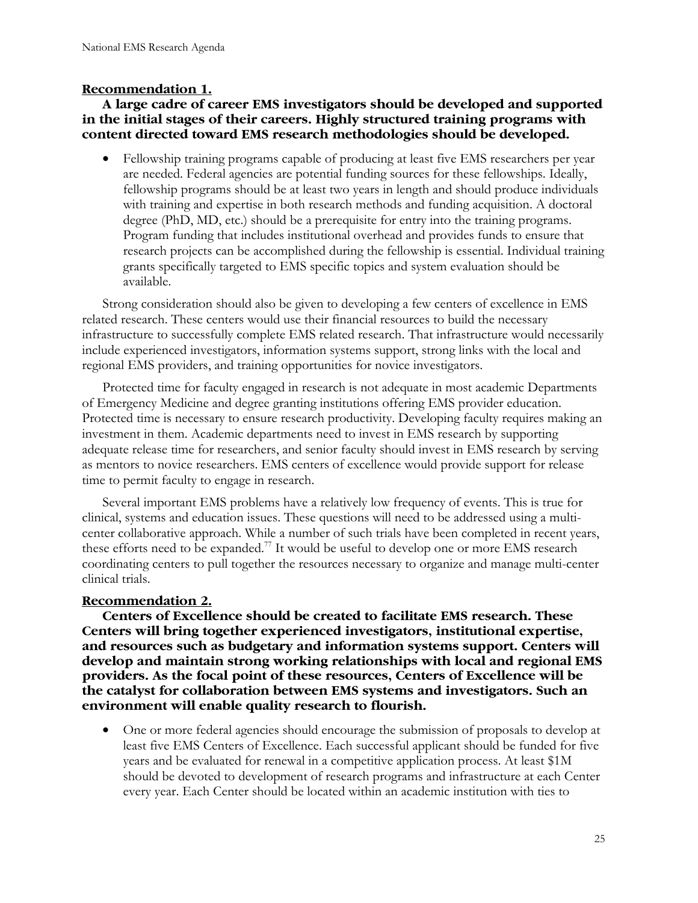## Recommendation 1.

**A large cadre of career EMS investigators should be developed and supported in the initial stages of their careers. Highly structured training programs with content directed toward EMS research methodologies should be developed.**

- Fellowship training programs capable of producing at least five EMS researchers per year are needed. Federal agencies are potential funding sources for these fellowships. Ideally, fellowship programs should be at least two years in length and should produce individuals with training and expertise in both research methods and funding acquisition. A doctoral degree (PhD, MD, etc.) should be a prerequisite for entry into the training programs. Program funding that includes institutional overhead and provides funds to ensure that research projects can be accomplished during the fellowship is essential. Individual training grants specifically targeted to EMS specific topics and system evaluation should be available.

Strong consideration should also be given to developing a few centers of excellence in EMS related research. These centers would use their financial resources to build the necessary infrastructure to successfully complete EMS related research. That infrastructure would necessarily include experienced investigators, information systems support, strong links with the local and regional EMS providers, and training opportunities for novice investigators.

Protected time for faculty engaged in research is not adequate in most academic Departments of Emergency Medicine and degree granting institutions offering EMS provider education. Protected time is necessary to ensure research productivity. Developing faculty requires making an investment in them. Academic departments need to invest in EMS research by supporting adequate release time for researchers, and senior faculty should invest in EMS research by serving as mentors to novice researchers. EMS centers of excellence would provide support for release time to permit faculty to engage in research.

Several important EMS problems have a relatively low frequency of events. This is true for clinical, systems and education issues. These questions will need to be addressed using a multi-center collaborative approach. While a number of such trials have been completed in recent years, these efforts need to be expanded.[77] It would be useful to develop one or more EMS research coordinating centers to pull together the resources necessary to organize and manage multi-center clinical trials.

## Recommendation 2.

**Centers of Excellence should be created to facilitate EMS research. These Centers will bring together experienced investigators, institutional expertise, and resources such as budgetary and information systems support. Centers will develop and maintain strong working relationships with local and regional EMS providers. As the focal point of these resources, Centers of Excellence will be the catalyst for collaboration between EMS systems and investigators. Such an environment will enable quality research to flourish.**

- One or more federal agencies should encourage the submission of proposals to develop at least five EMS Centers of Excellence. Each successful applicant should be funded for five years and be evaluated for renewal in a competitive application process. At least $1M should be devoted to development of research programs and infrastructure at each Center every year. Each Center should be located within an academic institution with ties to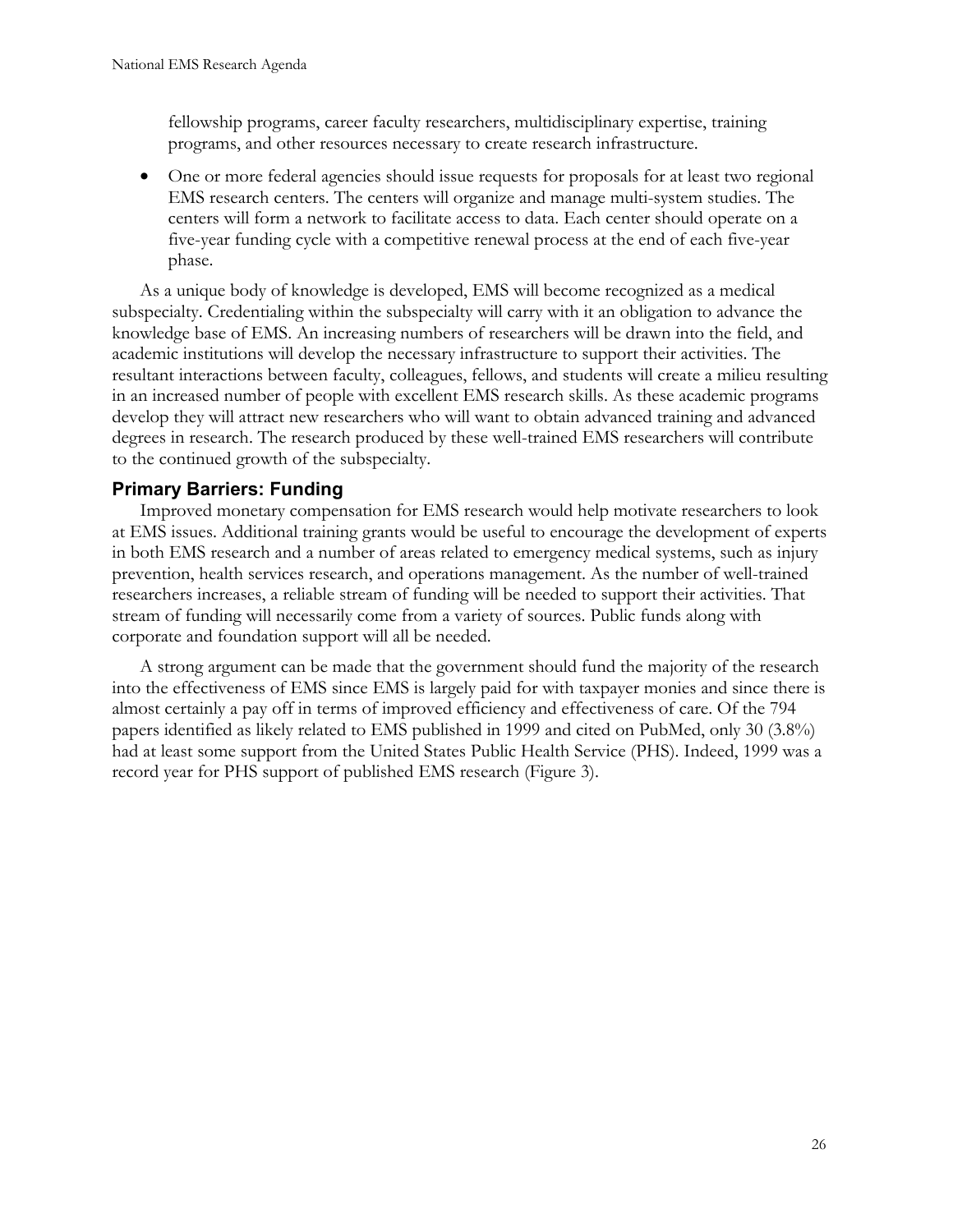fellowship programs, career faculty researchers, multidisciplinary expertise, training programs, and other resources necessary to create research infrastructure.

- One or more federal agencies should issue requests for proposals for at least two regional EMS research centers. The centers will organize and manage multi-system studies. The centers will form a network to facilitate access to data. Each center should operate on a five-year funding cycle with a competitive renewal process at the end of each five-year phase.

As a unique body of knowledge is developed, EMS will become recognized as a medical subspecialty. Credentialing within the subspecialty will carry with it an obligation to advance the knowledge base of EMS. An increasing numbers of researchers will be drawn into the field, and academic institutions will develop the necessary infrastructure to support their activities. The resultant interactions between faculty, colleagues, fellows, and students will create a milieu resulting in an increased number of people with excellent EMS research skills. As these academic programs develop they will attract new researchers who will want to obtain advanced training and advanced degrees in research. The research produced by these well-trained EMS researchers will contribute to the continued growth of the subspecialty.

### Primary Barriers: Funding

Improved monetary compensation for EMS research would help motivate researchers to look at EMS issues. Additional training grants would be useful to encourage the development of experts in both EMS research and a number of areas related to emergency medical systems, such as injury prevention, health services research, and operations management. As the number of well-trained researchers increases, a reliable stream of funding will be needed to support their activities. That stream of funding will necessarily come from a variety of sources. Public funds along with corporate and foundation support will all be needed.

A strong argument can be made that the government should fund the majority of the research into the effectiveness of EMS since EMS is largely paid for with taxpayer monies and since there is almost certainly a pay off in terms of improved efficiency and effectiveness of care. Of the 794 papers identified as likely related to EMS published in 1999 and cited on PubMed, only 30 (3.8%) had at least some support from the United States Public Health Service (PHS). Indeed, 1999 was a record year for PHS support of published EMS research (Figure 3).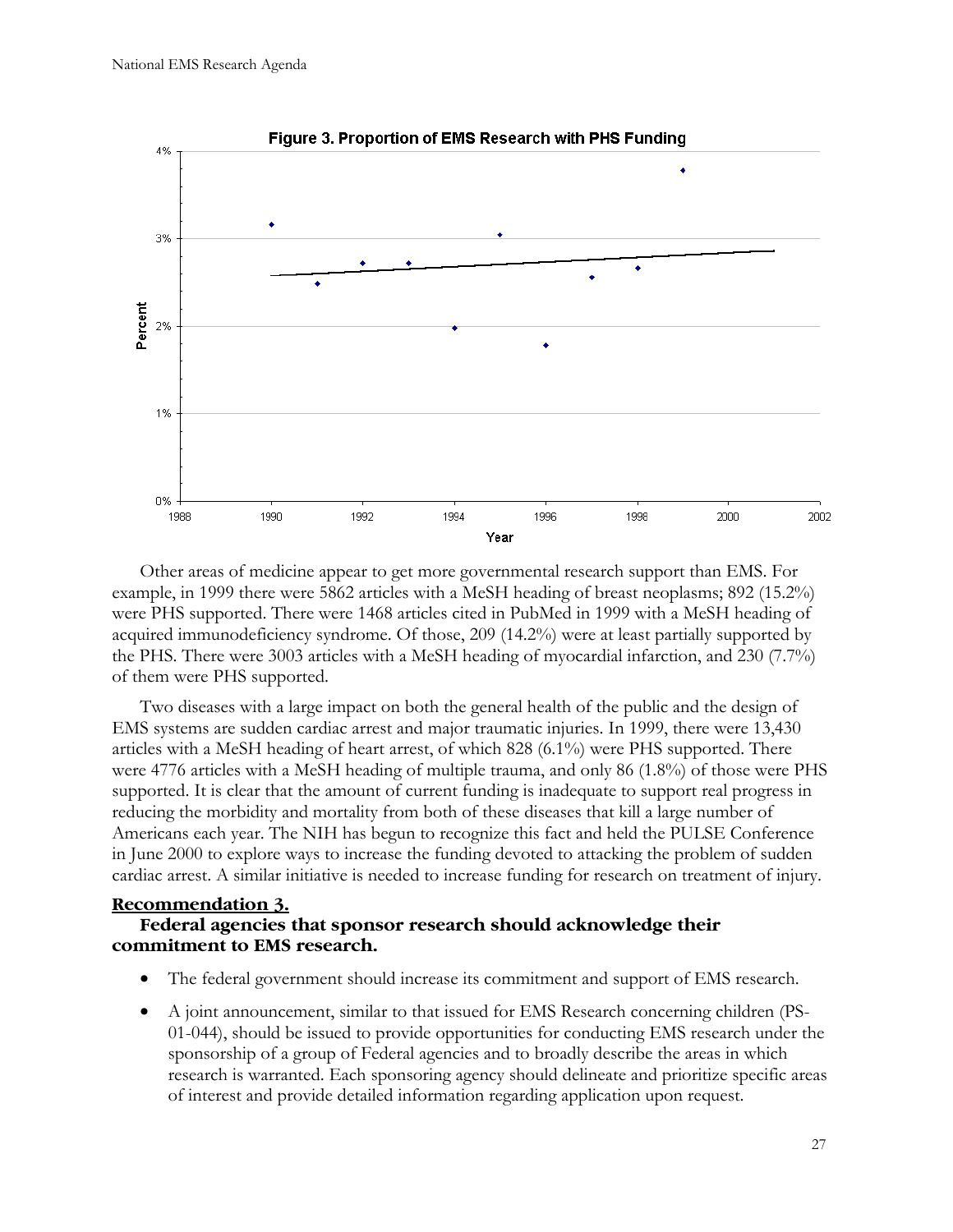Figure 3. Proportion of EMS Research with PHS Funding

Other areas of medicine appear to get more governmental research support than EMS. For example, in 1999 there were 5862 articles with a MeSH heading of breast neoplasms; 892 (15.2%) were PHS supported. There were 1468 articles cited in PubMed in 1999 with a MeSH heading of acquired immunodeficiency syndrome. Of those, 209 (14.2%) were at least partially supported by the PHS. There were 3003 articles with a MeSH heading of myocardial infarction, and 230 (7.7%) of them were PHS supported.

Two diseases with a large impact on both the general health of the public and the design of EMS systems are sudden cardiac arrest and major traumatic injuries. In 1999, there were 13,430 articles with a MeSH heading of heart arrest, of which 828 (6.1%) were PHS supported. There were 4776 articles with a MeSH heading of multiple trauma, and only 86 (1.8%) of those were PHS supported. It is clear that the amount of current funding is inadequate to support real progress in reducing the morbidity and mortality from both of these diseases that kill a large number of Americans each year. The NIH has begun to recognize this fact and held the PULSE Conference in June 2000 to explore ways to increase the funding devoted to attacking the problem of sudden cardiac arrest. A similar initiative is needed to increase funding for research on treatment of injury.

## Recommendation 3.

### Federal agencies that sponsor research should acknowledge their commitment to EMS research.

- The federal government should increase its commitment and support of EMS research.
- A joint announcement, similar to that issued for EMS Research concerning children (PS-01-044), should be issued to provide opportunities for conducting EMS research under the sponsorship of a group of Federal agencies and to broadly describe the areas in which research is warranted. Each sponsoring agency should delineate and prioritize specific areas of interest and provide detailed information regarding application upon request.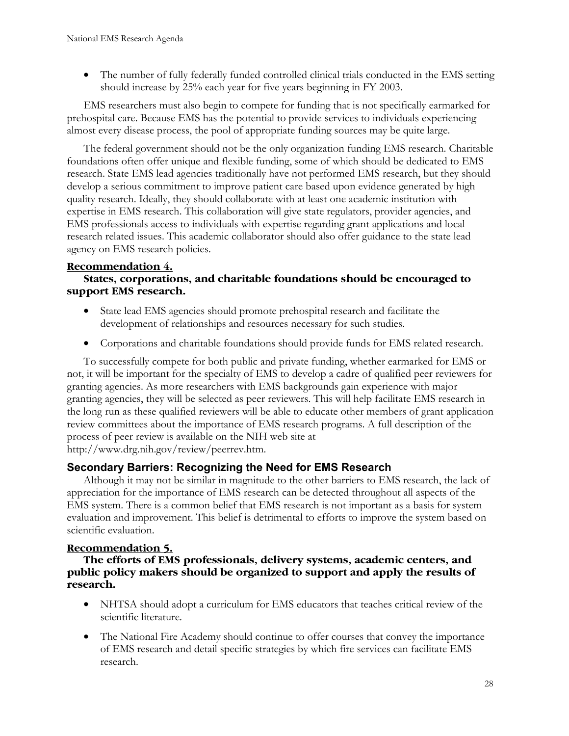- The number of fully federally funded controlled clinical trials conducted in the EMS setting should increase by 25% each year for five years beginning in FY 2003.

EMS researchers must also begin to compete for funding that is not specifically earmarked for prehospital care. Because EMS has the potential to provide services to individuals experiencing almost every disease process, the pool of appropriate funding sources may be quite large.

The federal government should not be the only organization funding EMS research. Charitable foundations often offer unique and flexible funding, some of which should be dedicated to EMS research. State EMS lead agencies traditionally have not performed EMS research, but they should develop a serious commitment to improve patient care based upon evidence generated by high quality research. Ideally, they should collaborate with at least one academic institution with expertise in EMS research. This collaboration will give state regulators, provider agencies, and EMS professionals access to individuals with expertise regarding grant applications and local research related issues. This academic collaborator should also offer guidance to the state lead agency on EMS research policies.

#### Recommendation 4.

**States, corporations, and charitable foundations should be encouraged to support EMS research.**

- State lead EMS agencies should promote prehospital research and facilitate the development of relationships and resources necessary for such studies.
- Corporations and charitable foundations should provide funds for EMS related research.

To successfully compete for both public and private funding, whether earmarked for EMS or not, it will be important for the specialty of EMS to develop a cadre of qualified peer reviewers for granting agencies. As more researchers with EMS backgrounds gain experience with major granting agencies, they will be selected as peer reviewers. This will help facilitate EMS research in the long run as these qualified reviewers will be able to educate other members of grant application review committees about the importance of EMS research programs. A full description of the process of peer review is available on the NIH web site at http://www.drg.nih.gov/review/peerrev.htm.

### Secondary Barriers: Recognizing the Need for EMS Research

Although it may not be similar in magnitude to the other barriers to EMS research, the lack of appreciation for the importance of EMS research can be detected throughout all aspects of the EMS system. There is a common belief that EMS research is not important as a basis for system evaluation and improvement. This belief is detrimental to efforts to improve the system based on scientific evaluation.

#### Recommendation 5.

**The efforts of EMS professionals, delivery systems, academic centers, and public policy makers should be organized to support and apply the results of research.**

- NHTSA should adopt a curriculum for EMS educators that teaches critical review of the scientific literature.
- The National Fire Academy should continue to offer courses that convey the importance of EMS research and detail specific strategies by which fire services can facilitate EMS research.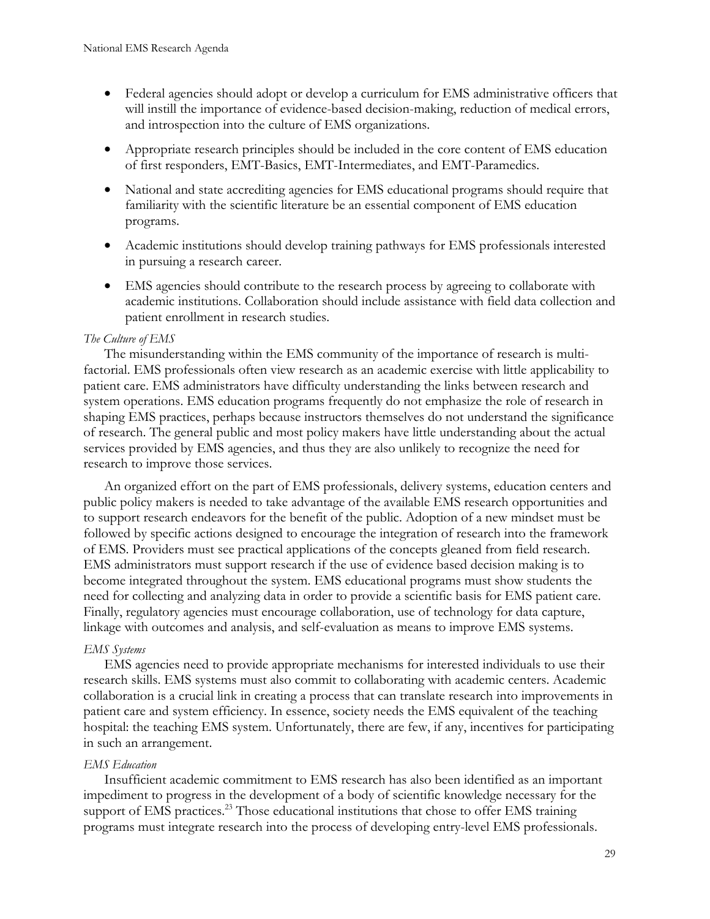- Federal agencies should adopt or develop a curriculum for EMS administrative officers that will instill the importance of evidence-based decision-making, reduction of medical errors, and introspection into the culture of EMS organizations.
- Appropriate research principles should be included in the core content of EMS education of first responders, EMT-Basics, EMT-Intermediates, and EMT-Paramedics.
- National and state accrediting agencies for EMS educational programs should require that familiarity with the scientific literature be an essential component of EMS education programs.
- Academic institutions should develop training pathways for EMS professionals interested in pursuing a research career.
- EMS agencies should contribute to the research process by agreeing to collaborate with academic institutions. Collaboration should include assistance with field data collection and patient enrollment in research studies.

*The Culture of EMS*

The misunderstanding within the EMS community of the importance of research is multi-factorial. EMS professionals often view research as an academic exercise with little applicability to patient care. EMS administrators have difficulty understanding the links between research and system operations. EMS education programs frequently do not emphasize the role of research in shaping EMS practices, perhaps because instructors themselves do not understand the significance of research. The general public and most policy makers have little understanding about the actual services provided by EMS agencies, and thus they are also unlikely to recognize the need for research to improve those services.

An organized effort on the part of EMS professionals, delivery systems, education centers and public policy makers is needed to take advantage of the available EMS research opportunities and to support research endeavors for the benefit of the public. Adoption of a new mindset must be followed by specific actions designed to encourage the integration of research into the framework of EMS. Providers must see practical applications of the concepts gleaned from field research. EMS administrators must support research if the use of evidence based decision making is to become integrated throughout the system. EMS educational programs must show students the need for collecting and analyzing data in order to provide a scientific basis for EMS patient care. Finally, regulatory agencies must encourage collaboration, use of technology for data capture, linkage with outcomes and analysis, and self-evaluation as means to improve EMS systems.

*EMS Systems*

EMS agencies need to provide appropriate mechanisms for interested individuals to use their research skills. EMS systems must also commit to collaborating with academic centers. Academic collaboration is a crucial link in creating a process that can translate research into improvements in patient care and system efficiency. In essence, society needs the EMS equivalent of the teaching hospital: the teaching EMS system. Unfortunately, there are few, if any, incentives for participating in such an arrangement.

*EMS Education*

Insufficient academic commitment to EMS research has also been identified as an important impediment to progress in the development of a body of scientific knowledge necessary for the support of EMS practices.[23] Those educational institutions that chose to offer EMS training programs must integrate research into the process of developing entry-level EMS professionals.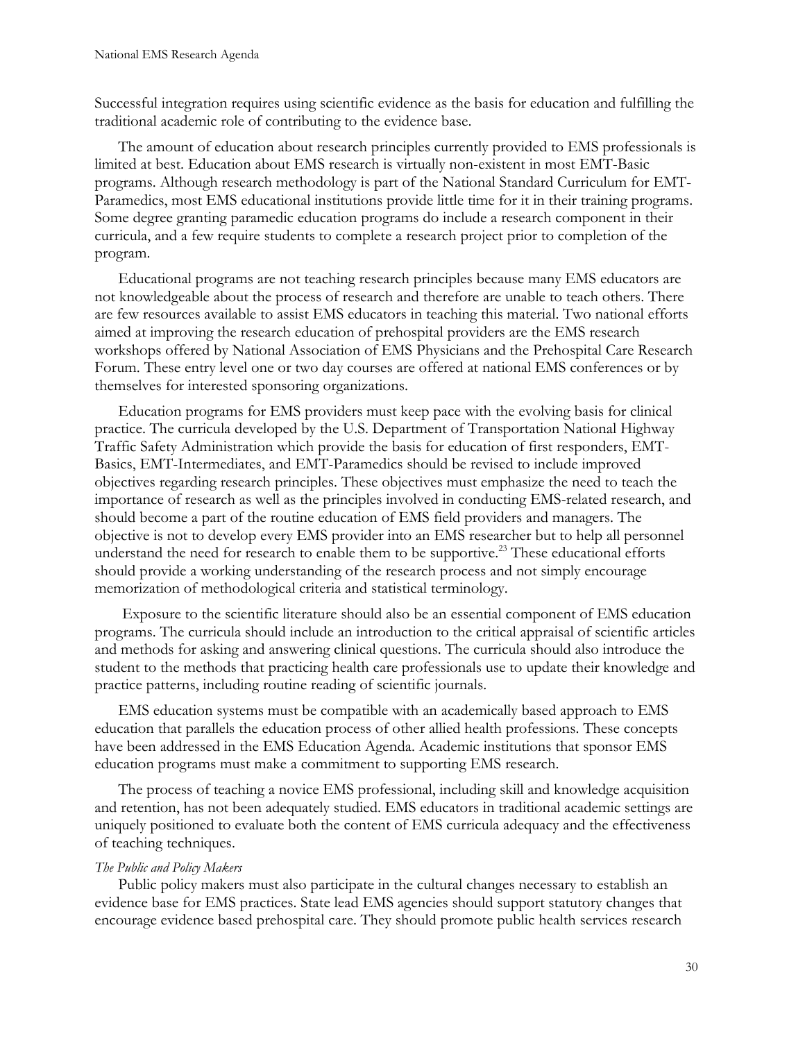Successful integration requires using scientific evidence as the basis for education and fulfilling the traditional academic role of contributing to the evidence base.

The amount of education about research principles currently provided to EMS professionals is limited at best. Education about EMS research is virtually non-existent in most EMT-Basic programs. Although research methodology is part of the National Standard Curriculum for EMT-Paramedics, most EMS educational institutions provide little time for it in their training programs. Some degree granting paramedic education programs do include a research component in their curricula, and a few require students to complete a research project prior to completion of the program.

Educational programs are not teaching research principles because many EMS educators are not knowledgeable about the process of research and therefore are unable to teach others. There are few resources available to assist EMS educators in teaching this material. Two national efforts aimed at improving the research education of prehospital providers are the EMS research workshops offered by National Association of EMS Physicians and the Prehospital Care Research Forum. These entry level one or two day courses are offered at national EMS conferences or by themselves for interested sponsoring organizations.

Education programs for EMS providers must keep pace with the evolving basis for clinical practice. The curricula developed by the U.S. Department of Transportation National Highway Traffic Safety Administration which provide the basis for education of first responders, EMT-Basics, EMT-Intermediates, and EMT-Paramedics should be revised to include improved objectives regarding research principles. These objectives must emphasize the need to teach the importance of research as well as the principles involved in conducting EMS-related research, and should become a part of the routine education of EMS field providers and managers. The objective is not to develop every EMS provider into an EMS researcher but to help all personnel understand the need for research to enable them to be supportive.[23] These educational efforts should provide a working understanding of the research process and not simply encourage memorization of methodological criteria and statistical terminology.

Exposure to the scientific literature should also be an essential component of EMS education programs. The curricula should include an introduction to the critical appraisal of scientific articles and methods for asking and answering clinical questions. The curricula should also introduce the student to the methods that practicing health care professionals use to update their knowledge and practice patterns, including routine reading of scientific journals.

EMS education systems must be compatible with an academically based approach to EMS education that parallels the education process of other allied health professions. These concepts have been addressed in the EMS Education Agenda. Academic institutions that sponsor EMS education programs must make a commitment to supporting EMS research.

The process of teaching a novice EMS professional, including skill and knowledge acquisition and retention, has not been adequately studied. EMS educators in traditional academic settings are uniquely positioned to evaluate both the content of EMS curricula adequacy and the effectiveness of teaching techniques.

*The Public and Policy Makers*

Public policy makers must also participate in the cultural changes necessary to establish an evidence base for EMS practices. State lead EMS agencies should support statutory changes that encourage evidence based prehospital care. They should promote public health services research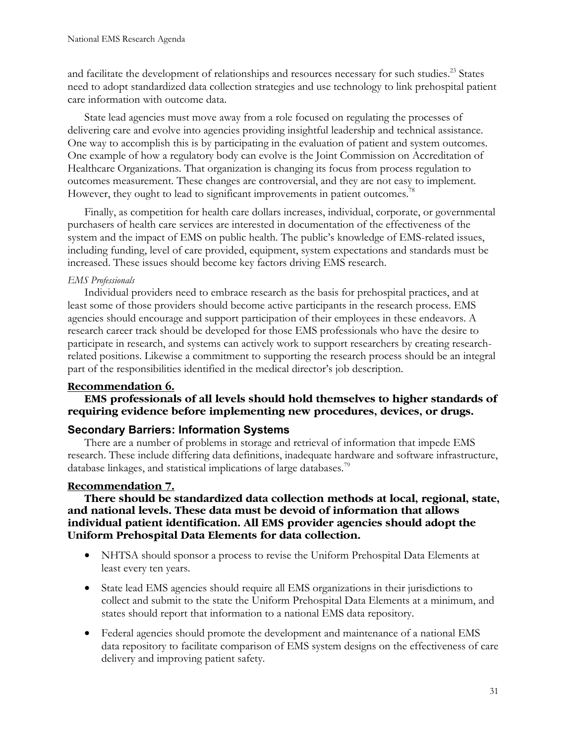and facilitate the development of relationships and resources necessary for such studies.[23] States need to adopt standardized data collection strategies and use technology to link prehospital patient care information with outcome data.

State lead agencies must move away from a role focused on regulating the processes of delivering care and evolve into agencies providing insightful leadership and technical assistance. One way to accomplish this is by participating in the evaluation of patient and system outcomes. One example of how a regulatory body can evolve is the Joint Commission on Accreditation of Healthcare Organizations. That organization is changing its focus from process regulation to outcomes measurement. These changes are controversial, and they are not easy to implement. However, they ought to lead to significant improvements in patient outcomes.[78]

Finally, as competition for health care dollars increases, individual, corporate, or governmental purchasers of health care services are interested in documentation of the effectiveness of the system and the impact of EMS on public health. The public's knowledge of EMS-related issues, including funding, level of care provided, equipment, system expectations and standards must be increased. These issues should become key factors driving EMS research.

*EMS Professionals*

Individual providers need to embrace research as the basis for prehospital practices, and at least some of those providers should become active participants in the research process. EMS agencies should encourage and support participation of their employees in these endeavors. A research career track should be developed for those EMS professionals who have the desire to participate in research, and systems can actively work to support researchers by creating research-related positions. Likewise a commitment to supporting the research process should be an integral part of the responsibilities identified in the medical director's job description.

**Recommendation 6.**

**EMS professionals of all levels should hold themselves to higher standards of requiring evidence before implementing new procedures, devices, or drugs.**

### Secondary Barriers: Information Systems

There are a number of problems in storage and retrieval of information that impede EMS research. These include differing data definitions, inadequate hardware and software infrastructure, database linkages, and statistical implications of large databases.[79]

**Recommendation 7.**

**There should be standardized data collection methods at local, regional, state, and national levels. These data must be devoid of information that allows individual patient identification. All EMS provider agencies should adopt the Uniform Prehospital Data Elements for data collection.**

- NHTSA should sponsor a process to revise the Uniform Prehospital Data Elements at least every ten years.
- State lead EMS agencies should require all EMS organizations in their jurisdictions to collect and submit to the state the Uniform Prehospital Data Elements at a minimum, and states should report that information to a national EMS data repository.
- Federal agencies should promote the development and maintenance of a national EMS data repository to facilitate comparison of EMS system designs on the effectiveness of care delivery and improving patient safety.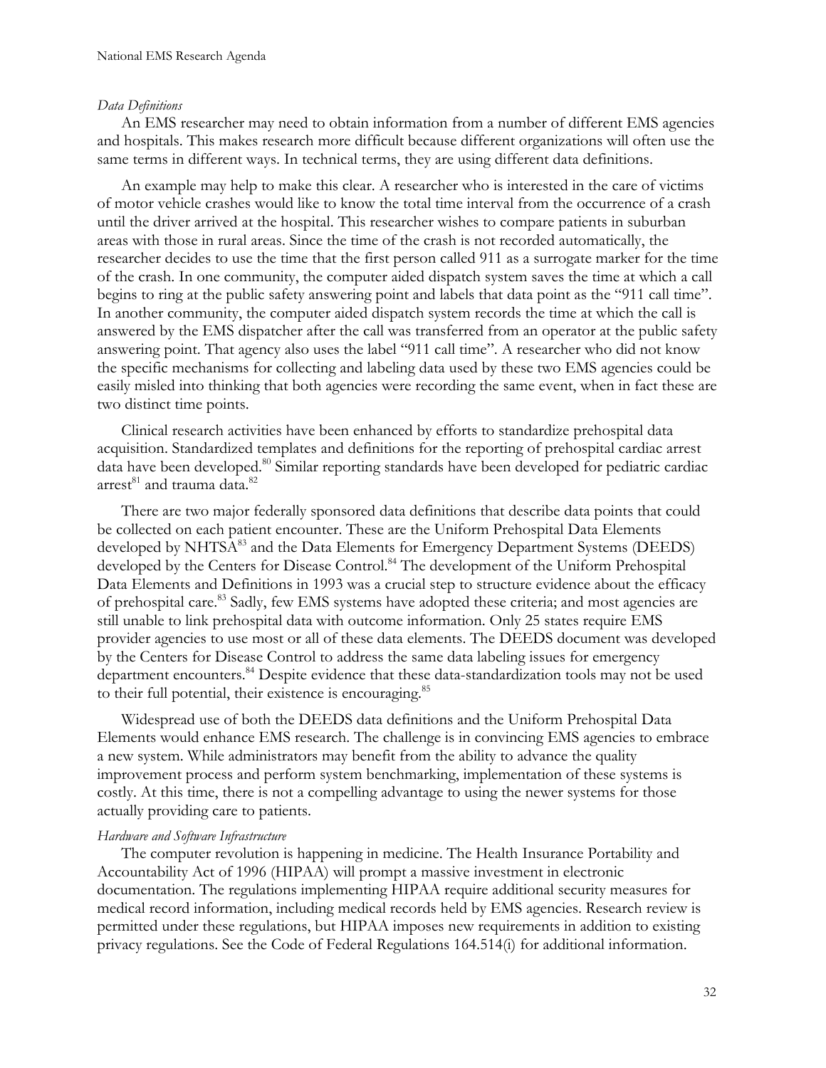*Data Definitions*

An EMS researcher may need to obtain information from a number of different EMS agencies and hospitals. This makes research more difficult because different organizations will often use the same terms in different ways. In technical terms, they are using different data definitions.

An example may help to make this clear. A researcher who is interested in the care of victims of motor vehicle crashes would like to know the total time interval from the occurrence of a crash until the driver arrived at the hospital. This researcher wishes to compare patients in suburban areas with those in rural areas. Since the time of the crash is not recorded automatically, the researcher decides to use the time that the first person called 911 as a surrogate marker for the time of the crash. In one community, the computer aided dispatch system saves the time at which a call begins to ring at the public safety answering point and labels that data point as the "911 call time". In another community, the computer aided dispatch system records the time at which the call is answered by the EMS dispatcher after the call was transferred from an operator at the public safety answering point. That agency also uses the label "911 call time". A researcher who did not know the specific mechanisms for collecting and labeling data used by these two EMS agencies could be easily misled into thinking that both agencies were recording the same event, when in fact these are two distinct time points.

Clinical research activities have been enhanced by efforts to standardize prehospital data acquisition. Standardized templates and definitions for the reporting of prehospital cardiac arrest data have been developed.[80] Similar reporting standards have been developed for pediatric cardiac arrest[81] and trauma data.[82]

There are two major federally sponsored data definitions that describe data points that could be collected on each patient encounter. These are the Uniform Prehospital Data Elements developed by NHTSA[83] and the Data Elements for Emergency Department Systems (DEEDS) developed by the Centers for Disease Control.[84] The development of the Uniform Prehospital Data Elements and Definitions in 1993 was a crucial step to structure evidence about the efficacy of prehospital care.[83] Sadly, few EMS systems have adopted these criteria; and most agencies are still unable to link prehospital data with outcome information. Only 25 states require EMS provider agencies to use most or all of these data elements. The DEEDS document was developed by the Centers for Disease Control to address the same data labeling issues for emergency department encounters.[84] Despite evidence that these data-standardization tools may not be used to their full potential, their existence is encouraging.[85]

Widespread use of both the DEEDS data definitions and the Uniform Prehospital Data Elements would enhance EMS research. The challenge is in convincing EMS agencies to embrace a new system. While administrators may benefit from the ability to advance the quality improvement process and perform system benchmarking, implementation of these systems is costly. At this time, there is not a compelling advantage to using the newer systems for those actually providing care to patients.

*Hardware and Software Infrastructure*

The computer revolution is happening in medicine. The Health Insurance Portability and Accountability Act of 1996 (HIPAA) will prompt a massive investment in electronic documentation. The regulations implementing HIPAA require additional security measures for medical record information, including medical records held by EMS agencies. Research review is permitted under these regulations, but HIPAA imposes new requirements in addition to existing privacy regulations. See the Code of Federal Regulations 164.514(i) for additional information.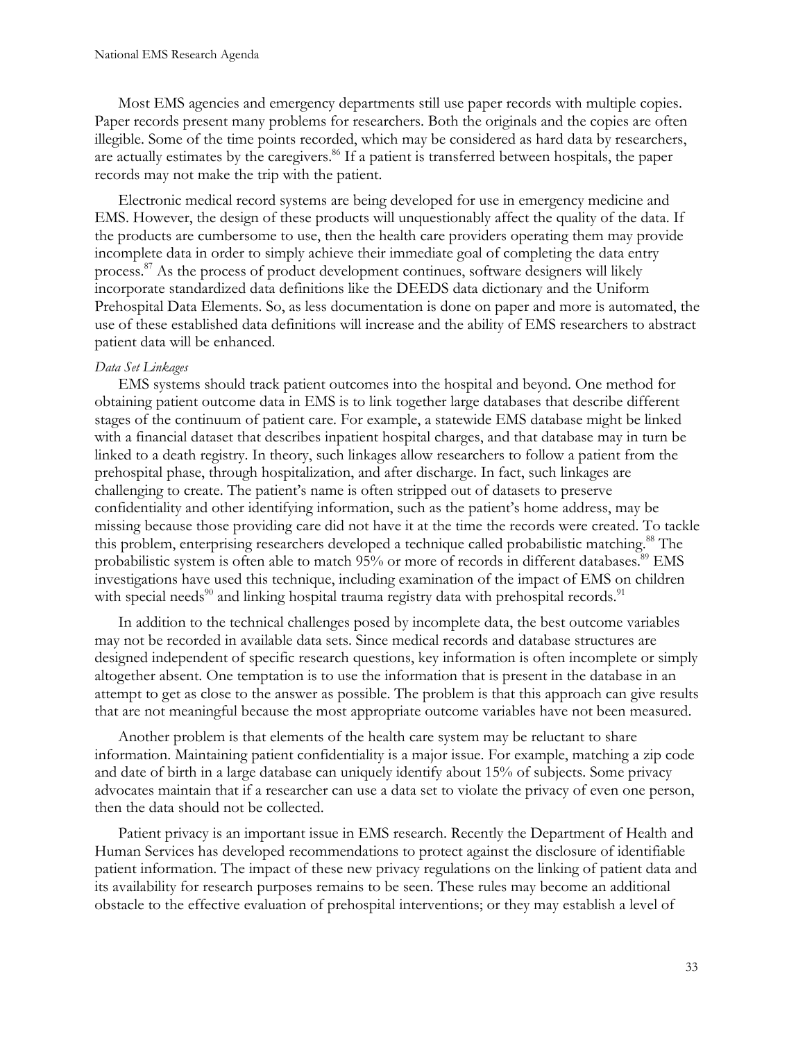Most EMS agencies and emergency departments still use paper records with multiple copies. Paper records present many problems for researchers. Both the originals and the copies are often illegible. Some of the time points recorded, which may be considered as hard data by researchers, are actually estimates by the caregivers.[86] If a patient is transferred between hospitals, the paper records may not make the trip with the patient.

Electronic medical record systems are being developed for use in emergency medicine and EMS. However, the design of these products will unquestionably affect the quality of the data. If the products are cumbersome to use, then the health care providers operating them may provide incomplete data in order to simply achieve their immediate goal of completing the data entry process.[87] As the process of product development continues, software designers will likely incorporate standardized data definitions like the DEEDS data dictionary and the Uniform Prehospital Data Elements. So, as less documentation is done on paper and more is automated, the use of these established data definitions will increase and the ability of EMS researchers to abstract patient data will be enhanced.

*Data Set Linkages*

EMS systems should track patient outcomes into the hospital and beyond. One method for obtaining patient outcome data in EMS is to link together large databases that describe different stages of the continuum of patient care. For example, a statewide EMS database might be linked with a financial dataset that describes inpatient hospital charges, and that database may in turn be linked to a death registry. In theory, such linkages allow researchers to follow a patient from the prehospital phase, through hospitalization, and after discharge. In fact, such linkages are challenging to create. The patient's name is often stripped out of datasets to preserve confidentiality and other identifying information, such as the patient's home address, may be missing because those providing care did not have it at the time the records were created. To tackle this problem, enterprising researchers developed a technique called probabilistic matching.[88] The probabilistic system is often able to match 95% or more of records in different databases.[89] EMS investigations have used this technique, including examination of the impact of EMS on children with special needs[90] and linking hospital trauma registry data with prehospital records.[91]

In addition to the technical challenges posed by incomplete data, the best outcome variables may not be recorded in available data sets. Since medical records and database structures are designed independent of specific research questions, key information is often incomplete or simply altogether absent. One temptation is to use the information that is present in the database in an attempt to get as close to the answer as possible. The problem is that this approach can give results that are not meaningful because the most appropriate outcome variables have not been measured.

Another problem is that elements of the health care system may be reluctant to share information. Maintaining patient confidentiality is a major issue. For example, matching a zip code and date of birth in a large database can uniquely identify about 15% of subjects. Some privacy advocates maintain that if a researcher can use a data set to violate the privacy of even one person, then the data should not be collected.

Patient privacy is an important issue in EMS research. Recently the Department of Health and Human Services has developed recommendations to protect against the disclosure of identifiable patient information. The impact of these new privacy regulations on the linking of patient data and its availability for research purposes remains to be seen. These rules may become an additional obstacle to the effective evaluation of prehospital interventions; or they may establish a level of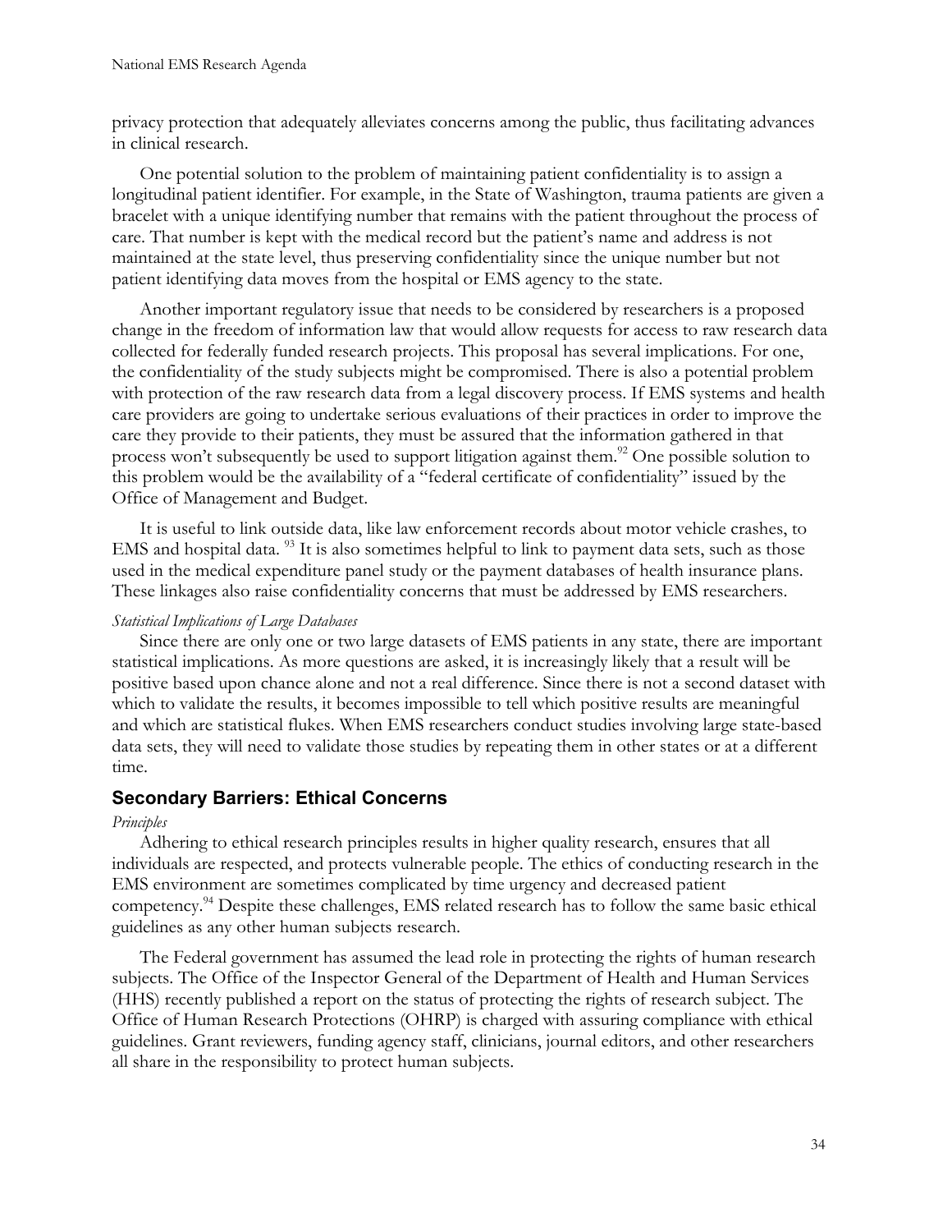privacy protection that adequately alleviates concerns among the public, thus facilitating advances in clinical research.

One potential solution to the problem of maintaining patient confidentiality is to assign a longitudinal patient identifier. For example, in the State of Washington, trauma patients are given a bracelet with a unique identifying number that remains with the patient throughout the process of care. That number is kept with the medical record but the patient's name and address is not maintained at the state level, thus preserving confidentiality since the unique number but not patient identifying data moves from the hospital or EMS agency to the state.

Another important regulatory issue that needs to be considered by researchers is a proposed change in the freedom of information law that would allow requests for access to raw research data collected for federally funded research projects. This proposal has several implications. For one, the confidentiality of the study subjects might be compromised. There is also a potential problem with protection of the raw research data from a legal discovery process. If EMS systems and health care providers are going to undertake serious evaluations of their practices in order to improve the care they provide to their patients, they must be assured that the information gathered in that process won't subsequently be used to support litigation against them.[92] One possible solution to this problem would be the availability of a "federal certificate of confidentiality" issued by the Office of Management and Budget.

It is useful to link outside data, like law enforcement records about motor vehicle crashes, to EMS and hospital data. [93] It is also sometimes helpful to link to payment data sets, such as those used in the medical expenditure panel study or the payment databases of health insurance plans. These linkages also raise confidentiality concerns that must be addressed by EMS researchers.

*Statistical Implications of Large Databases*

Since there are only one or two large datasets of EMS patients in any state, there are important statistical implications. As more questions are asked, it is increasingly likely that a result will be positive based upon chance alone and not a real difference. Since there is not a second dataset with which to validate the results, it becomes impossible to tell which positive results are meaningful and which are statistical flukes. When EMS researchers conduct studies involving large state-based data sets, they will need to validate those studies by repeating them in other states or at a different time.

## Secondary Barriers: Ethical Concerns

*Principles*

Adhering to ethical research principles results in higher quality research, ensures that all individuals are respected, and protects vulnerable people. The ethics of conducting research in the EMS environment are sometimes complicated by time urgency and decreased patient competency.[94] Despite these challenges, EMS related research has to follow the same basic ethical guidelines as any other human subjects research.

The Federal government has assumed the lead role in protecting the rights of human research subjects. The Office of the Inspector General of the Department of Health and Human Services (HHS) recently published a report on the status of protecting the rights of research subject. The Office of Human Research Protections (OHRP) is charged with assuring compliance with ethical guidelines. Grant reviewers, funding agency staff, clinicians, journal editors, and other researchers all share in the responsibility to protect human subjects.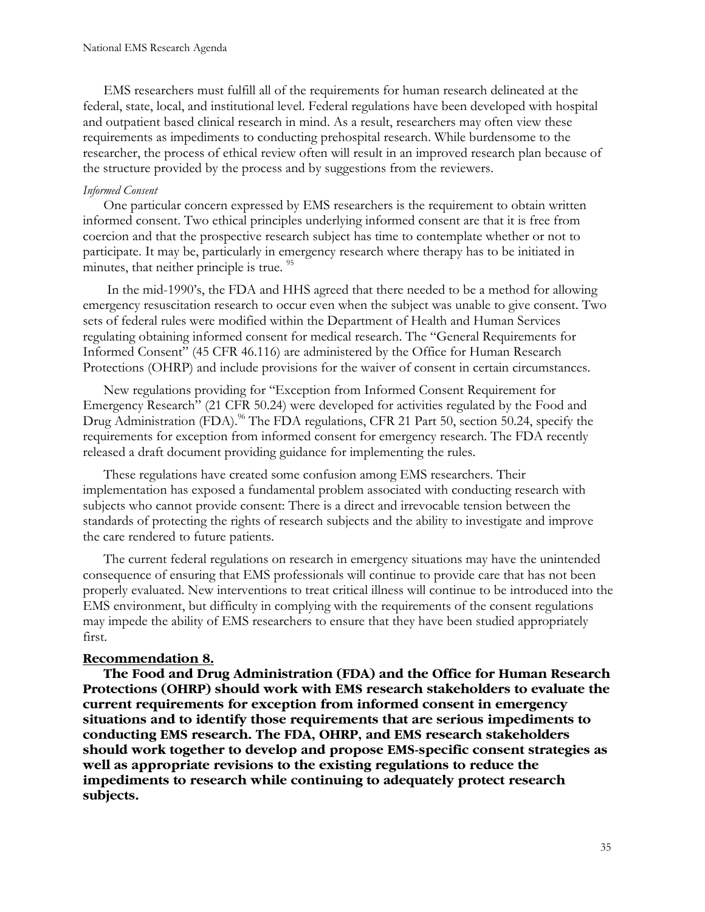EMS researchers must fulfill all of the requirements for human research delineated at the federal, state, local, and institutional level. Federal regulations have been developed with hospital and outpatient based clinical research in mind. As a result, researchers may often view these requirements as impediments to conducting prehospital research. While burdensome to the researcher, the process of ethical review often will result in an improved research plan because of the structure provided by the process and by suggestions from the reviewers.

*Informed Consent*

One particular concern expressed by EMS researchers is the requirement to obtain written informed consent. Two ethical principles underlying informed consent are that it is free from coercion and that the prospective research subject has time to contemplate whether or not to participate. It may be, particularly in emergency research where therapy has to be initiated in minutes, that neither principle is true. [95]

In the mid-1990's, the FDA and HHS agreed that there needed to be a method for allowing emergency resuscitation research to occur even when the subject was unable to give consent. Two sets of federal rules were modified within the Department of Health and Human Services regulating obtaining informed consent for medical research. The "General Requirements for Informed Consent" (45 CFR 46.116) are administered by the Office for Human Research Protections (OHRP) and include provisions for the waiver of consent in certain circumstances.

New regulations providing for "Exception from Informed Consent Requirement for Emergency Research" (21 CFR 50.24) were developed for activities regulated by the Food and Drug Administration (FDA).[96] The FDA regulations, CFR 21 Part 50, section 50.24, specify the requirements for exception from informed consent for emergency research. The FDA recently released a draft document providing guidance for implementing the rules.

These regulations have created some confusion among EMS researchers. Their implementation has exposed a fundamental problem associated with conducting research with subjects who cannot provide consent: There is a direct and irrevocable tension between the standards of protecting the rights of research subjects and the ability to investigate and improve the care rendered to future patients.

The current federal regulations on research in emergency situations may have the unintended consequence of ensuring that EMS professionals will continue to provide care that has not been properly evaluated. New interventions to treat critical illness will continue to be introduced into the EMS environment, but difficulty in complying with the requirements of the consent regulations may impede the ability of EMS researchers to ensure that they have been studied appropriately first.

**Recommendation 8.**

**The Food and Drug Administration (FDA) and the Office for Human Research Protections (OHRP) should work with EMS research stakeholders to evaluate the current requirements for exception from informed consent in emergency situations and to identify those requirements that are serious impediments to conducting EMS research. The FDA, OHRP, and EMS research stakeholders should work together to develop and propose EMS-specific consent strategies as well as appropriate revisions to the existing regulations to reduce the impediments to research while continuing to adequately protect research subjects.**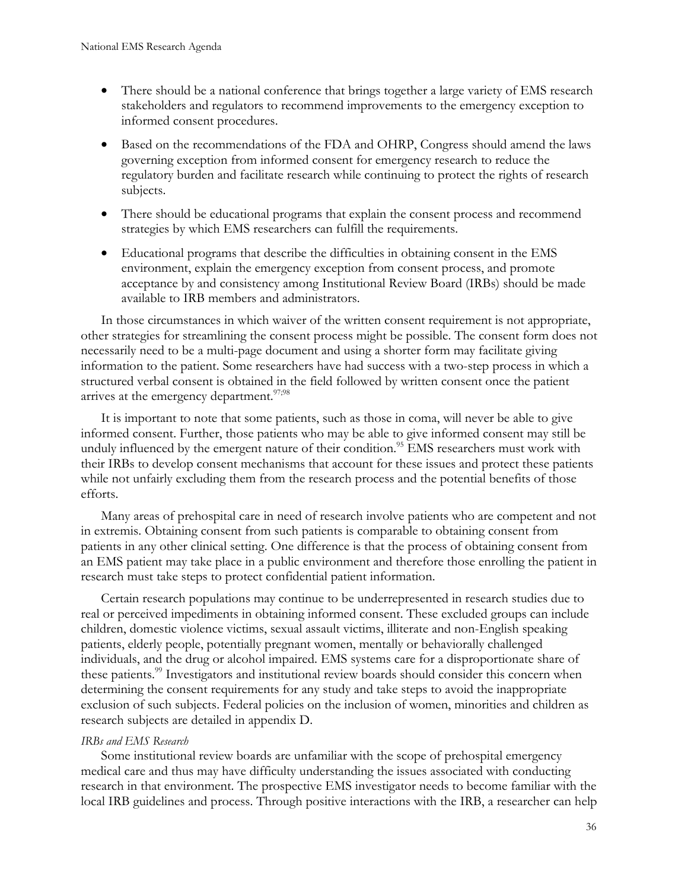- There should be a national conference that brings together a large variety of EMS research stakeholders and regulators to recommend improvements to the emergency exception to informed consent procedures.
- Based on the recommendations of the FDA and OHRP, Congress should amend the laws governing exception from informed consent for emergency research to reduce the regulatory burden and facilitate research while continuing to protect the rights of research subjects.
- There should be educational programs that explain the consent process and recommend strategies by which EMS researchers can fulfill the requirements.
- Educational programs that describe the difficulties in obtaining consent in the EMS environment, explain the emergency exception from consent process, and promote acceptance by and consistency among Institutional Review Board (IRBs) should be made available to IRB members and administrators.

In those circumstances in which waiver of the written consent requirement is not appropriate, other strategies for streamlining the consent process might be possible. The consent form does not necessarily need to be a multi-page document and using a shorter form may facilitate giving information to the patient. Some researchers have had success with a two-step process in which a structured verbal consent is obtained in the field followed by written consent once the patient arrives at the emergency department.[97;98]

It is important to note that some patients, such as those in coma, will never be able to give informed consent. Further, those patients who may be able to give informed consent may still be unduly influenced by the emergent nature of their condition.[95] EMS researchers must work with their IRBs to develop consent mechanisms that account for these issues and protect these patients while not unfairly excluding them from the research process and the potential benefits of those efforts.

Many areas of prehospital care in need of research involve patients who are competent and not in extremis. Obtaining consent from such patients is comparable to obtaining consent from patients in any other clinical setting. One difference is that the process of obtaining consent from an EMS patient may take place in a public environment and therefore those enrolling the patient in research must take steps to protect confidential patient information.

Certain research populations may continue to be underrepresented in research studies due to real or perceived impediments in obtaining informed consent. These excluded groups can include children, domestic violence victims, sexual assault victims, illiterate and non-English speaking patients, elderly people, potentially pregnant women, mentally or behaviorally challenged individuals, and the drug or alcohol impaired. EMS systems care for a disproportionate share of these patients.[99] Investigators and institutional review boards should consider this concern when determining the consent requirements for any study and take steps to avoid the inappropriate exclusion of such subjects. Federal policies on the inclusion of women, minorities and children as research subjects are detailed in appendix D.

*IRBs and EMS Research*

Some institutional review boards are unfamiliar with the scope of prehospital emergency medical care and thus may have difficulty understanding the issues associated with conducting research in that environment. The prospective EMS investigator needs to become familiar with the local IRB guidelines and process. Through positive interactions with the IRB, a researcher can help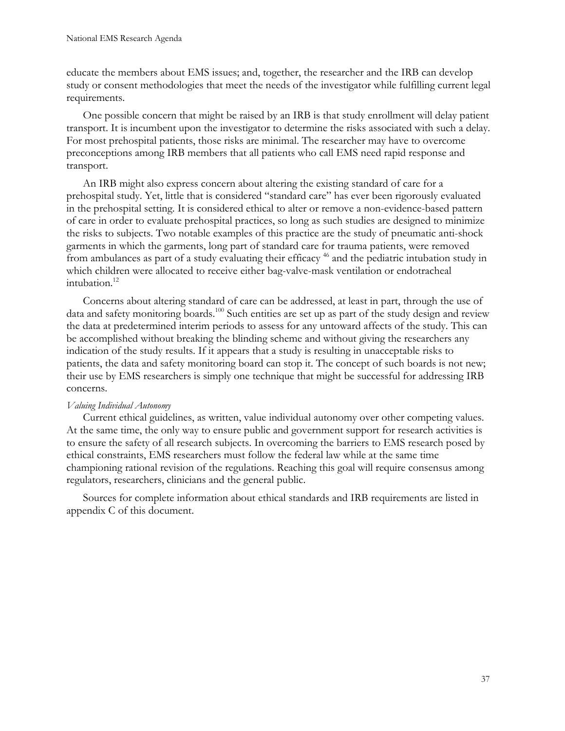educate the members about EMS issues; and, together, the researcher and the IRB can develop study or consent methodologies that meet the needs of the investigator while fulfilling current legal requirements.

One possible concern that might be raised by an IRB is that study enrollment will delay patient transport. It is incumbent upon the investigator to determine the risks associated with such a delay. For most prehospital patients, those risks are minimal. The researcher may have to overcome preconceptions among IRB members that all patients who call EMS need rapid response and transport.

An IRB might also express concern about altering the existing standard of care for a prehospital study. Yet, little that is considered "standard care" has ever been rigorously evaluated in the prehospital setting. It is considered ethical to alter or remove a non-evidence-based pattern of care in order to evaluate prehospital practices, so long as such studies are designed to minimize the risks to subjects. Two notable examples of this practice are the study of pneumatic anti-shock garments in which the garments, long part of standard care for trauma patients, were removed from ambulances as part of a study evaluating their efficacy [46] and the pediatric intubation study in which children were allocated to receive either bag-valve-mask ventilation or endotracheal intubation.[12]

Concerns about altering standard of care can be addressed, at least in part, through the use of data and safety monitoring boards.[100] Such entities are set up as part of the study design and review the data at predetermined interim periods to assess for any untoward affects of the study. This can be accomplished without breaking the blinding scheme and without giving the researchers any indication of the study results. If it appears that a study is resulting in unacceptable risks to patients, the data and safety monitoring board can stop it. The concept of such boards is not new; their use by EMS researchers is simply one technique that might be successful for addressing IRB concerns.

*Valuing Individual Autonomy*

Current ethical guidelines, as written, value individual autonomy over other competing values. At the same time, the only way to ensure public and government support for research activities is to ensure the safety of all research subjects. In overcoming the barriers to EMS research posed by ethical constraints, EMS researchers must follow the federal law while at the same time championing rational revision of the regulations. Reaching this goal will require consensus among regulators, researchers, clinicians and the general public.

Sources for complete information about ethical standards and IRB requirements are listed in appendix C of this document.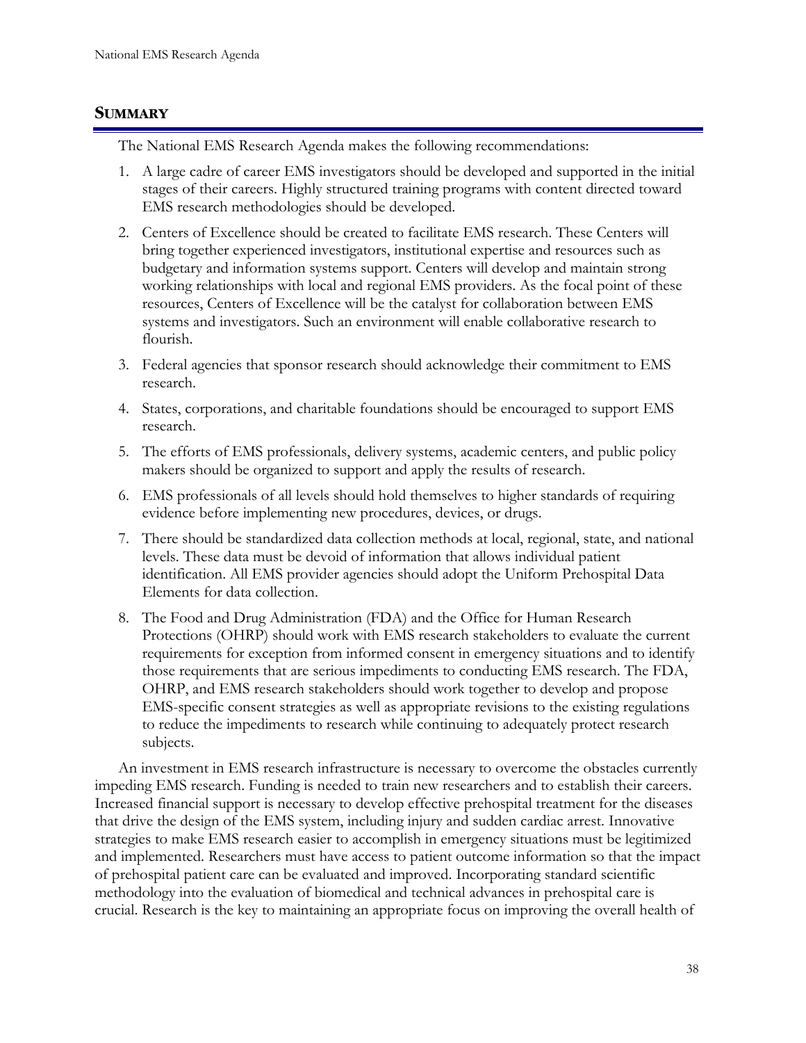## SUMMARY

The National EMS Research Agenda makes the following recommendations:

1. A large cadre of career EMS investigators should be developed and supported in the initial stages of their careers. Highly structured training programs with content directed toward EMS research methodologies should be developed.
2. Centers of Excellence should be created to facilitate EMS research. These Centers will bring together experienced investigators, institutional expertise and resources such as budgetary and information systems support. Centers will develop and maintain strong working relationships with local and regional EMS providers. As the focal point of these resources, Centers of Excellence will be the catalyst for collaboration between EMS systems and investigators. Such an environment will enable collaborative research to flourish.
3. Federal agencies that sponsor research should acknowledge their commitment to EMS research.
4. States, corporations, and charitable foundations should be encouraged to support EMS research.
5. The efforts of EMS professionals, delivery systems, academic centers, and public policy makers should be organized to support and apply the results of research.
6. EMS professionals of all levels should hold themselves to higher standards of requiring evidence before implementing new procedures, devices, or drugs.
7. There should be standardized data collection methods at local, regional, state, and national levels. These data must be devoid of information that allows individual patient identification. All EMS provider agencies should adopt the Uniform Prehospital Data Elements for data collection.
8. The Food and Drug Administration (FDA) and the Office for Human Research Protections (OHRP) should work with EMS research stakeholders to evaluate the current requirements for exception from informed consent in emergency situations and to identify those requirements that are serious impediments to conducting EMS research. The FDA, OHRP, and EMS research stakeholders should work together to develop and propose EMS-specific consent strategies as well as appropriate revisions to the existing regulations to reduce the impediments to research while continuing to adequately protect research subjects.

An investment in EMS research infrastructure is necessary to overcome the obstacles currently impeding EMS research. Funding is needed to train new researchers and to establish their careers. Increased financial support is necessary to develop effective prehospital treatment for the diseases that drive the design of the EMS system, including injury and sudden cardiac arrest. Innovative strategies to make EMS research easier to accomplish in emergency situations must be legitimized and implemented. Researchers must have access to patient outcome information so that the impact of prehospital patient care can be evaluated and improved. Incorporating standard scientific methodology into the evaluation of biomedical and technical advances in prehospital care is crucial. Research is the key to maintaining an appropriate focus on improving the overall health of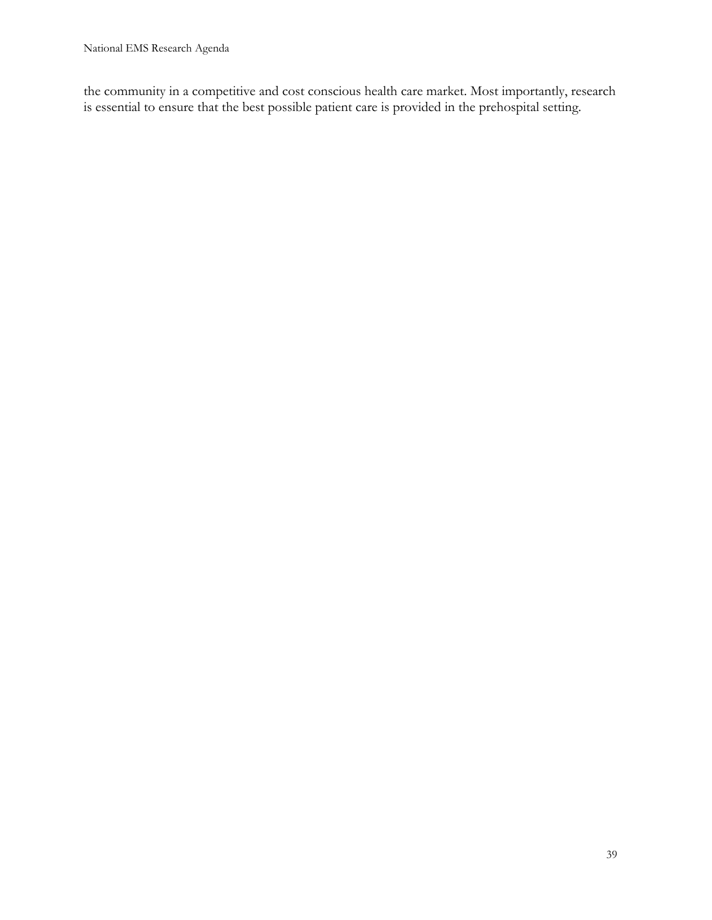the community in a competitive and cost conscious health care market. Most importantly, research is essential to ensure that the best possible patient care is provided in the prehospital setting.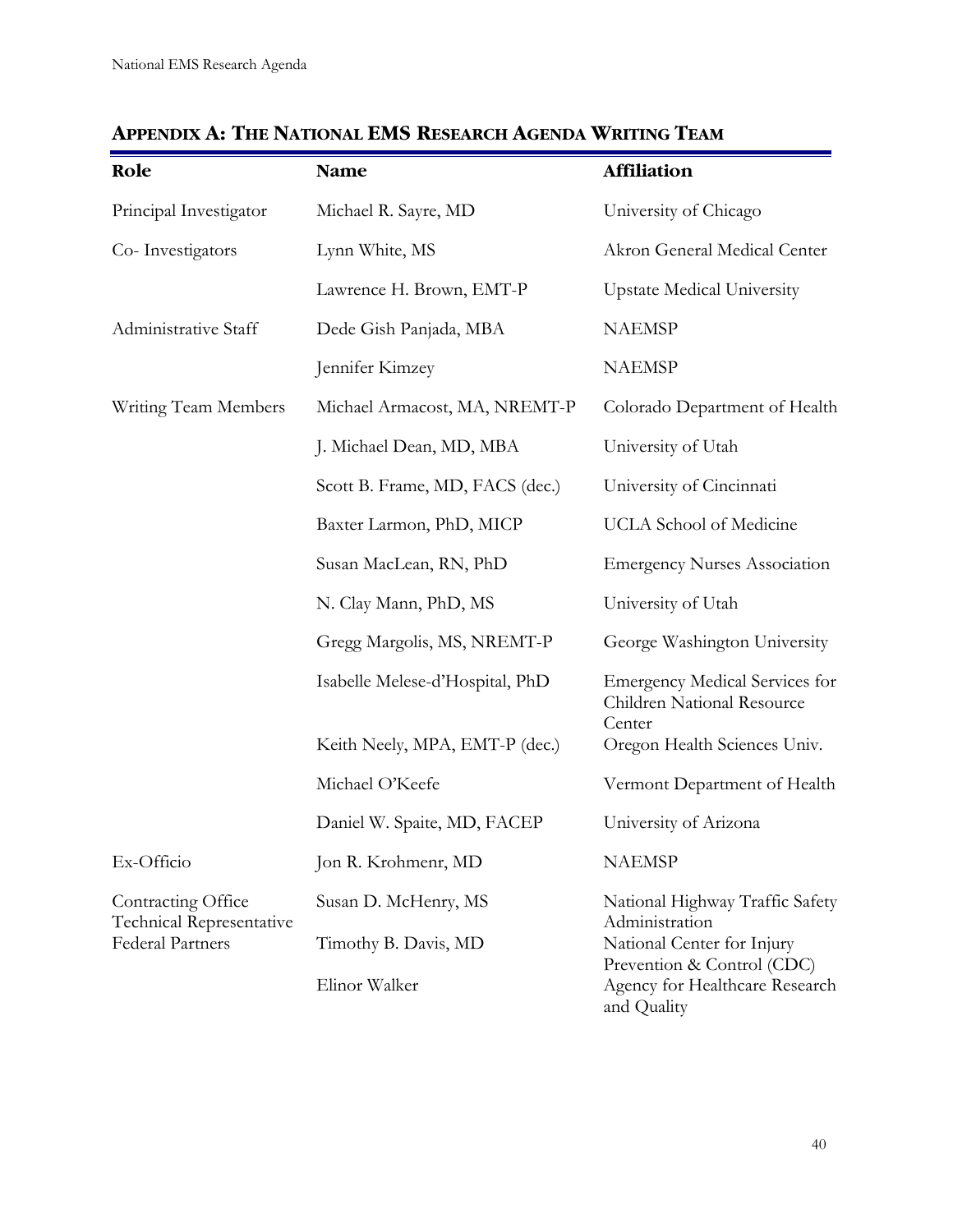## Appendix A: The National EMS Research Agenda Writing Team

| Role | Name | Affiliation |
|---|---|---|
| Principal Investigator | Michael R. Sayre, MD | University of Chicago |
| Co- Investigators | Lynn White, MS | Akron General Medical Center |
| | Lawrence H. Brown, EMT-P | Upstate Medical University |
| Administrative Staff | Dede Gish Panjada, MBA | NAEMSP |
| | Jennifer Kimzey | NAEMSP |
| Writing Team Members | Michael Armacost, MA, NREMT-P | Colorado Department of Health |
| | J. Michael Dean, MD, MBA | University of Utah |
| | Scott B. Frame, MD, FACS (dec.) | University of Cincinnati |
| | Baxter Larmon, PhD, MICP | UCLA School of Medicine |
| | Susan MacLean, RN, PhD | Emergency Nurses Association |
| | N. Clay Mann, PhD, MS | University of Utah |
| | Gregg Margolis, MS, NREMT-P | George Washington University |
| | Isabelle Melese-d'Hospital, PhD | Emergency Medical Services for Children National Resource Center |
| | Keith Neely, MPA, EMT-P (dec.) | Oregon Health Sciences Univ. |
| | Michael O'Keefe | Vermont Department of Health |
| | Daniel W. Spaite, MD, FACEP | University of Arizona |
| Ex-Officio | Jon R. Krohmenr, MD | NAEMSP |
| Contracting Office Technical Representative | Susan D. McHenry, MS | National Highway Traffic Safety Administration |
| Federal Partners | Timothy B. Davis, MD | National Center for Injury Prevention & Control (CDC) |
| | Elinor Walker | Agency for Healthcare Research and Quality |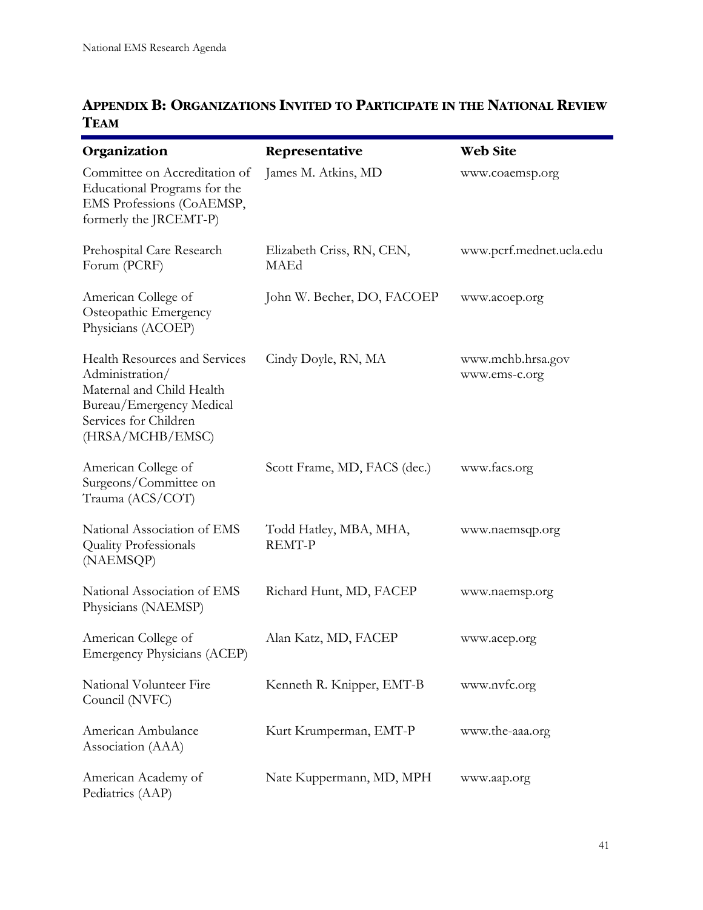## APPENDIX B: ORGANIZATIONS INVITED TO PARTICIPATE IN THE NATIONAL REVIEW TEAM

| Organization | Representative | Web Site |
|---|---|---|
| Committee on Accreditation of Educational Programs for the EMS Professions (CoAEMSP, formerly the JRCEMT-P) | James M. Atkins, MD | www.coaemsp.org |
| Prehospital Care Research Forum (PCRF) | Elizabeth Criss, RN, CEN, MAEd | www.pcrf.mednet.ucla.edu |
| American College of Osteopathic Emergency Physicians (ACOEP) | John W. Becher, DO, FACOEP | www.acoep.org |
| Health Resources and Services Administration/ Maternal and Child Health Bureau/Emergency Medical Services for Children (HRSA/MCHB/EMSC) | Cindy Doyle, RN, MA | www.mchb.hrsa.gov www.ems-c.org |
| American College of Surgeons/Committee on Trauma (ACS/COT) | Scott Frame, MD, FACS (dec.) | www.facs.org |
| National Association of EMS Quality Professionals (NAEMSQP) | Todd Hatley, MBA, MHA, REMT-P | www.naemsqp.org |
| National Association of EMS Physicians (NAEMSP) | Richard Hunt, MD, FACEP | www.naemsp.org |
| American College of Emergency Physicians (ACEP) | Alan Katz, MD, FACEP | www.acep.org |
| National Volunteer Fire Council (NVFC) | Kenneth R. Knipper, EMT-B | www.nvfc.org |
| American Ambulance Association (AAA) | Kurt Krumperman, EMT-P | www.the-aaa.org |
| American Academy of Pediatrics (AAP) | Nate Kuppermann, MD, MPH | www.aap.org |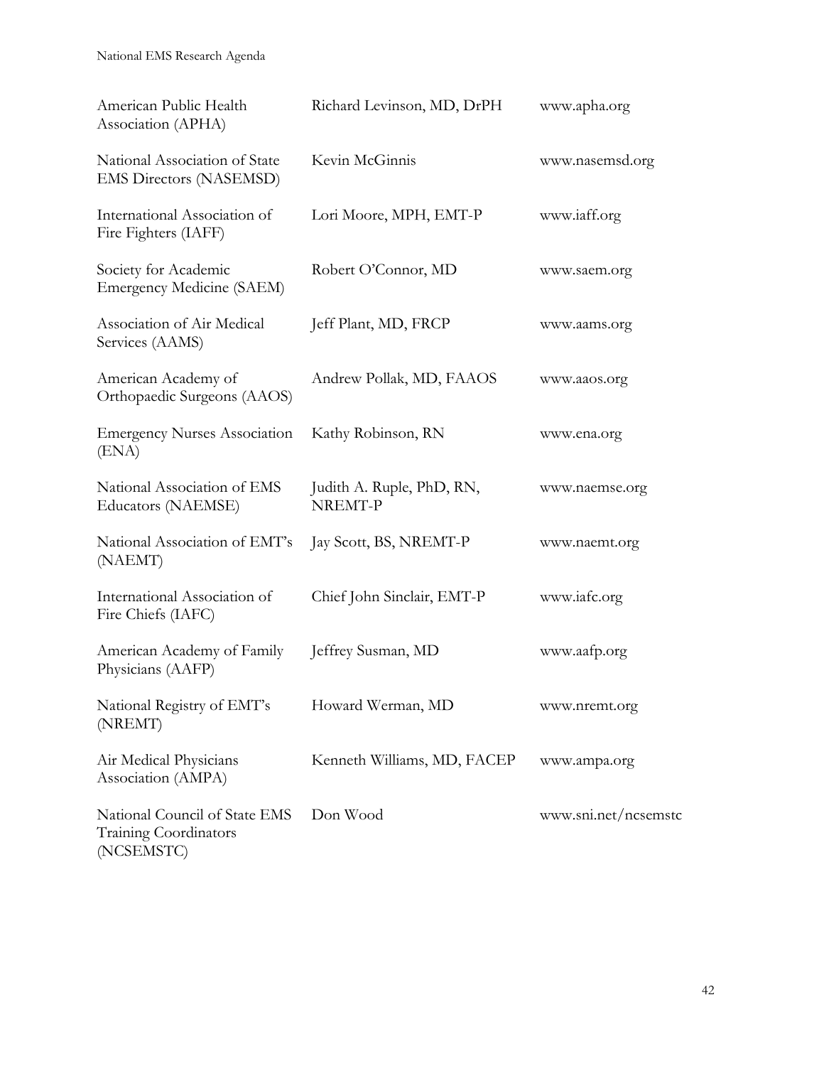| | | |
|---|---|---|
| American Public Health Association (APHA) | Richard Levinson, MD, DrPH | www.apha.org |
| National Association of State EMS Directors (NASEMSD) | Kevin McGinnis | www.nasemsd.org |
| International Association of Fire Fighters (IAFF) | Lori Moore, MPH, EMT-P | www.iaff.org |
| Society for Academic Emergency Medicine (SAEM) | Robert O'Connor, MD | www.saem.org |
| Association of Air Medical Services (AAMS) | Jeff Plant, MD, FRCP | www.aams.org |
| American Academy of Orthopaedic Surgeons (AAOS) | Andrew Pollak, MD, FAAOS | www.aaos.org |
| Emergency Nurses Association (ENA) | Kathy Robinson, RN | www.ena.org |
| National Association of EMS Educators (NAEMSE) | Judith A. Ruple, PhD, RN, NREMT-P | www.naemse.org |
| National Association of EMT's (NAEMT) | Jay Scott, BS, NREMT-P | www.naemt.org |
| International Association of Fire Chiefs (IAFC) | Chief John Sinclair, EMT-P | www.iafc.org |
| American Academy of Family Physicians (AAFP) | Jeffrey Susman, MD | www.aafp.org |
| National Registry of EMT's (NREMT) | Howard Werman, MD | www.nremt.org |
| Air Medical Physicians Association (AMPA) | Kenneth Williams, MD, FACEP | www.ampa.org |
| National Council of State EMS Training Coordinators (NCSEMSTC) | Don Wood | www.sni.net/ncsemstc |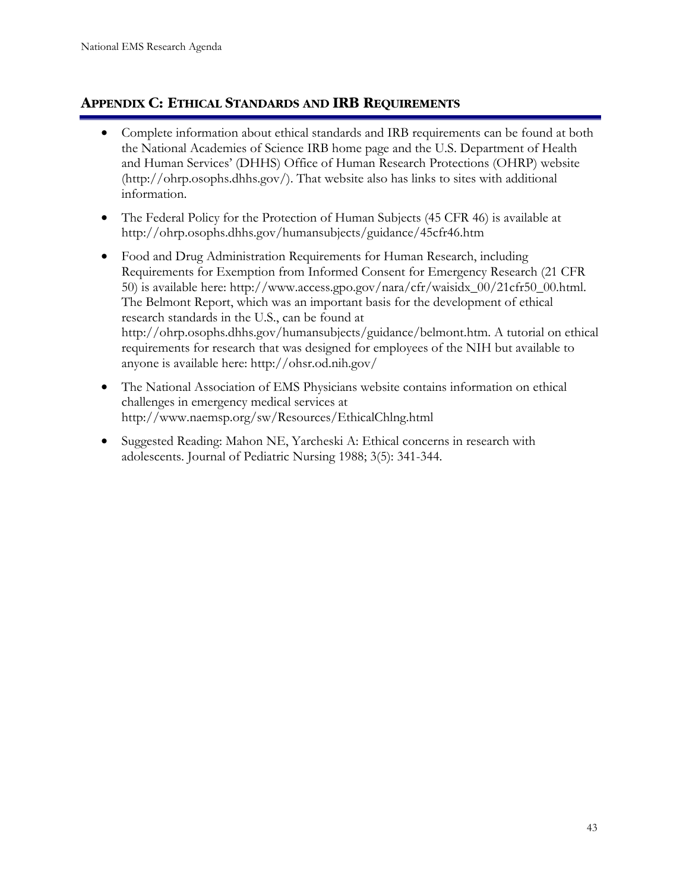## APPENDIX C: ETHICAL STANDARDS AND IRB REQUIREMENTS

- Complete information about ethical standards and IRB requirements can be found at both the National Academies of Science IRB home page and the U.S. Department of Health and Human Services' (DHHS) Office of Human Research Protections (OHRP) website (http://ohrp.osophs.dhhs.gov/). That website also has links to sites with additional information.
- The Federal Policy for the Protection of Human Subjects (45 CFR 46) is available at http://ohrp.osophs.dhhs.gov/humansubjects/guidance/45cfr46.htm
- Food and Drug Administration Requirements for Human Research, including Requirements for Exemption from Informed Consent for Emergency Research (21 CFR 50) is available here: http://www.access.gpo.gov/nara/cfr/waisidx_00/21cfr50_00.html. The Belmont Report, which was an important basis for the development of ethical research standards in the U.S., can be found at http://ohrp.osophs.dhhs.gov/humansubjects/guidance/belmont.htm. A tutorial on ethical requirements for research that was designed for employees of the NIH but available to anyone is available here: http://ohsr.od.nih.gov/
- The National Association of EMS Physicians website contains information on ethical challenges in emergency medical services at http://www.naemsp.org/sw/Resources/EthicalChlng.html
- Suggested Reading: Mahon NE, Yarcheski A: Ethical concerns in research with adolescents. Journal of Pediatric Nursing 1988; 3(5): 341-344.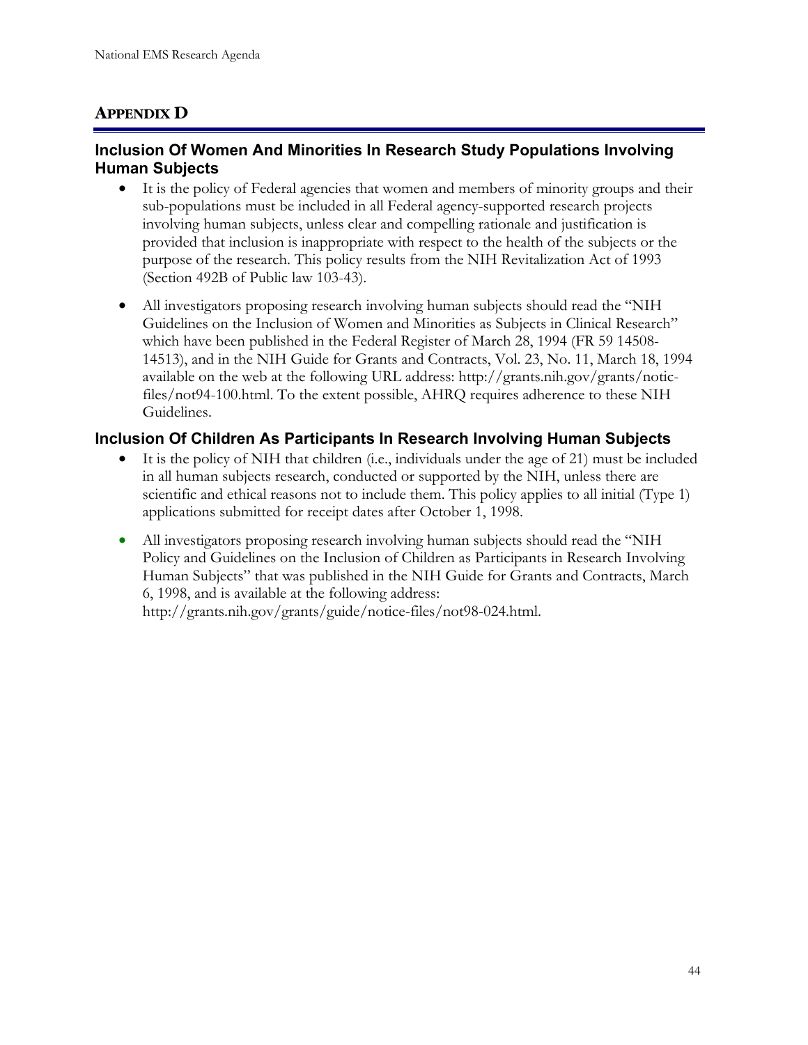## APPENDIX D

### Inclusion Of Women And Minorities In Research Study Populations Involving Human Subjects

- It is the policy of Federal agencies that women and members of minority groups and their sub-populations must be included in all Federal agency-supported research projects involving human subjects, unless clear and compelling rationale and justification is provided that inclusion is inappropriate with respect to the health of the subjects or the purpose of the research. This policy results from the NIH Revitalization Act of 1993 (Section 492B of Public law 103-43).
- All investigators proposing research involving human subjects should read the "NIH Guidelines on the Inclusion of Women and Minorities as Subjects in Clinical Research" which have been published in the Federal Register of March 28, 1994 (FR 59 14508-14513), and in the NIH Guide for Grants and Contracts, Vol. 23, No. 11, March 18, 1994 available on the web at the following URL address: http://grants.nih.gov/grants/notic-files/not94-100.html. To the extent possible, AHRQ requires adherence to these NIH Guidelines.

### Inclusion Of Children As Participants In Research Involving Human Subjects

- It is the policy of NIH that children (i.e., individuals under the age of 21) must be included in all human subjects research, conducted or supported by the NIH, unless there are scientific and ethical reasons not to include them. This policy applies to all initial (Type 1) applications submitted for receipt dates after October 1, 1998.
- All investigators proposing research involving human subjects should read the "NIH Policy and Guidelines on the Inclusion of Children as Participants in Research Involving Human Subjects" that was published in the NIH Guide for Grants and Contracts, March 6, 1998, and is available at the following address: http://grants.nih.gov/grants/guide/notice-files/not98-024.html.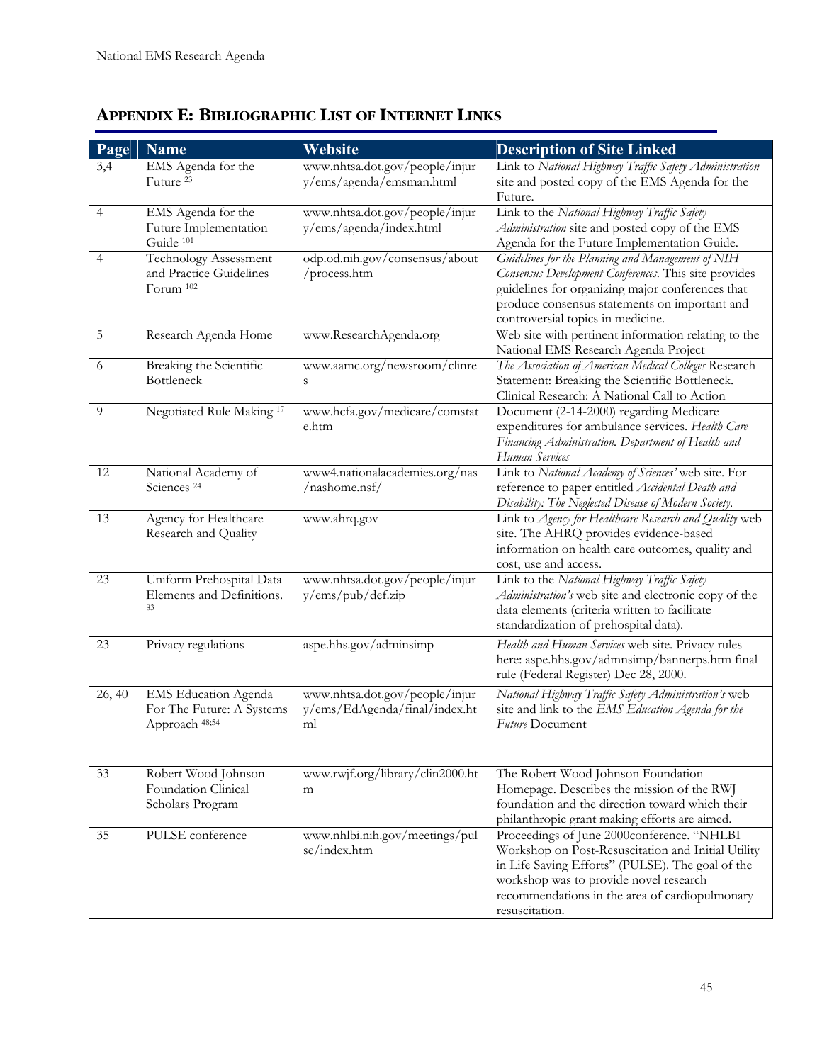## APPENDIX E: BIBLIOGRAPHIC LIST OF INTERNET LINKS

| Page | Name | Website | Description of Site Linked |
|---|---|---|---|
| 3,4 | EMS Agenda for the Future [23] | www.nhtsa.dot.gov/people/injury/ems/agenda/emsman.html | Link to *National Highway Traffic Safety Administration* site and posted copy of the EMS Agenda for the Future. |
| 4 | EMS Agenda for the Future Implementation Guide [101] | www.nhtsa.dot.gov/people/injury/ems/agenda/index.html | Link to the *National Highway Traffic Safety Administration* site and posted copy of the EMS Agenda for the Future Implementation Guide. |
| 4 | Technology Assessment and Practice Guidelines Forum [102] | odp.od.nih.gov/consensus/about/process.htm | *Guidelines for the Planning and Management of NIH Consensus Development Conferences*. This site provides guidelines for organizing major conferences that produce consensus statements on important and controversial topics in medicine. |
| 5 | Research Agenda Home | www.ResearchAgenda.org | Web site with pertinent information relating to the National EMS Research Agenda Project |
| 6 | Breaking the Scientific Bottleneck | www.aamc.org/newsroom/clinres | *The Association of American Medical Colleges* Research Statement: Breaking the Scientific Bottleneck. Clinical Research: A National Call to Action |
| 9 | Negotiated Rule Making [17] | www.hcfa.gov/medicare/comstate.htm | Document (2-14-2000) regarding Medicare expenditures for ambulance services. *Health Care Financing Administration. Department of Health and Human Services* |
| 12 | National Academy of Sciences [24] | www4.nationalacademies.org/nas/nashome.nsf/ | Link to *National Academy of Sciences'* web site. For reference to paper entitled *Accidental Death and Disability: The Neglected Disease of Modern Society*. |
| 13 | Agency for Healthcare Research and Quality | www.ahrq.gov | Link to *Agency for Healthcare Research and Quality* web site. The AHRQ provides evidence-based information on health care outcomes, quality and cost, use and access. |
| 23 | Uniform Prehospital Data Elements and Definitions. [83] | www.nhtsa.dot.gov/people/injury/ems/pub/def.zip | Link to the *National Highway Traffic Safety Administration's* web site and electronic copy of the data elements (criteria written to facilitate standardization of prehospital data). |
| 23 | Privacy regulations | aspe.hhs.gov/adminsimp | *Health and Human Services* web site. Privacy rules here: aspe.hhs.gov/admnsimp/bannerps.htm final rule (Federal Register) Dec 28, 2000. |
| 26, 40 | EMS Education Agenda For The Future: A Systems Approach [48;54] | www.nhtsa.dot.gov/people/injury/ems/EdAgenda/final/index.html | *National Highway Traffic Safety Administration's* web site and link to the *EMS Education Agenda for the Future* Document |
| 33 | Robert Wood Johnson Foundation Clinical Scholars Program | www.rwjf.org/library/clin2000.htm | The Robert Wood Johnson Foundation Homepage. Describes the mission of the RWJ foundation and the direction toward which their philanthropic grant making efforts are aimed. |
| 35 | PULSE conference | www.nhlbi.nih.gov/meetings/pulse/index.htm | Proceedings of June 2000conference. "NHLBI Workshop on Post-Resuscitation and Initial Utility in Life Saving Efforts" (PULSE). The goal of the workshop was to provide novel research recommendations in the area of cardiopulmonary resuscitation. |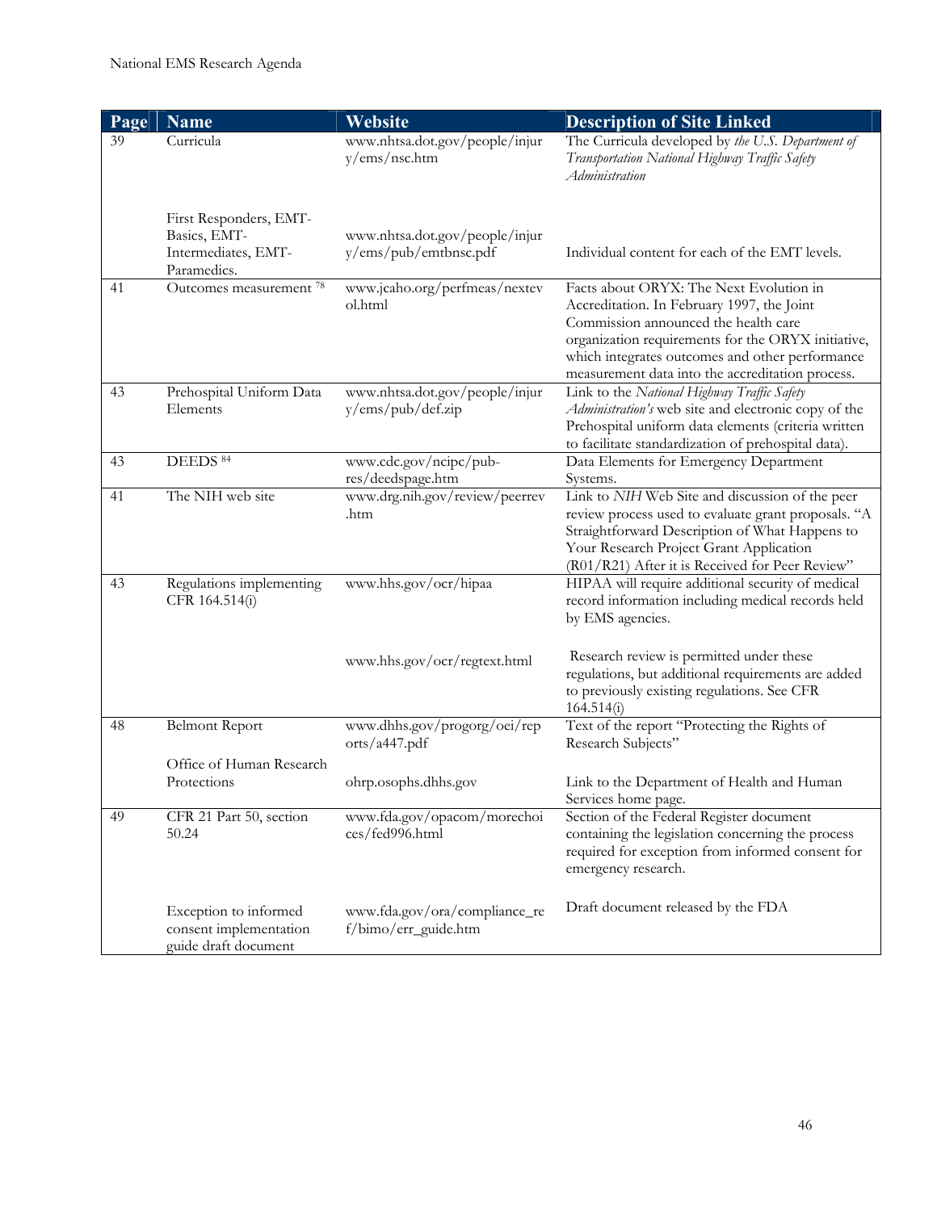| Page | Name | Website | Description of Site Linked |
|---|---|---|---|
| 39 | Curricula | www.nhtsa.dot.gov/people/injury/ems/nsc.htm | The Curricula developed by *the U.S. Department of Transportation National Highway Traffic Safety Administration* |
| | First Responders, EMT-Basics, EMT-Intermediates, EMT-Paramedics. | www.nhtsa.dot.gov/people/injury/ems/pub/emtbnsc.pdf | Individual content for each of the EMT levels. |
| 41 | Outcomes measurement [78] | www.jcaho.org/perfmeas/nextevol.html | Facts about ORYX: The Next Evolution in Accreditation. In February 1997, the Joint Commission announced the health care organization requirements for the ORYX initiative, which integrates outcomes and other performance measurement data into the accreditation process. |
| 43 | Prehospital Uniform Data Elements | www.nhtsa.dot.gov/people/injury/ems/pub/def.zip | Link to the *National Highway Traffic Safety Administration's* web site and electronic copy of the Prehospital uniform data elements (criteria written to facilitate standardization of prehospital data). |
| 43 | DEEDS [84] | www.cdc.gov/ncipc/pub-res/deedspage.htm | Data Elements for Emergency Department Systems. |
| 41 | The NIH web site | www.drg.nih.gov/review/peerrev.htm | Link to *NIH* Web Site and discussion of the peer review process used to evaluate grant proposals. "A Straightforward Description of What Happens to Your Research Project Grant Application (R01/R21) After it is Received for Peer Review" |
| 43 | Regulations implementing CFR 164.514(i) | www.hhs.gov/ocr/hipaa | HIPAA will require additional security of medical record information including medical records held by EMS agencies. |
| | | www.hhs.gov/ocr/regtext.html | Research review is permitted under these regulations, but additional requirements are added to previously existing regulations. See CFR 164.514(i) |
| 48 | Belmont Report | www.dhhs.gov/progorg/oei/reports/a447.pdf | Text of the report "Protecting the Rights of Research Subjects" |
| | Office of Human Research Protections | ohrp.osophs.dhhs.gov | Link to the Department of Health and Human Services home page. |
| 49 | CFR 21 Part 50, section 50.24 | www.fda.gov/opacom/morechoices/fed996.html | Section of the Federal Register document containing the legislation concerning the process required for exception from informed consent for emergency research. |
| | Exception to informed consent implementation guide draft document | www.fda.gov/ora/compliance_ref/bimo/err_guide.htm | Draft document released by the FDA |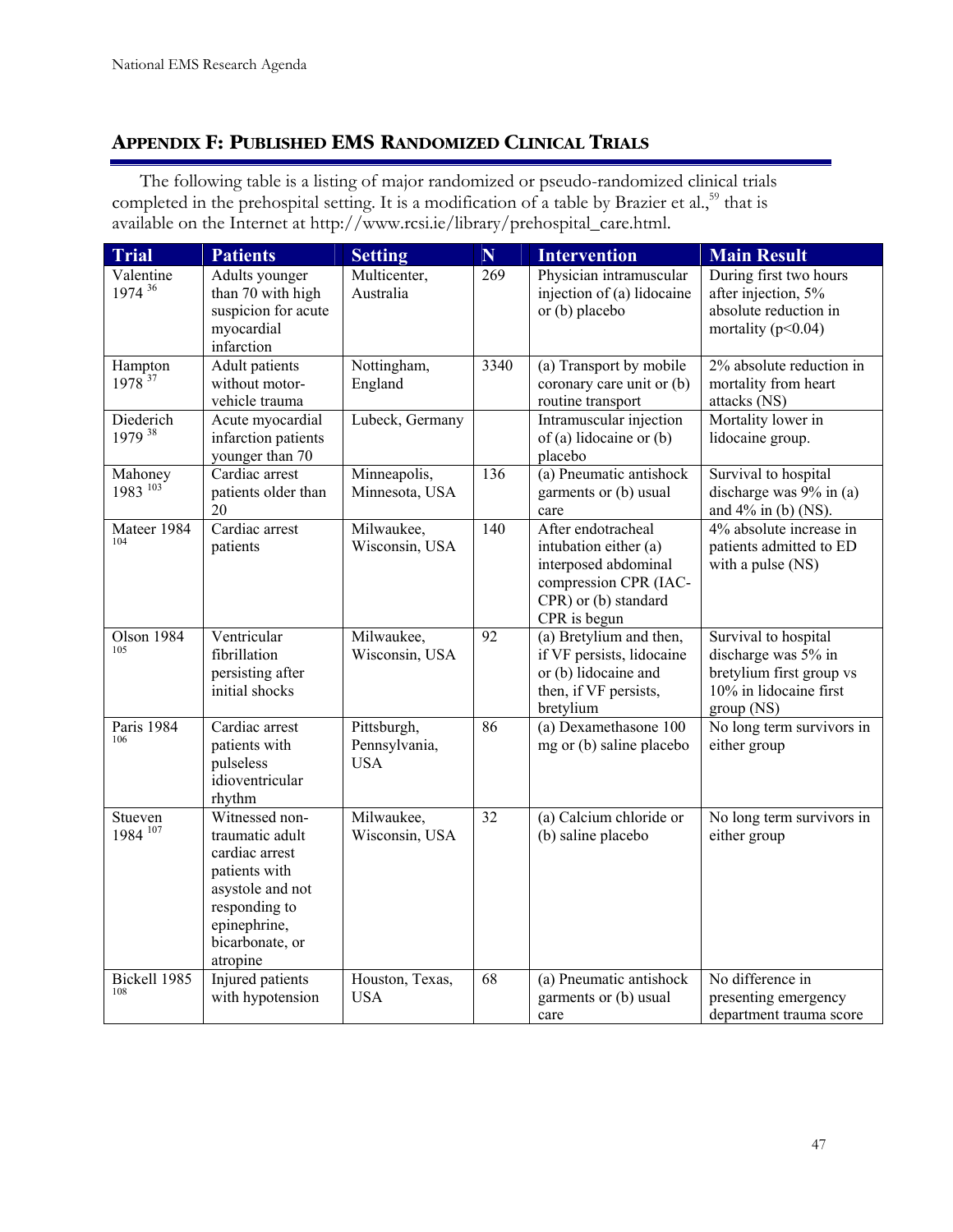## APPENDIX F: PUBLISHED EMS RANDOMIZED CLINICAL TRIALS

The following table is a listing of major randomized or pseudo-randomized clinical trials completed in the prehospital setting. It is a modification of a table by Brazier et al.,[59] that is available on the Internet at http://www.rcsi.ie/library/prehospital_care.html.

| Trial | Patients | Setting | N | Intervention | Main Result |
|---|---|---|---|---|---|
| Valentine 1974 [36] | Adults younger than 70 with high suspicion for acute myocardial infarction | Multicenter, Australia | 269 | Physician intramuscular injection of (a) lidocaine or (b) placebo | During first two hours after injection, 5% absolute reduction in mortality ($p<0.04$) |
| Hampton 1978 [37] | Adult patients without motor-vehicle trauma | Nottingham, England | 3340 | (a) Transport by mobile coronary care unit or (b) routine transport | 2% absolute reduction in mortality from heart attacks (NS) |
| Diederich 1979 [38] | Acute myocardial infarction patients younger than 70 | Lubeck, Germany | | Intramuscular injection of (a) lidocaine or (b) placebo | Mortality lower in lidocaine group. |
| Mahoney 1983 [103] | Cardiac arrest patients older than 20 | Minneapolis, Minnesota, USA | 136 | (a) Pneumatic antishock garments or (b) usual care | Survival to hospital discharge was 9% in (a) and 4% in (b) (NS). |
| Mateer 1984 [104] | Cardiac arrest patients | Milwaukee, Wisconsin, USA | 140 | After endotracheal intubation either (a) interposed abdominal compression CPR (IAC-CPR) or (b) standard CPR is begun | 4% absolute increase in patients admitted to ED with a pulse (NS) |
| Olson 1984 [105] | Ventricular fibrillation persisting after initial shocks | Milwaukee, Wisconsin, USA | 92 | (a) Bretylium and then, if VF persists, lidocaine or (b) lidocaine and then, if VF persists, bretylium | Survival to hospital discharge was 5% in bretylium first group vs 10% in lidocaine first group (NS) |
| Paris 1984 [106] | Cardiac arrest patients with pulseless idioventricular rhythm | Pittsburgh, Pennsylvania, USA | 86 | (a) Dexamethasone 100 mg or (b) saline placebo | No long term survivors in either group |
| Stueven 1984 [107] | Witnessed non-traumatic adult cardiac arrest patients with asystole and not responding to epinephrine, bicarbonate, or atropine | Milwaukee, Wisconsin, USA | 32 | (a) Calcium chloride or (b) saline placebo | No long term survivors in either group |
| Bickell 1985 [108] | Injured patients with hypotension | Houston, Texas, USA | 68 | (a) Pneumatic antishock garments or (b) usual care | No difference in presenting emergency department trauma score |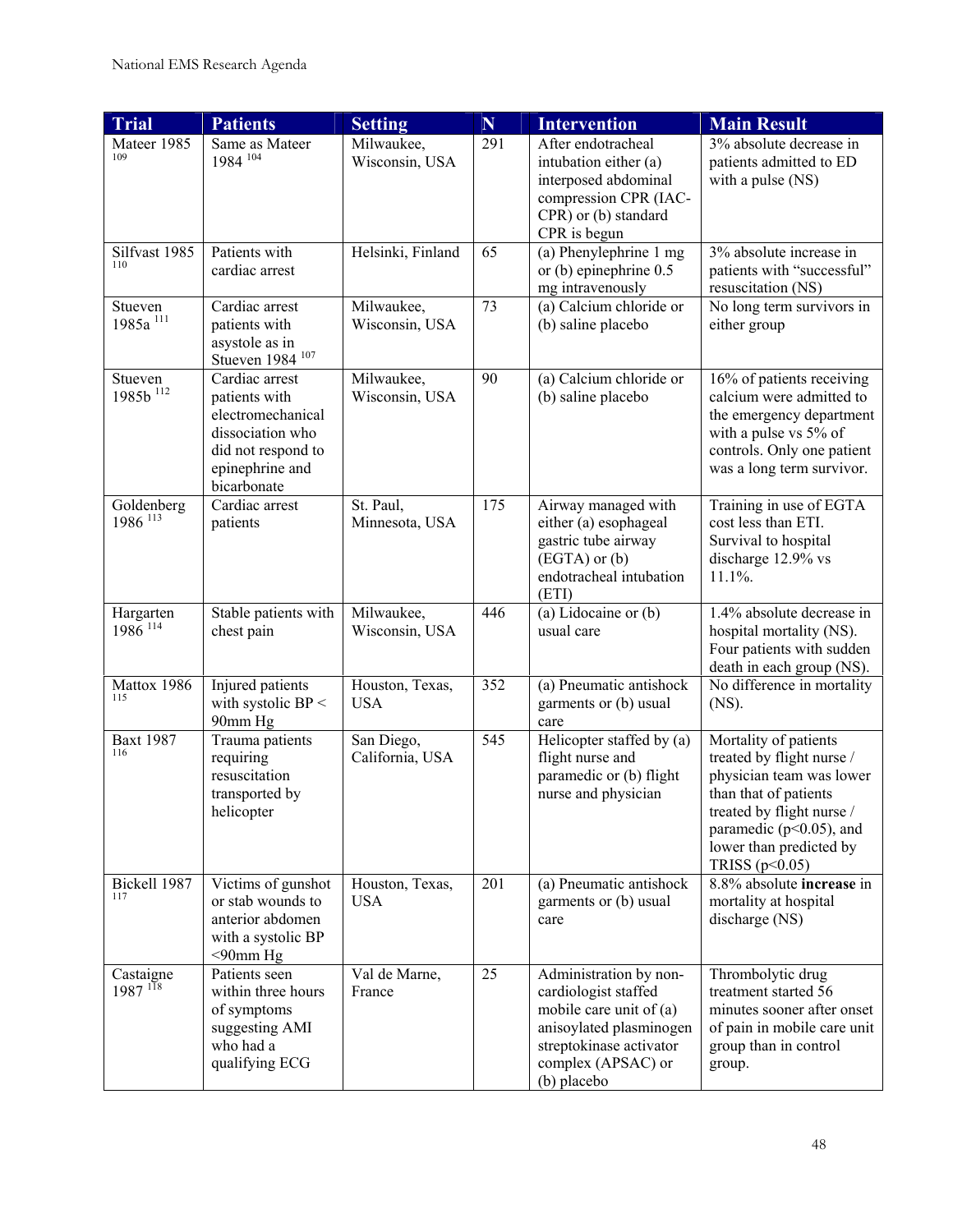| Trial | Patients | Setting | N | Intervention | Main Result |
|---|---|---|---|---|---|
| Mateer 1985 [109] | Same as Mateer 1984 [104] | Milwaukee, Wisconsin, USA | 291 | After endotracheal intubation either (a) interposed abdominal compression CPR (IAC-CPR) or (b) standard CPR is begun | 3% absolute decrease in patients admitted to ED with a pulse (NS) |
| Silfvast 1985 [110] | Patients with cardiac arrest | Helsinki, Finland | 65 | (a) Phenylephrine 1 mg or (b) epinephrine 0.5 mg intravenously | 3% absolute increase in patients with "successful" resuscitation (NS) |
| Stueven 1985a [111] | Cardiac arrest patients with asystole as in Stueven 1984 [107] | Milwaukee, Wisconsin, USA | 73 | (a) Calcium chloride or (b) saline placebo | No long term survivors in either group |
| Stueven 1985b [112] | Cardiac arrest patients with electromechanical dissociation who did not respond to epinephrine and bicarbonate | Milwaukee, Wisconsin, USA | 90 | (a) Calcium chloride or (b) saline placebo | 16% of patients receiving calcium were admitted to the emergency department with a pulse vs 5% of controls. Only one patient was a long term survivor. |
| Goldenberg 1986 [113] | Cardiac arrest patients | St. Paul, Minnesota, USA | 175 | Airway managed with either (a) esophageal gastric tube airway (EGTA) or (b) endotracheal intubation (ETI) | Training in use of EGTA cost less than ETI. Survival to hospital discharge 12.9% vs 11.1%. |
| Hargarten 1986 [114] | Stable patients with chest pain | Milwaukee, Wisconsin, USA | 446 | (a) Lidocaine or (b) usual care | 1.4% absolute decrease in hospital mortality (NS). Four patients with sudden death in each group (NS). |
| Mattox 1986 [115] | Injured patients with systolic BP < 90mm Hg | Houston, Texas, USA | 352 | (a) Pneumatic antishock garments or (b) usual care | No difference in mortality (NS). |
| Baxt 1987 [116] | Trauma patients requiring resuscitation transported by helicopter | San Diego, California, USA | 545 | Helicopter staffed by (a) flight nurse and paramedic or (b) flight nurse and physician | Mortality of patients treated by flight nurse / physician team was lower than that of patients treated by flight nurse / paramedic ($p<0.05$), and lower than predicted by TRISS ($p<0.05$) |
| Bickell 1987 [117] | Victims of gunshot or stab wounds to anterior abdomen with a systolic BP <90mm Hg | Houston, Texas, USA | 201 | (a) Pneumatic antishock garments or (b) usual care | 8.8% absolute **increase** in mortality at hospital discharge (NS) |
| Castaigne 1987 [118] | Patients seen within three hours of symptoms suggesting AMI who had a qualifying ECG | Val de Marne, France | 25 | Administration by non-cardiologist staffed mobile care unit of (a) anisoylated plasminogen streptokinase activator complex (APSAC) or (b) placebo | Thrombolytic drug treatment started 56 minutes sooner after onset of pain in mobile care unit group than in control group. |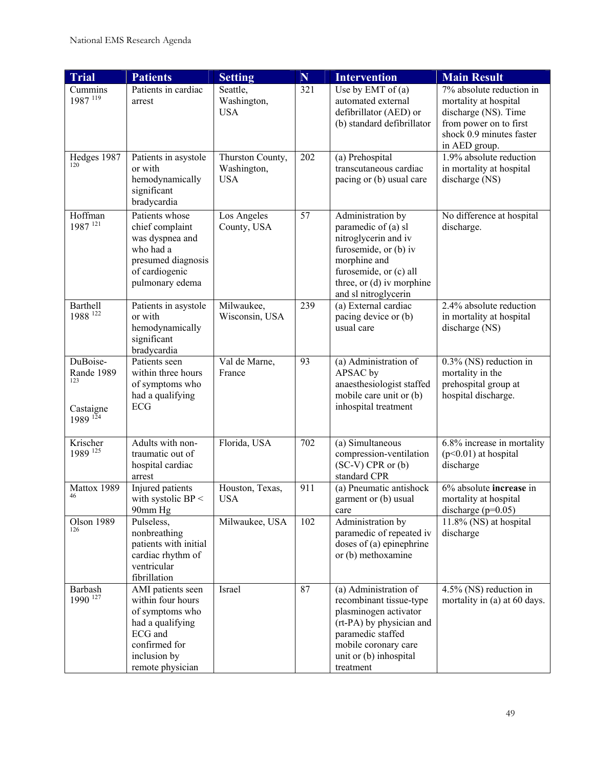| Trial | Patients | Setting | N | Intervention | Main Result |
|---|---|---|---|---|---|
| Cummins 1987 [119] | Patients in cardiac arrest | Seattle, Washington, USA | 321 | Use by EMT of (a) automated external defibrillator (AED) or (b) standard defibrillator | 7% absolute reduction in mortality at hospital discharge (NS). Time from power on to first shock 0.9 minutes faster in AED group. |
| Hedges 1987 [120] | Patients in asystole or with hemodynamically significant bradycardia | Thurston County, Washington, USA | 202 | (a) Prehospital transcutaneous cardiac pacing or (b) usual care | 1.9% absolute reduction in mortality at hospital discharge (NS) |
| Hoffman 1987 [121] | Patients whose chief complaint was dyspnea and who had a presumed diagnosis of cardiogenic pulmonary edema | Los Angeles County, USA | 57 | Administration by paramedic of (a) sl nitroglycerin and iv furosemide, or (b) iv morphine and furosemide, or (c) all three, or (d) iv morphine and sl nitroglycerin | No difference at hospital discharge. |
| Barthell 1988 [122] | Patients in asystole or with hemodynamically significant bradycardia | Milwaukee, Wisconsin, USA | 239 | (a) External cardiac pacing device or (b) usual care | 2.4% absolute reduction in mortality at hospital discharge (NS) |
| DuBoise-Rande 1989 [123] Castaigne 1989 [124] | Patients seen within three hours of symptoms who had a qualifying ECG | Val de Marne, France | 93 | (a) Administration of APSAC by anaesthesiologist staffed mobile care unit or (b) inhospital treatment | 0.3% (NS) reduction in mortality in the prehospital group at hospital discharge. |
| Krischer 1989 [125] | Adults with non-traumatic out of hospital cardiac arrest | Florida, USA | 702 | (a) Simultaneous compression-ventilation (SC-V) CPR or (b) standard CPR | 6.8% increase in mortality ($p<0.01$) at hospital discharge |
| Mattox 1989 [46] | Injured patients with systolic BP < 90mm Hg | Houston, Texas, USA | 911 | (a) Pneumatic antishock garment or (b) usual care | 6% absolute **increase** in mortality at hospital discharge ($p=0.05$) |
| Olson 1989 [126] | Pulseless, nonbreathing patients with initial cardiac rhythm of ventricular fibrillation | Milwaukee, USA | 102 | Administration by paramedic of repeated iv doses of (a) epinephrine or (b) methoxamine | 11.8% (NS) at hospital discharge |
| Barbash 1990 [127] | AMI patients seen within four hours of symptoms who had a qualifying ECG and confirmed for inclusion by remote physician | Israel | 87 | (a) Administration of recombinant tissue-type plasminogen activator (rt-PA) by physician and paramedic staffed mobile coronary care unit or (b) inhospital treatment | 4.5% (NS) reduction in mortality in (a) at 60 days. |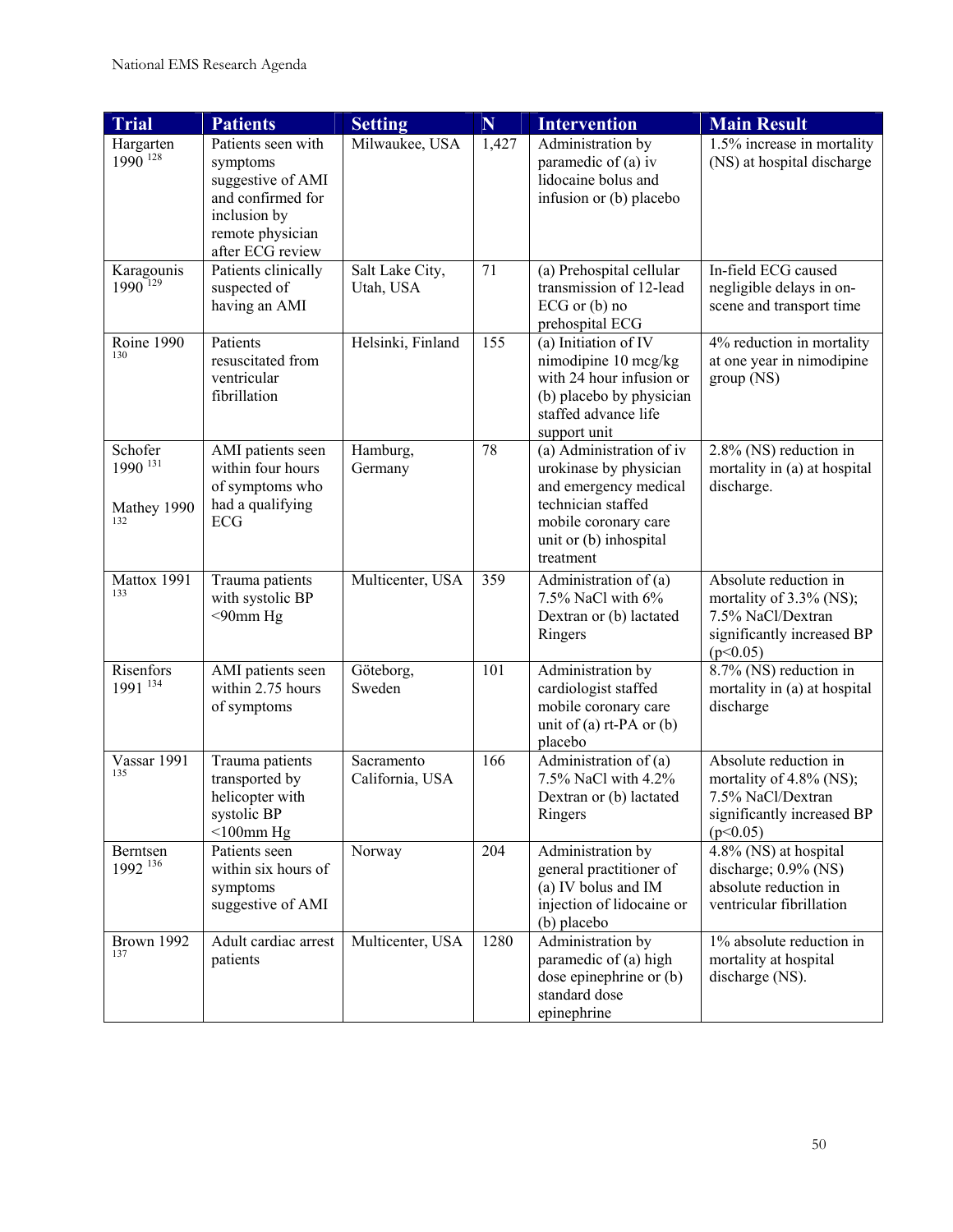| Trial | Patients | Setting | N | Intervention | Main Result |
|---|---|---|---|---|---|
| Hargarten 1990 [128] | Patients seen with symptoms suggestive of AMI and confirmed for inclusion by remote physician after ECG review | Milwaukee, USA | 1,427 | Administration by paramedic of (a) iv lidocaine bolus and infusion or (b) placebo | 1.5% increase in mortality (NS) at hospital discharge |
| Karagounis 1990 [129] | Patients clinically suspected of having an AMI | Salt Lake City, Utah, USA | 71 | (a) Prehospital cellular transmission of 12-lead ECG or (b) no prehospital ECG | In-field ECG caused negligible delays in on-scene and transport time |
| Roine 1990 [130] | Patients resuscitated from ventricular fibrillation | Helsinki, Finland | 155 | (a) Initiation of IV nimodipine 10 mcg/kg with 24 hour infusion or (b) placebo by physician staffed advance life support unit | 4% reduction in mortality at one year in nimodipine group (NS) |
| Schofer 1990 [131] <br><br> Mathey 1990 [132] | AMI patients seen within four hours of symptoms who had a qualifying ECG | Hamburg, Germany | 78 | (a) Administration of iv urokinase by physician and emergency medical technician staffed mobile coronary care unit or (b) inhospital treatment | 2.8% (NS) reduction in mortality in (a) at hospital discharge. |
| Mattox 1991 [133] | Trauma patients with systolic BP <90mm Hg | Multicenter, USA | 359 | Administration of (a) 7.5% NaCl with 6% Dextran or (b) lactated Ringers | Absolute reduction in mortality of 3.3% (NS); 7.5% NaCl/Dextran significantly increased BP ($p<0.05$) |
| Risenfors 1991 [134] | AMI patients seen within 2.75 hours of symptoms | Göteborg, Sweden | 101 | Administration by cardiologist staffed mobile coronary care unit of (a) rt-PA or (b) placebo | 8.7% (NS) reduction in mortality in (a) at hospital discharge |
| Vassar 1991 [135] | Trauma patients transported by helicopter with systolic BP <100mm Hg | Sacramento California, USA | 166 | Administration of (a) 7.5% NaCl with 4.2% Dextran or (b) lactated Ringers | Absolute reduction in mortality of 4.8% (NS); 7.5% NaCl/Dextran significantly increased BP ($p<0.05$) |
| Berntsen 1992 [136] | Patients seen within six hours of symptoms suggestive of AMI | Norway | 204 | Administration by general practitioner of (a) IV bolus and IM injection of lidocaine or (b) placebo | 4.8% (NS) at hospital discharge; 0.9% (NS) absolute reduction in ventricular fibrillation |
| Brown 1992 [137] | Adult cardiac arrest patients | Multicenter, USA | 1280 | Administration by paramedic of (a) high dose epinephrine or (b) standard dose epinephrine | 1% absolute reduction in mortality at hospital discharge (NS). |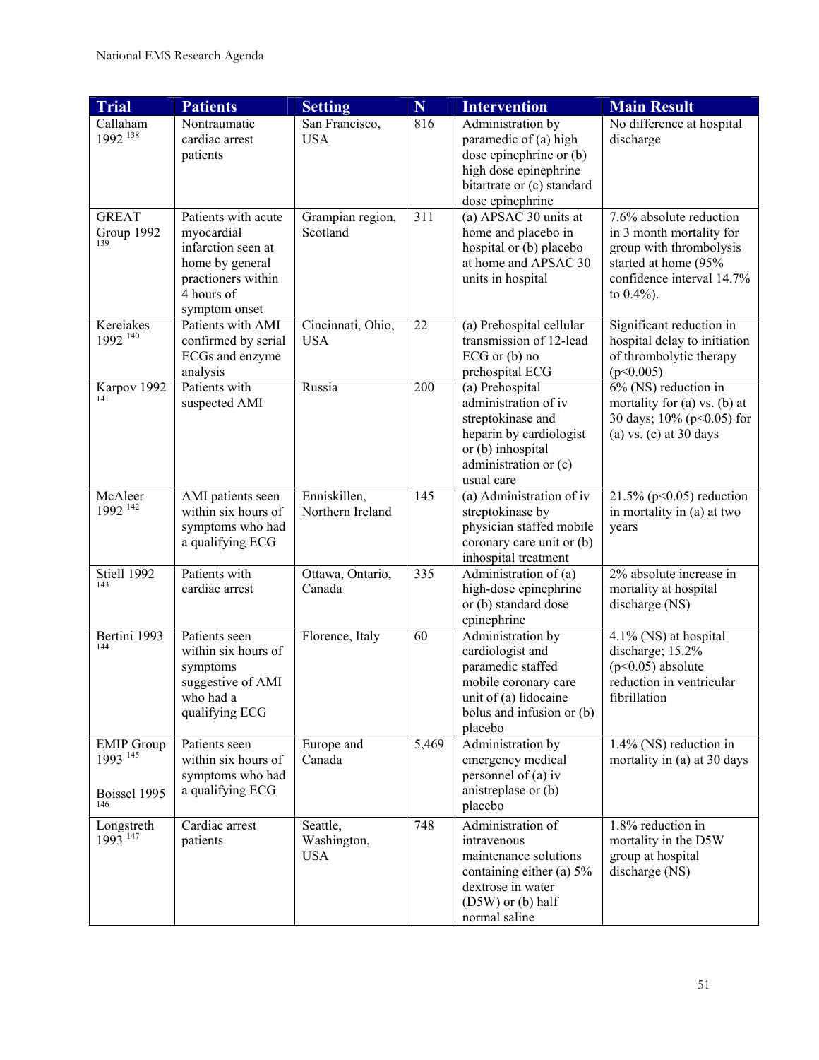| Trial | Patients | Setting | N | Intervention | Main Result |
|---|---|---|---|---|---|
| Callaham 1992 [138] | Nontraumatic cardiac arrest patients | San Francisco, USA | 816 | Administration by paramedic of (a) high dose epinephrine or (b) high dose epinephrine bitartrate or (c) standard dose epinephrine | No difference at hospital discharge |
| GREAT Group 1992 [139] | Patients with acute myocardial infarction seen at home by general practioners within 4 hours of symptom onset | Grampian region, Scotland | 311 | (a) APSAC 30 units at home and placebo in hospital or (b) placebo at home and APSAC 30 units in hospital | 7.6% absolute reduction in 3 month mortality for group with thrombolysis started at home (95% confidence interval 14.7% to 0.4%). |
| Kereiakes 1992 [140] | Patients with AMI confirmed by serial ECGs and enzyme analysis | Cincinnati, Ohio, USA | 22 | (a) Prehospital cellular transmission of 12-lead ECG or (b) no prehospital ECG | Significant reduction in hospital delay to initiation of thrombolytic therapy ($p<0.005$) |
| Karpov 1992 [141] | Patients with suspected AMI | Russia | 200 | (a) Prehospital administration of iv streptokinase and heparin by cardiologist or (b) inhospital administration or (c) usual care | 6% (NS) reduction in mortality for (a) vs. (b) at 30 days; 10% ($p<0.05$) for (a) vs. (c) at 30 days |
| McAleer 1992 [142] | AMI patients seen within six hours of symptoms who had a qualifying ECG | Enniskillen, Northern Ireland | 145 | (a) Administration of iv streptokinase by physician staffed mobile coronary care unit or (b) inhospital treatment | 21.5% ($p<0.05$) reduction in mortality in (a) at two years |
| Stiell 1992 [143] | Patients with cardiac arrest | Ottawa, Ontario, Canada | 335 | Administration of (a) high-dose epinephrine or (b) standard dose epinephrine | 2% absolute increase in mortality at hospital discharge (NS) |
| Bertini 1993 [144] | Patients seen within six hours of symptoms suggestive of AMI who had a qualifying ECG | Florence, Italy | 60 | Administration by cardiologist and paramedic staffed mobile coronary care unit of (a) lidocaine bolus and infusion or (b) placebo | 4.1% (NS) at hospital discharge; 15.2% ($p<0.05$) absolute reduction in ventricular fibrillation |
| EMIP Group 1993 [145]<br><br>Boissel 1995 [146] | Patients seen within six hours of symptoms who had a qualifying ECG | Europe and Canada | 5,469 | Administration by emergency medical personnel of (a) iv anistreplase or (b) placebo | 1.4% (NS) reduction in mortality in (a) at 30 days |
| Longstreth 1993 [147] | Cardiac arrest patients | Seattle, Washington, USA | 748 | Administration of intravenous maintenance solutions containing either (a) 5% dextrose in water (D5W) or (b) half normal saline | 1.8% reduction in mortality in the D5W group at hospital discharge (NS) |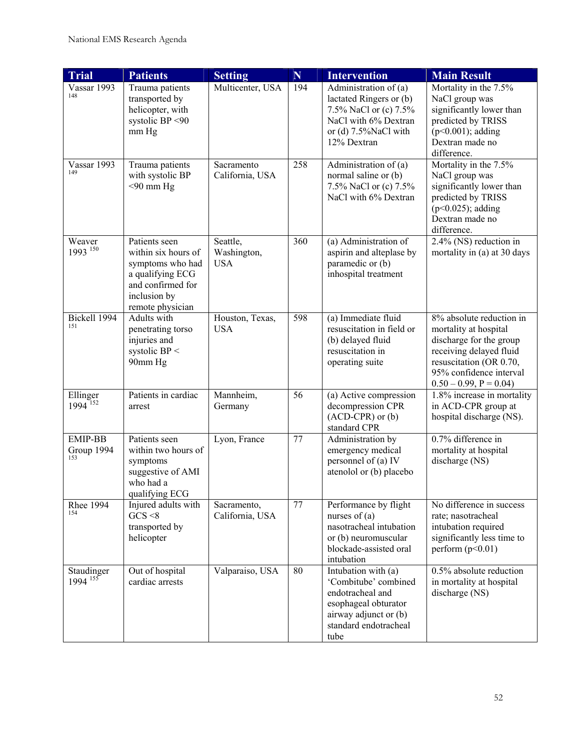| Trial | Patients | Setting | N | Intervention | Main Result |
|---|---|---|---|---|---|
| Vassar 1993 [148] | Trauma patients transported by helicopter, with systolic BP <90 mm Hg | Multicenter, USA | 194 | Administration of (a) lactated Ringers or (b) 7.5% NaCl or (c) 7.5% NaCl with 6% Dextran or (d) 7.5%NaCl with 12% Dextran | Mortality in the 7.5% NaCl group was significantly lower than predicted by TRISS ($p<0.001$); adding Dextran made no difference. |
| Vassar 1993 [149] | Trauma patients with systolic BP <90 mm Hg | Sacramento California, USA | 258 | Administration of (a) normal saline or (b) 7.5% NaCl or (c) 7.5% NaCl with 6% Dextran | Mortality in the 7.5% NaCl group was significantly lower than predicted by TRISS ($p<0.025$); adding Dextran made no difference. |
| Weaver 1993 [150] | Patients seen within six hours of symptoms who had a qualifying ECG and confirmed for inclusion by remote physician | Seattle, Washington, USA | 360 | (a) Administration of aspirin and alteplase by paramedic or (b) inhospital treatment | 2.4% (NS) reduction in mortality in (a) at 30 days |
| Bickell 1994 [151] | Adults with penetrating torso injuries and systolic BP < 90mm Hg | Houston, Texas, USA | 598 | (a) Immediate fluid resuscitation in field or (b) delayed fluid resuscitation in operating suite | 8% absolute reduction in mortality at hospital discharge for the group receiving delayed fluid resuscitation (OR 0.70, 95% confidence interval 0.50 – 0.99, P = 0.04) |
| Ellinger 1994 [152] | Patients in cardiac arrest | Mannheim, Germany | 56 | (a) Active compression decompression CPR (ACD-CPR) or (b) standard CPR | 1.8% increase in mortality in ACD-CPR group at hospital discharge (NS). |
| EMIP-BB Group 1994 [153] | Patients seen within two hours of symptoms suggestive of AMI who had a qualifying ECG | Lyon, France | 77 | Administration by emergency medical personnel of (a) IV atenolol or (b) placebo | 0.7% difference in mortality at hospital discharge (NS) |
| Rhee 1994 [154] | Injured adults with GCS <8 transported by helicopter | Sacramento, California, USA | 77 | Performance by flight nurses of (a) nasotracheal intubation or (b) neuromuscular blockade-assisted oral intubation | No difference in success rate; nasotracheal intubation required significantly less time to perform ($p<0.01$) |
| Staudinger 1994 [155] | Out of hospital cardiac arrests | Valparaiso, USA | 80 | Intubation with (a) 'Combitube' combined endotracheal and esophageal obturator airway adjunct or (b) standard endotracheal tube | 0.5% absolute reduction in mortality at hospital discharge (NS) |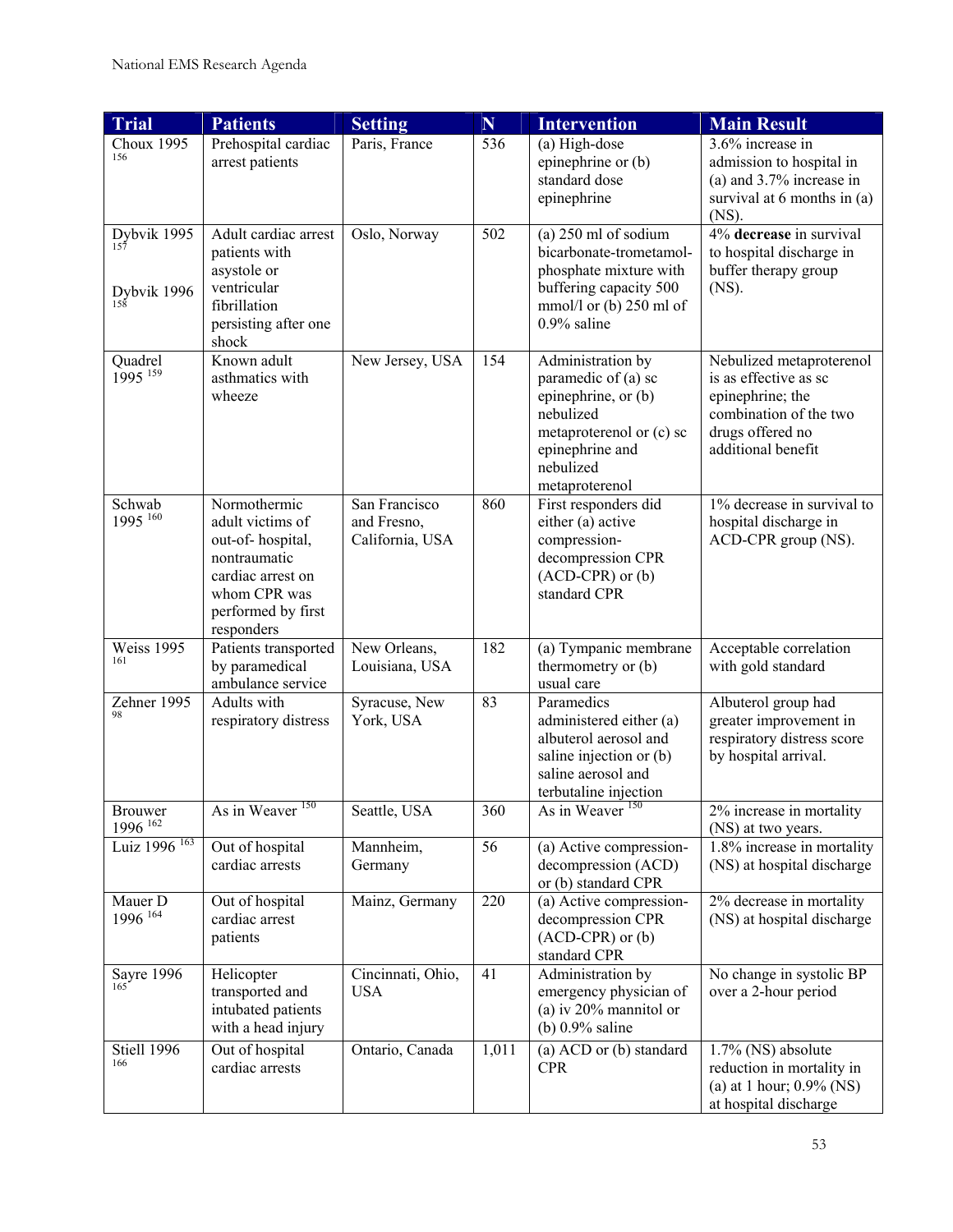| Trial | Patients | Setting | N | Intervention | Main Result |
|---|---|---|---|---|---|
| Choux 1995 [156] | Prehospital cardiac arrest patients | Paris, France | 536 | (a) High-dose epinephrine or (b) standard dose epinephrine | 3.6% increase in admission to hospital in (a) and 3.7% increase in survival at 6 months in (a) (NS). |
| Dybvik 1995 [157] Dybvik 1996 [158] | Adult cardiac arrest patients with asystole or ventricular fibrillation persisting after one shock | Oslo, Norway | 502 | (a) 250 ml of sodium bicarbonate-trometamol-phosphate mixture with buffering capacity 500 mmol/l or (b) 250 ml of 0.9% saline | 4% **decrease** in survival to hospital discharge in buffer therapy group (NS). |
| Quadrel 1995 [159] | Known adult asthmatics with wheeze | New Jersey, USA | 154 | Administration by paramedic of (a) sc epinephrine, or (b) nebulized metaproterenol or (c) sc epinephrine and nebulized metaproterenol | Nebulized metaproterenol is as effective as sc epinephrine; the combination of the two drugs offered no additional benefit |
| Schwab 1995 [160] | Normothermic adult victims of out-of- hospital, nontraumatic cardiac arrest on whom CPR was performed by first responders | San Francisco and Fresno, California, USA | 860 | First responders did either (a) active compression-decompression CPR (ACD-CPR) or (b) standard CPR | 1% decrease in survival to hospital discharge in ACD-CPR group (NS). |
| Weiss 1995 [161] | Patients transported by paramedical ambulance service | New Orleans, Louisiana, USA | 182 | (a) Tympanic membrane thermometry or (b) usual care | Acceptable correlation with gold standard |
| Zehner 1995 [98] | Adults with respiratory distress | Syracuse, New York, USA | 83 | Paramedics administered either (a) albuterol aerosol and saline injection or (b) saline aerosol and terbutaline injection | Albuterol group had greater improvement in respiratory distress score by hospital arrival. |
| Brouwer 1996 [162] | As in Weaver [150] | Seattle, USA | 360 | As in Weaver [150] | 2% increase in mortality (NS) at two years. |
| Luiz 1996 [163] | Out of hospital cardiac arrests | Mannheim, Germany | 56 | (a) Active compression-decompression (ACD) or (b) standard CPR | 1.8% increase in mortality (NS) at hospital discharge |
| Mauer D 1996 [164] | Out of hospital cardiac arrest patients | Mainz, Germany | 220 | (a) Active compression-decompression CPR (ACD-CPR) or (b) standard CPR | 2% decrease in mortality (NS) at hospital discharge |
| Sayre 1996 [165] | Helicopter transported and intubated patients with a head injury | Cincinnati, Ohio, USA | 41 | Administration by emergency physician of (a) iv 20% mannitol or (b) 0.9% saline | No change in systolic BP over a 2-hour period |
| Stiell 1996 [166] | Out of hospital cardiac arrests | Ontario, Canada | 1,011 | (a) ACD or (b) standard CPR | 1.7% (NS) absolute reduction in mortality in (a) at 1 hour; 0.9% (NS) at hospital discharge |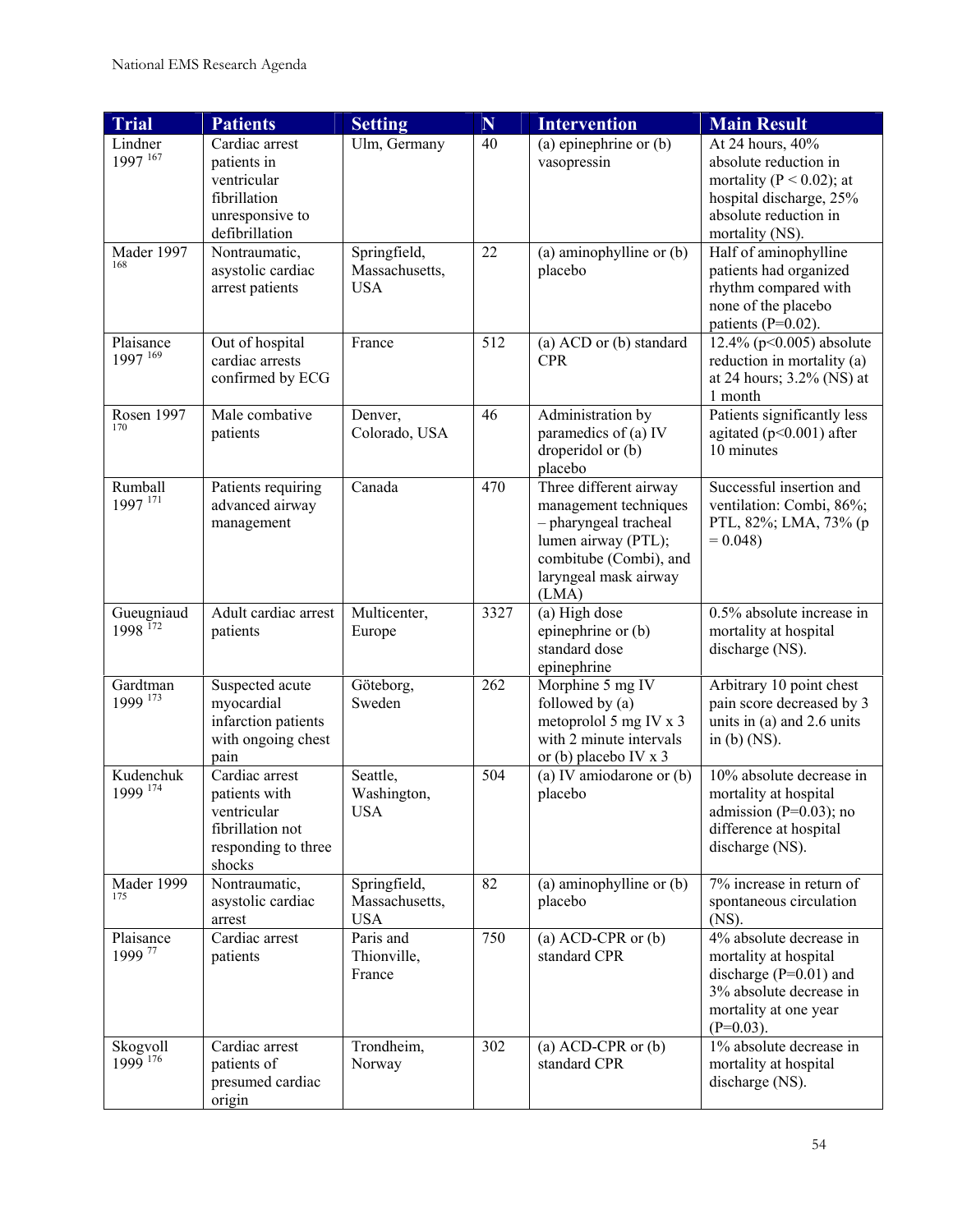| Trial | Patients | Setting | N | Intervention | Main Result |
|---|---|---|---|---|---|
| Lindner 1997 [167] | Cardiac arrest patients in ventricular fibrillation unresponsive to defibrillation | Ulm, Germany | 40 | (a) epinephrine or (b) vasopressin | At 24 hours, 40% absolute reduction in mortality ($P < 0.02$); at hospital discharge, 25% absolute reduction in mortality (NS). |
| Mader 1997 [168] | Nontraumatic, asystolic cardiac arrest patients | Springfield, Massachusetts, USA | 22 | (a) aminophylline or (b) placebo | Half of aminophylline patients had organized rhythm compared with none of the placebo patients ($P=0.02$). |
| Plaisance 1997 [169] | Out of hospital cardiac arrests confirmed by ECG | France | 512 | (a) ACD or (b) standard CPR | 12.4% ($p<0.005$) absolute reduction in mortality (a) at 24 hours; 3.2% (NS) at 1 month |
| Rosen 1997 [170] | Male combative patients | Denver, Colorado, USA | 46 | Administration by paramedics of (a) IV droperidol or (b) placebo | Patients significantly less agitated ($p<0.001$) after 10 minutes |
| Rumball 1997 [171] | Patients requiring advanced airway management | Canada | 470 | Three different airway management techniques – pharyngeal tracheal lumen airway (PTL); combitube (Combi), and laryngeal mask airway (LMA) | Successful insertion and ventilation: Combi, 86%; PTL, 82%; LMA, 73% ($p = 0.048$) |
| Gueugniaud 1998 [172] | Adult cardiac arrest patients | Multicenter, Europe | 3327 | (a) High dose epinephrine or (b) standard dose epinephrine | 0.5% absolute increase in mortality at hospital discharge (NS). |
| Gardtman 1999 [173] | Suspected acute myocardial infarction patients with ongoing chest pain | Göteborg, Sweden | 262 | Morphine 5 mg IV followed by (a) metoprolol 5 mg IV x 3 with 2 minute intervals or (b) placebo IV x 3 | Arbitrary 10 point chest pain score decreased by 3 units in (a) and 2.6 units in (b) (NS). |
| Kudenchuk 1999 [174] | Cardiac arrest patients with ventricular fibrillation not responding to three shocks | Seattle, Washington, USA | 504 | (a) IV amiodarone or (b) placebo | 10% absolute decrease in mortality at hospital admission ($P=0.03$); no difference at hospital discharge (NS). |
| Mader 1999 [175] | Nontraumatic, asystolic cardiac arrest | Springfield, Massachusetts, USA | 82 | (a) aminophylline or (b) placebo | 7% increase in return of spontaneous circulation (NS). |
| Plaisance 1999 [77] | Cardiac arrest patients | Paris and Thionville, France | 750 | (a) ACD-CPR or (b) standard CPR | 4% absolute decrease in mortality at hospital discharge ($P=0.01$) and 3% absolute decrease in mortality at one year ($P=0.03$). |
| Skogvoll 1999 [176] | Cardiac arrest patients of presumed cardiac origin | Trondheim, Norway | 302 | (a) ACD-CPR or (b) standard CPR | 1% absolute decrease in mortality at hospital discharge (NS). |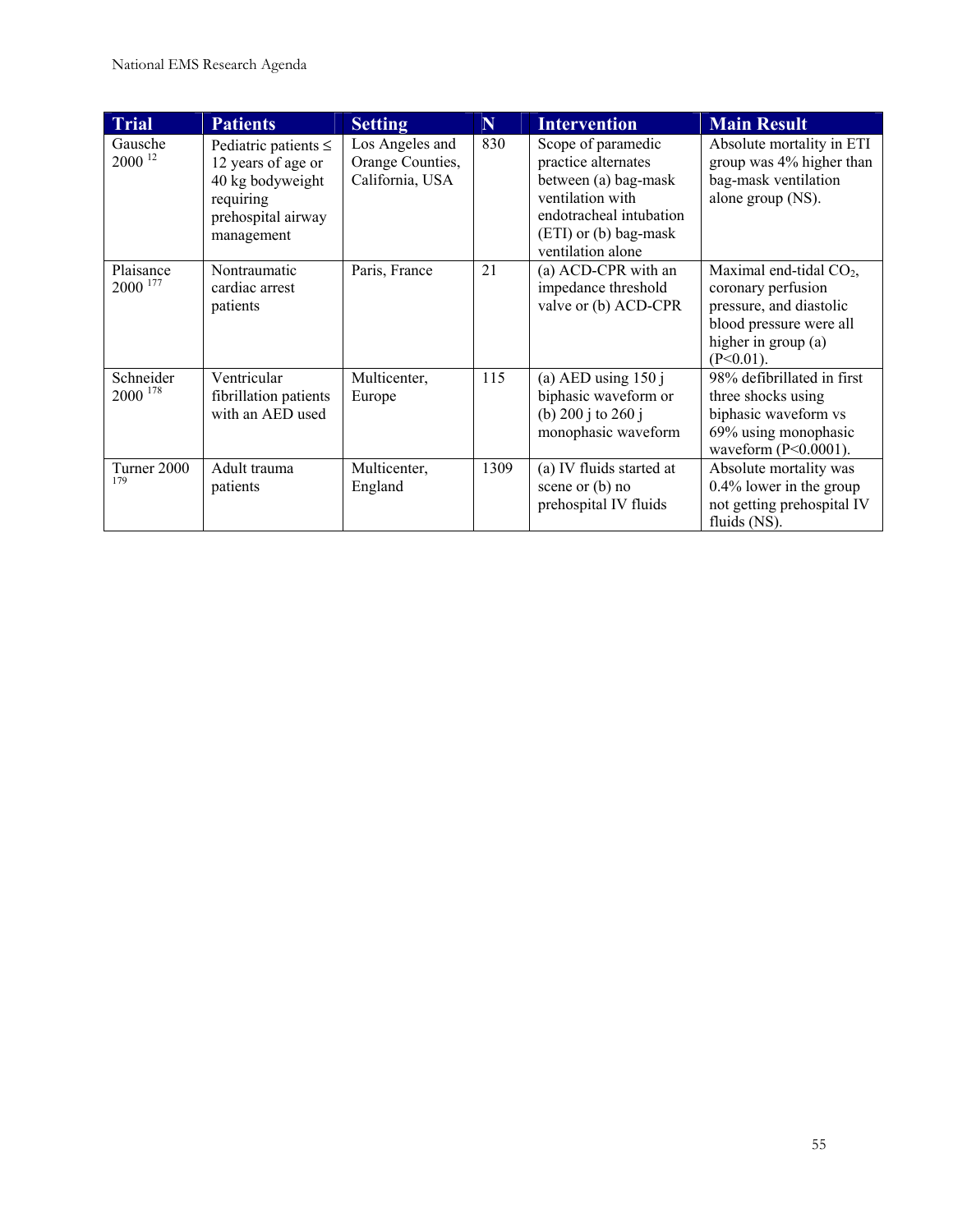| Trial | Patients | Setting | N | Intervention | Main Result |
|---|---|---|---|---|---|
| Gausche 2000 [12] | Pediatric patients ≤ 12 years of age or 40 kg bodyweight requiring prehospital airway management | Los Angeles and Orange Counties, California, USA | 830 | Scope of paramedic practice alternates between (a) bag-mask ventilation with endotracheal intubation (ETI) or (b) bag-mask ventilation alone | Absolute mortality in ETI group was 4% higher than bag-mask ventilation alone group (NS). |
| Plaisance 2000 [177] | Nontraumatic cardiac arrest patients | Paris, France | 21 | (a) ACD-CPR with an impedance threshold valve or (b) ACD-CPR | Maximal end-tidal $CO_2$, coronary perfusion pressure, and diastolic blood pressure were all higher in group (a) ($P<0.01$). |
| Schneider 2000 [178] | Ventricular fibrillation patients with an AED used | Multicenter, Europe | 115 | (a) AED using 150 j biphasic waveform or (b) 200 j to 260 j monophasic waveform | 98% defibrillated in first three shocks using biphasic waveform vs 69% using monophasic waveform ($P<0.0001$). |
| Turner 2000 [179] | Adult trauma patients | Multicenter, England | 1309 | (a) IV fluids started at scene or (b) no prehospital IV fluids | Absolute mortality was 0.4% lower in the group not getting prehospital IV fluids (NS). |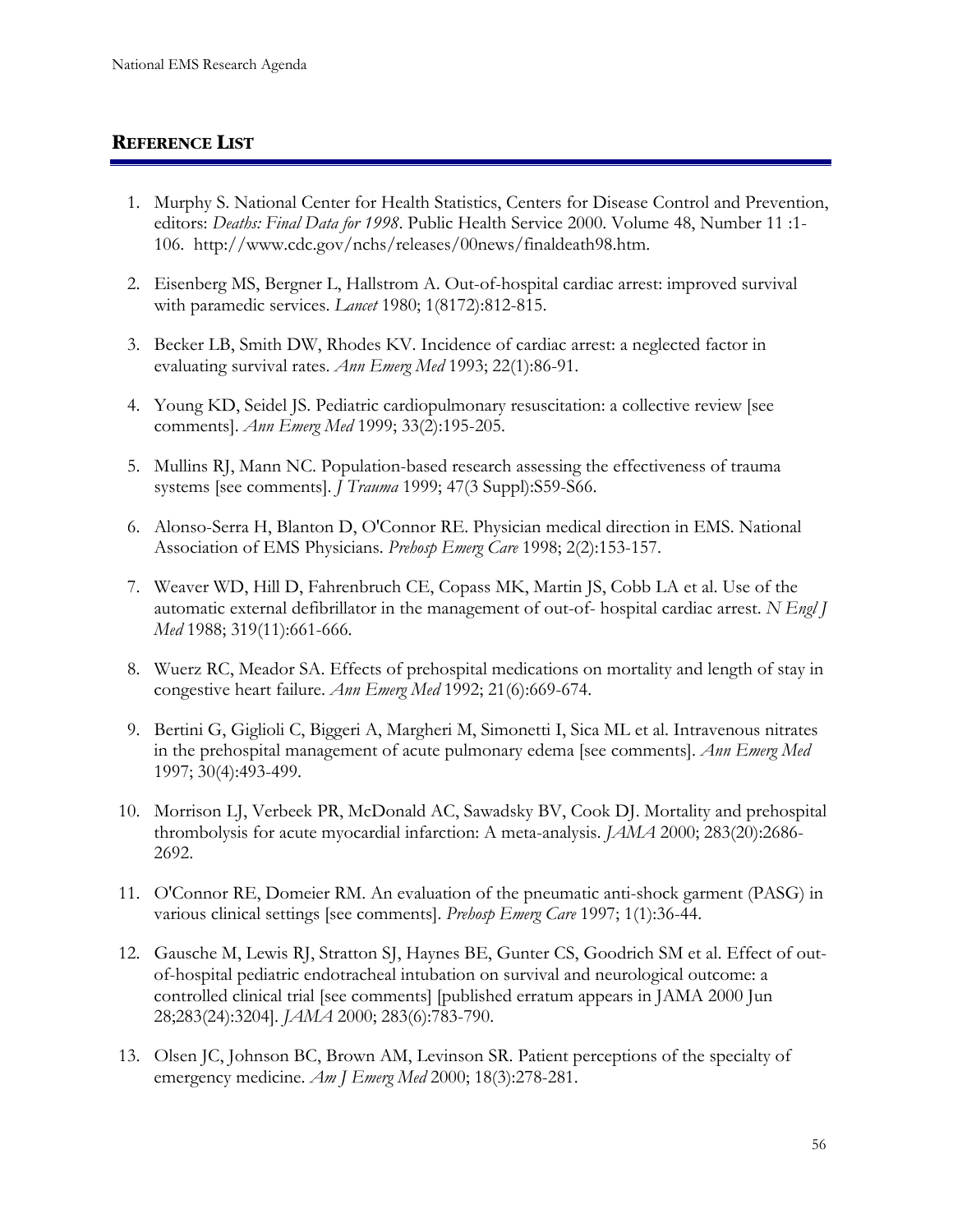## **REFERENCE LIST**

1. Murphy S. National Center for Health Statistics, Centers for Disease Control and Prevention, editors: *Deaths: Final Data for 1998*. Public Health Service 2000. Volume 48, Number 11 :1-106. http://www.cdc.gov/nchs/releases/00news/finaldeath98.htm.

2. Eisenberg MS, Bergner L, Hallstrom A. Out-of-hospital cardiac arrest: improved survival with paramedic services. *Lancet* 1980; 1(8172):812-815.

3. Becker LB, Smith DW, Rhodes KV. Incidence of cardiac arrest: a neglected factor in evaluating survival rates. *Ann Emerg Med* 1993; 22(1):86-91.

4. Young KD, Seidel JS. Pediatric cardiopulmonary resuscitation: a collective review [see comments]. *Ann Emerg Med* 1999; 33(2):195-205.

5. Mullins RJ, Mann NC. Population-based research assessing the effectiveness of trauma systems [see comments]. *J Trauma* 1999; 47(3 Suppl):S59-S66.

6. Alonso-Serra H, Blanton D, O'Connor RE. Physician medical direction in EMS. National Association of EMS Physicians. *Prehosp Emerg Care* 1998; 2(2):153-157.

7. Weaver WD, Hill D, Fahrenbruch CE, Copass MK, Martin JS, Cobb LA et al. Use of the automatic external defibrillator in the management of out-of- hospital cardiac arrest. *N Engl J Med* 1988; 319(11):661-666.

8. Wuerz RC, Meador SA. Effects of prehospital medications on mortality and length of stay in congestive heart failure. *Ann Emerg Med* 1992; 21(6):669-674.

9. Bertini G, Giglioli C, Biggeri A, Margheri M, Simonetti I, Sica ML et al. Intravenous nitrates in the prehospital management of acute pulmonary edema [see comments]. *Ann Emerg Med* 1997; 30(4):493-499.

10. Morrison LJ, Verbeek PR, McDonald AC, Sawadsky BV, Cook DJ. Mortality and prehospital thrombolysis for acute myocardial infarction: A meta-analysis. *JAMA* 2000; 283(20):2686-2692.

11. O'Connor RE, Domeier RM. An evaluation of the pneumatic anti-shock garment (PASG) in various clinical settings [see comments]. *Prehosp Emerg Care* 1997; 1(1):36-44.

12. Gausche M, Lewis RJ, Stratton SJ, Haynes BE, Gunter CS, Goodrich SM et al. Effect of out-of-hospital pediatric endotracheal intubation on survival and neurological outcome: a controlled clinical trial [see comments] [published erratum appears in JAMA 2000 Jun 28;283(24):3204]. *JAMA* 2000; 283(6):783-790.

13. Olsen JC, Johnson BC, Brown AM, Levinson SR. Patient perceptions of the specialty of emergency medicine. *Am J Emerg Med* 2000; 18(3):278-281.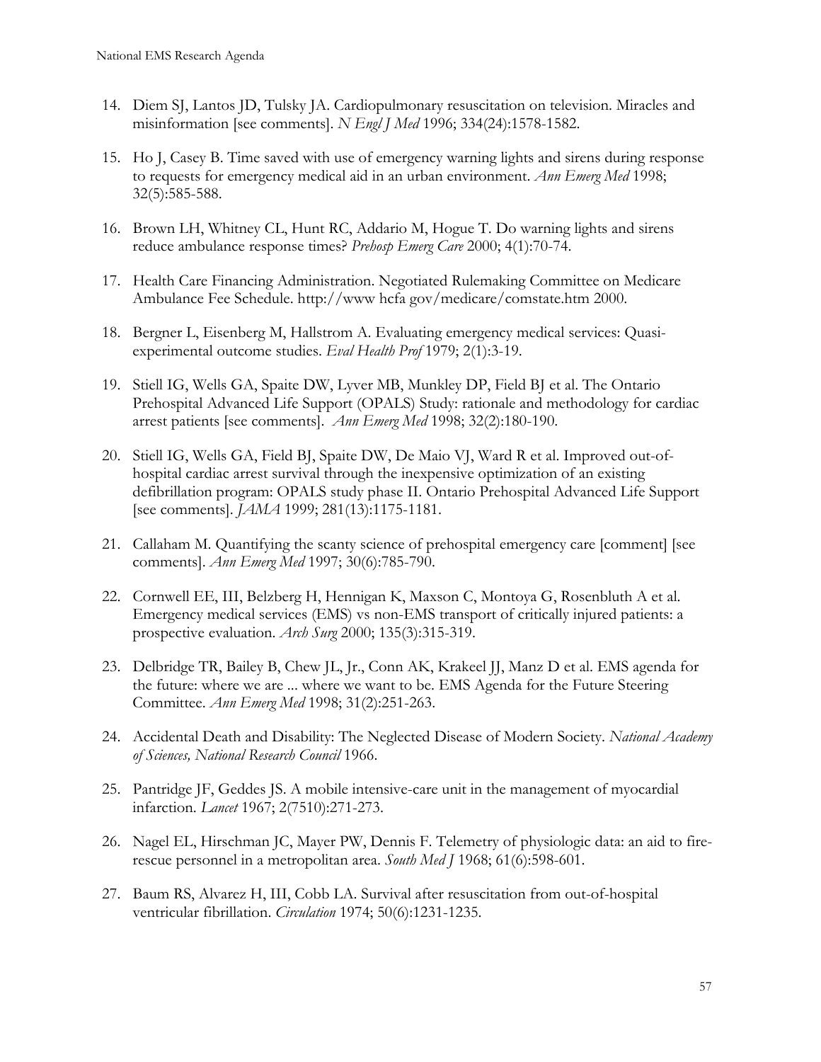14. Diem SJ, Lantos JD, Tulsky JA. Cardiopulmonary resuscitation on television. Miracles and misinformation [see comments]. *N Engl J Med* 1996; 334(24):1578-1582.

15. Ho J, Casey B. Time saved with use of emergency warning lights and sirens during response to requests for emergency medical aid in an urban environment. *Ann Emerg Med* 1998; 32(5):585-588.

16. Brown LH, Whitney CL, Hunt RC, Addario M, Hogue T. Do warning lights and sirens reduce ambulance response times? *Prehosp Emerg Care* 2000; 4(1):70-74.

17. Health Care Financing Administration. Negotiated Rulemaking Committee on Medicare Ambulance Fee Schedule. http://www hcfa gov/medicare/comstate.htm 2000.

18. Bergner L, Eisenberg M, Hallstrom A. Evaluating emergency medical services: Quasi-experimental outcome studies. *Eval Health Prof* 1979; 2(1):3-19.

19. Stiell IG, Wells GA, Spaite DW, Lyver MB, Munkley DP, Field BJ et al. The Ontario Prehospital Advanced Life Support (OPALS) Study: rationale and methodology for cardiac arrest patients [see comments]. *Ann Emerg Med* 1998; 32(2):180-190.

20. Stiell IG, Wells GA, Field BJ, Spaite DW, De Maio VJ, Ward R et al. Improved out-of-hospital cardiac arrest survival through the inexpensive optimization of an existing defibrillation program: OPALS study phase II. Ontario Prehospital Advanced Life Support [see comments]. *JAMA* 1999; 281(13):1175-1181.

21. Callaham M. Quantifying the scanty science of prehospital emergency care [comment] [see comments]. *Ann Emerg Med* 1997; 30(6):785-790.

22. Cornwell EE, III, Belzberg H, Hennigan K, Maxson C, Montoya G, Rosenbluth A et al. Emergency medical services (EMS) vs non-EMS transport of critically injured patients: a prospective evaluation. *Arch Surg* 2000; 135(3):315-319.

23. Delbridge TR, Bailey B, Chew JL, Jr., Conn AK, Krakeel JJ, Manz D et al. EMS agenda for the future: where we are ... where we want to be. EMS Agenda for the Future Steering Committee. *Ann Emerg Med* 1998; 31(2):251-263.

24. Accidental Death and Disability: The Neglected Disease of Modern Society. *National Academy of Sciences, National Research Council* 1966.

25. Pantridge JF, Geddes JS. A mobile intensive-care unit in the management of myocardial infarction. *Lancet* 1967; 2(7510):271-273.

26. Nagel EL, Hirschman JC, Mayer PW, Dennis F. Telemetry of physiologic data: an aid to fire-rescue personnel in a metropolitan area. *South Med J* 1968; 61(6):598-601.

27. Baum RS, Alvarez H, III, Cobb LA. Survival after resuscitation from out-of-hospital ventricular fibrillation. *Circulation* 1974; 50(6):1231-1235.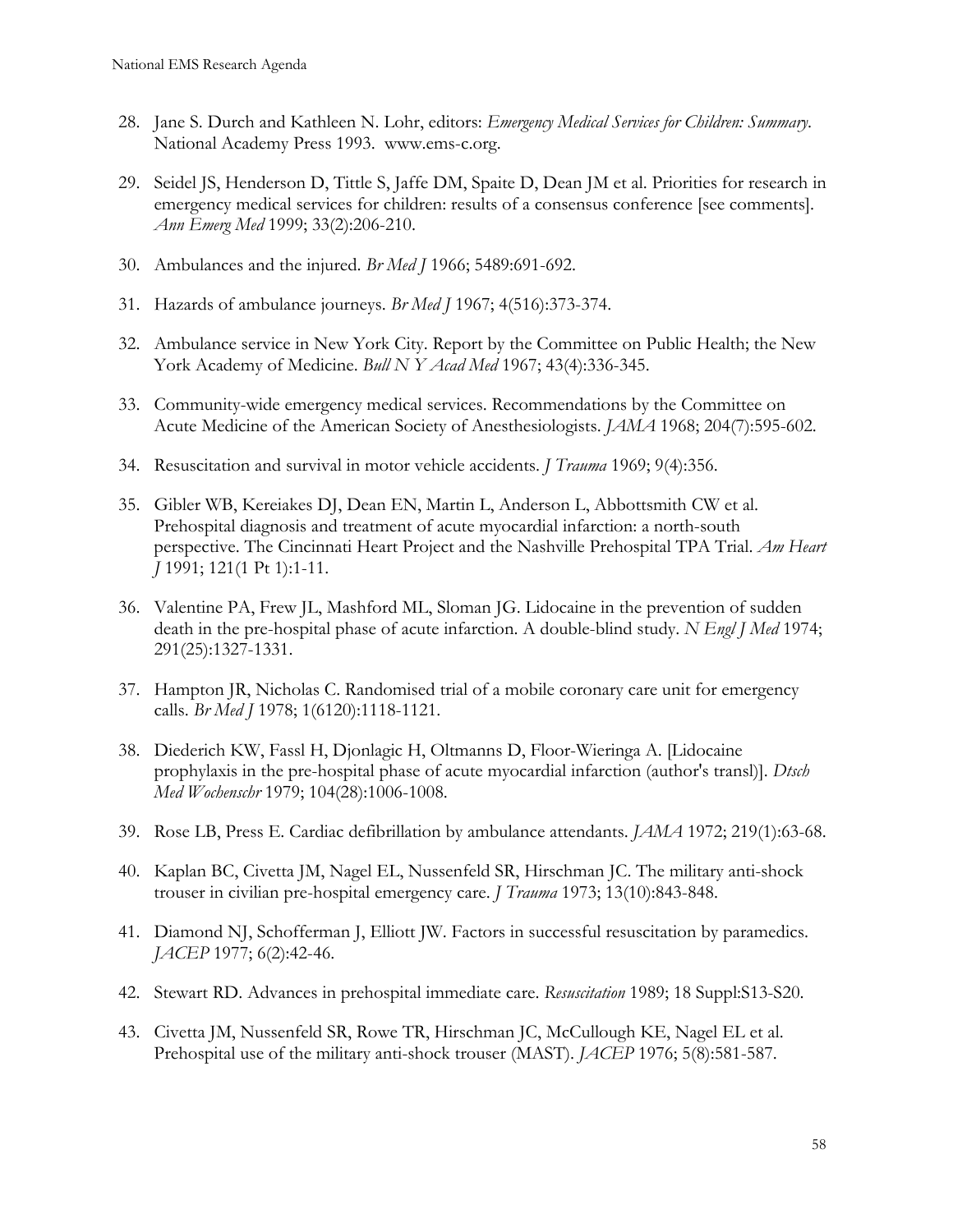28. Jane S. Durch and Kathleen N. Lohr, editors: *Emergency Medical Services for Children: Summary*. National Academy Press 1993. www.ems-c.org.

29. Seidel JS, Henderson D, Tittle S, Jaffe DM, Spaite D, Dean JM et al. Priorities for research in emergency medical services for children: results of a consensus conference [see comments]. *Ann Emerg Med* 1999; 33(2):206-210.

30. Ambulances and the injured. *Br Med J* 1966; 5489:691-692.

31. Hazards of ambulance journeys. *Br Med J* 1967; 4(516):373-374.

32. Ambulance service in New York City. Report by the Committee on Public Health; the New York Academy of Medicine. *Bull N Y Acad Med* 1967; 43(4):336-345.

33. Community-wide emergency medical services. Recommendations by the Committee on Acute Medicine of the American Society of Anesthesiologists. *JAMA* 1968; 204(7):595-602.

34. Resuscitation and survival in motor vehicle accidents. *J Trauma* 1969; 9(4):356.

35. Gibler WB, Kereiakes DJ, Dean EN, Martin L, Anderson L, Abbottsmith CW et al. Prehospital diagnosis and treatment of acute myocardial infarction: a north-south perspective. The Cincinnati Heart Project and the Nashville Prehospital TPA Trial. *Am Heart J* 1991; 121(1 Pt 1):1-11.

36. Valentine PA, Frew JL, Mashford ML, Sloman JG. Lidocaine in the prevention of sudden death in the pre-hospital phase of acute infarction. A double-blind study. *N Engl J Med* 1974; 291(25):1327-1331.

37. Hampton JR, Nicholas C. Randomised trial of a mobile coronary care unit for emergency calls. *Br Med J* 1978; 1(6120):1118-1121.

38. Diederich KW, Fassl H, Djonlagic H, Oltmanns D, Floor-Wieringa A. [Lidocaine prophylaxis in the pre-hospital phase of acute myocardial infarction (author's transl)]. *Dtsch Med Wochenschr* 1979; 104(28):1006-1008.

39. Rose LB, Press E. Cardiac defibrillation by ambulance attendants. *JAMA* 1972; 219(1):63-68.

40. Kaplan BC, Civetta JM, Nagel EL, Nussenfeld SR, Hirschman JC. The military anti-shock trouser in civilian pre-hospital emergency care. *J Trauma* 1973; 13(10):843-848.

41. Diamond NJ, Schofferman J, Elliott JW. Factors in successful resuscitation by paramedics. *JACEP* 1977; 6(2):42-46.

42. Stewart RD. Advances in prehospital immediate care. *Resuscitation* 1989; 18 Suppl:S13-S20.

43. Civetta JM, Nussenfeld SR, Rowe TR, Hirschman JC, McCullough KE, Nagel EL et al. Prehospital use of the military anti-shock trouser (MAST). *JACEP* 1976; 5(8):581-587.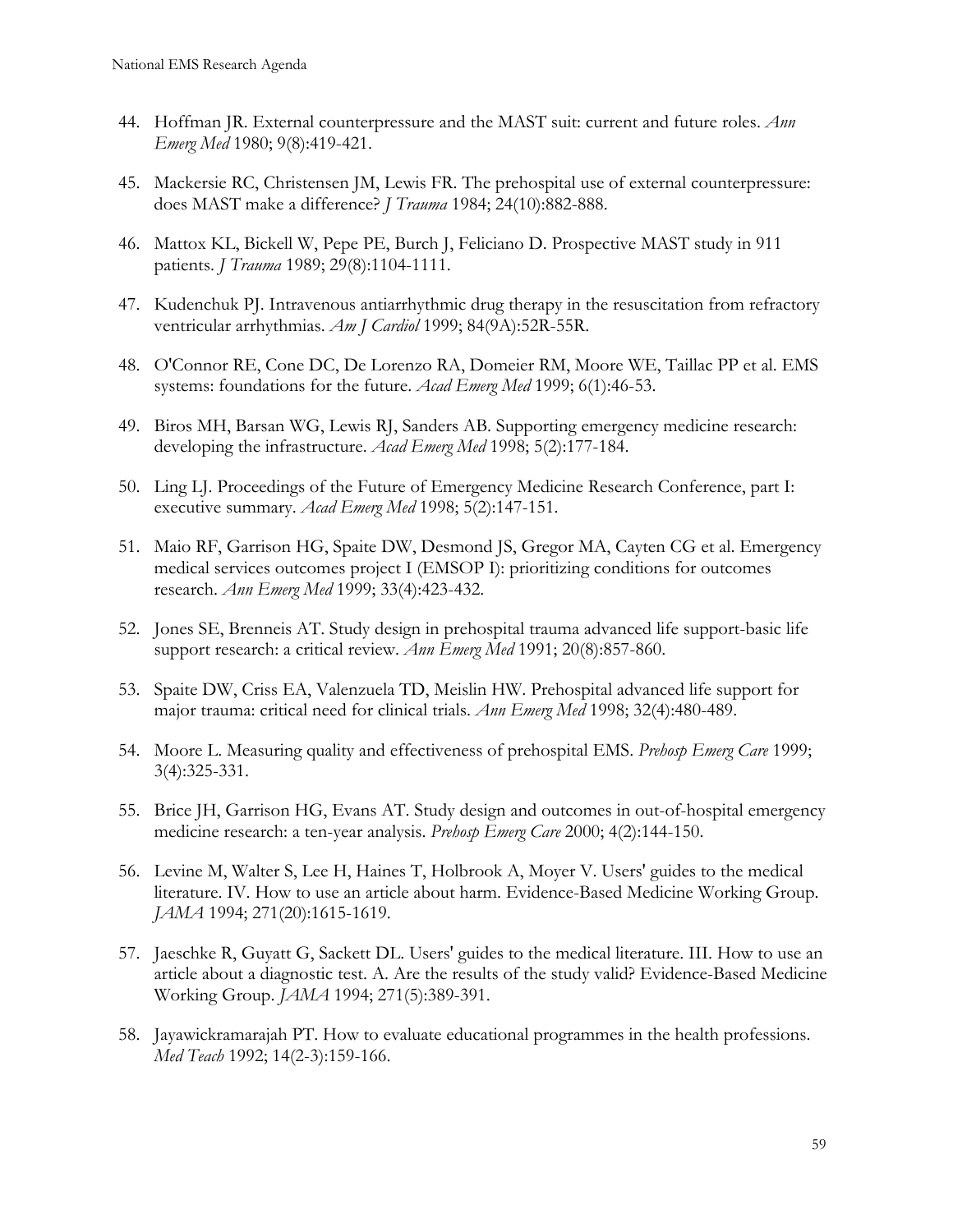44. Hoffman JR. External counterpressure and the MAST suit: current and future roles. *Ann Emerg Med* 1980; 9(8):419-421.

45. Mackersie RC, Christensen JM, Lewis FR. The prehospital use of external counterpressure: does MAST make a difference? *J Trauma* 1984; 24(10):882-888.

46. Mattox KL, Bickell W, Pepe PE, Burch J, Feliciano D. Prospective MAST study in 911 patients. *J Trauma* 1989; 29(8):1104-1111.

47. Kudenchuk PJ. Intravenous antiarrhythmic drug therapy in the resuscitation from refractory ventricular arrhythmias. *Am J Cardiol* 1999; 84(9A):52R-55R.

48. O'Connor RE, Cone DC, De Lorenzo RA, Domeier RM, Moore WE, Taillac PP et al. EMS systems: foundations for the future. *Acad Emerg Med* 1999; 6(1):46-53.

49. Biros MH, Barsan WG, Lewis RJ, Sanders AB. Supporting emergency medicine research: developing the infrastructure. *Acad Emerg Med* 1998; 5(2):177-184.

50. Ling LJ. Proceedings of the Future of Emergency Medicine Research Conference, part I: executive summary. *Acad Emerg Med* 1998; 5(2):147-151.

51. Maio RF, Garrison HG, Spaite DW, Desmond JS, Gregor MA, Cayten CG et al. Emergency medical services outcomes project I (EMSOP I): prioritizing conditions for outcomes research. *Ann Emerg Med* 1999; 33(4):423-432.

52. Jones SE, Brenneis AT. Study design in prehospital trauma advanced life support-basic life support research: a critical review. *Ann Emerg Med* 1991; 20(8):857-860.

53. Spaite DW, Criss EA, Valenzuela TD, Meislin HW. Prehospital advanced life support for major trauma: critical need for clinical trials. *Ann Emerg Med* 1998; 32(4):480-489.

54. Moore L. Measuring quality and effectiveness of prehospital EMS. *Prehosp Emerg Care* 1999; 3(4):325-331.

55. Brice JH, Garrison HG, Evans AT. Study design and outcomes in out-of-hospital emergency medicine research: a ten-year analysis. *Prehosp Emerg Care* 2000; 4(2):144-150.

56. Levine M, Walter S, Lee H, Haines T, Holbrook A, Moyer V. Users' guides to the medical literature. IV. How to use an article about harm. Evidence-Based Medicine Working Group. *JAMA* 1994; 271(20):1615-1619.

57. Jaeschke R, Guyatt G, Sackett DL. Users' guides to the medical literature. III. How to use an article about a diagnostic test. A. Are the results of the study valid? Evidence-Based Medicine Working Group. *JAMA* 1994; 271(5):389-391.

58. Jayawickramarajah PT. How to evaluate educational programmes in the health professions. *Med Teach* 1992; 14(2-3):159-166.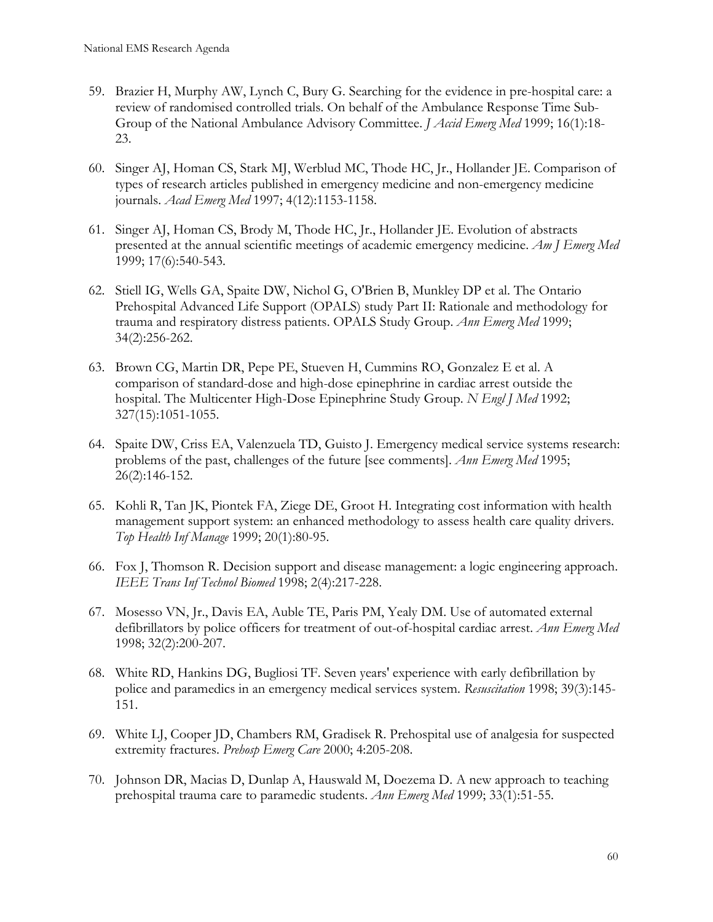59. Brazier H, Murphy AW, Lynch C, Bury G. Searching for the evidence in pre-hospital care: a review of randomised controlled trials. On behalf of the Ambulance Response Time Sub-Group of the National Ambulance Advisory Committee. *J Accid Emerg Med* 1999; 16(1):18-23.

60. Singer AJ, Homan CS, Stark MJ, Werblud MC, Thode HC, Jr., Hollander JE. Comparison of types of research articles published in emergency medicine and non-emergency medicine journals. *Acad Emerg Med* 1997; 4(12):1153-1158.

61. Singer AJ, Homan CS, Brody M, Thode HC, Jr., Hollander JE. Evolution of abstracts presented at the annual scientific meetings of academic emergency medicine. *Am J Emerg Med* 1999; 17(6):540-543.

62. Stiell IG, Wells GA, Spaite DW, Nichol G, O'Brien B, Munkley DP et al. The Ontario Prehospital Advanced Life Support (OPALS) study Part II: Rationale and methodology for trauma and respiratory distress patients. OPALS Study Group. *Ann Emerg Med* 1999; 34(2):256-262.

63. Brown CG, Martin DR, Pepe PE, Stueven H, Cummins RO, Gonzalez E et al. A comparison of standard-dose and high-dose epinephrine in cardiac arrest outside the hospital. The Multicenter High-Dose Epinephrine Study Group. *N Engl J Med* 1992; 327(15):1051-1055.

64. Spaite DW, Criss EA, Valenzuela TD, Guisto J. Emergency medical service systems research: problems of the past, challenges of the future [see comments]. *Ann Emerg Med* 1995; 26(2):146-152.

65. Kohli R, Tan JK, Piontek FA, Ziege DE, Groot H. Integrating cost information with health management support system: an enhanced methodology to assess health care quality drivers. *Top Health Inf Manage* 1999; 20(1):80-95.

66. Fox J, Thomson R. Decision support and disease management: a logic engineering approach. *IEEE Trans Inf Technol Biomed* 1998; 2(4):217-228.

67. Mosesso VN, Jr., Davis EA, Auble TE, Paris PM, Yealy DM. Use of automated external defibrillators by police officers for treatment of out-of-hospital cardiac arrest. *Ann Emerg Med* 1998; 32(2):200-207.

68. White RD, Hankins DG, Bugliosi TF. Seven years' experience with early defibrillation by police and paramedics in an emergency medical services system. *Resuscitation* 1998; 39(3):145-151.

69. White LJ, Cooper JD, Chambers RM, Gradisek R. Prehospital use of analgesia for suspected extremity fractures. *Prehosp Emerg Care* 2000; 4:205-208.

70. Johnson DR, Macias D, Dunlap A, Hauswald M, Doezema D. A new approach to teaching prehospital trauma care to paramedic students. *Ann Emerg Med* 1999; 33(1):51-55.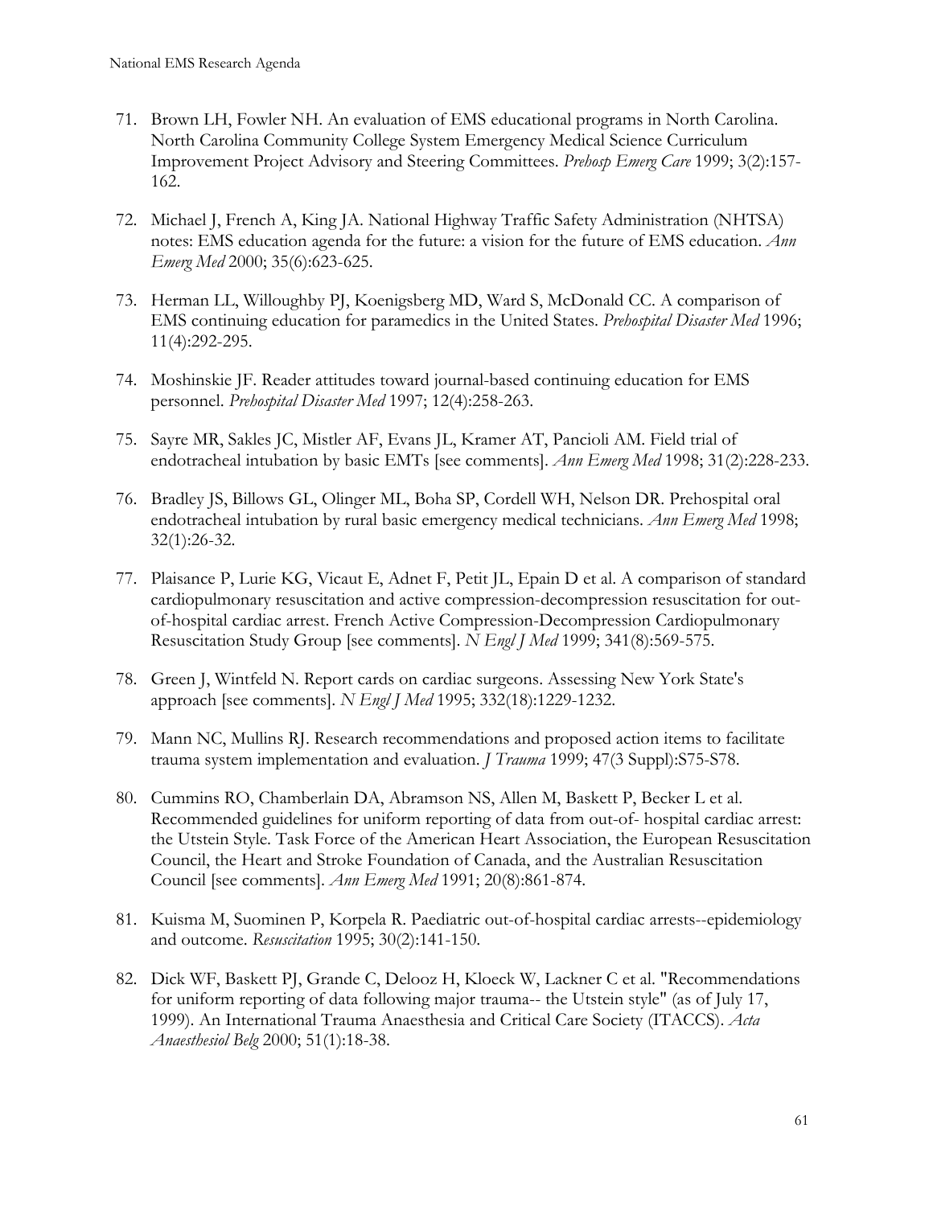71. Brown LH, Fowler NH. An evaluation of EMS educational programs in North Carolina. North Carolina Community College System Emergency Medical Science Curriculum Improvement Project Advisory and Steering Committees. *Prehosp Emerg Care* 1999; 3(2):157-162.

72. Michael J, French A, King JA. National Highway Traffic Safety Administration (NHTSA) notes: EMS education agenda for the future: a vision for the future of EMS education. *Ann Emerg Med* 2000; 35(6):623-625.

73. Herman LL, Willoughby PJ, Koenigsberg MD, Ward S, McDonald CC. A comparison of EMS continuing education for paramedics in the United States. *Prehospital Disaster Med* 1996; 11(4):292-295.

74. Moshinskie JF. Reader attitudes toward journal-based continuing education for EMS personnel. *Prehospital Disaster Med* 1997; 12(4):258-263.

75. Sayre MR, Sakles JC, Mistler AF, Evans JL, Kramer AT, Pancioli AM. Field trial of endotracheal intubation by basic EMTs [see comments]. *Ann Emerg Med* 1998; 31(2):228-233.

76. Bradley JS, Billows GL, Olinger ML, Boha SP, Cordell WH, Nelson DR. Prehospital oral endotracheal intubation by rural basic emergency medical technicians. *Ann Emerg Med* 1998; 32(1):26-32.

77. Plaisance P, Lurie KG, Vicaut E, Adnet F, Petit JL, Epain D et al. A comparison of standard cardiopulmonary resuscitation and active compression-decompression resuscitation for out-of-hospital cardiac arrest. French Active Compression-Decompression Cardiopulmonary Resuscitation Study Group [see comments]. *N Engl J Med* 1999; 341(8):569-575.

78. Green J, Wintfeld N. Report cards on cardiac surgeons. Assessing New York State's approach [see comments]. *N Engl J Med* 1995; 332(18):1229-1232.

79. Mann NC, Mullins RJ. Research recommendations and proposed action items to facilitate trauma system implementation and evaluation. *J Trauma* 1999; 47(3 Suppl):S75-S78.

80. Cummins RO, Chamberlain DA, Abramson NS, Allen M, Baskett P, Becker L et al. Recommended guidelines for uniform reporting of data from out-of- hospital cardiac arrest: the Utstein Style. Task Force of the American Heart Association, the European Resuscitation Council, the Heart and Stroke Foundation of Canada, and the Australian Resuscitation Council [see comments]. *Ann Emerg Med* 1991; 20(8):861-874.

81. Kuisma M, Suominen P, Korpela R. Paediatric out-of-hospital cardiac arrests--epidemiology and outcome. *Resuscitation* 1995; 30(2):141-150.

82. Dick WF, Baskett PJ, Grande C, Delooz H, Kloeck W, Lackner C et al. "Recommendations for uniform reporting of data following major trauma-- the Utstein style" (as of July 17, 1999). An International Trauma Anaesthesia and Critical Care Society (ITACCS). *Acta Anaesthesiol Belg* 2000; 51(1):18-38.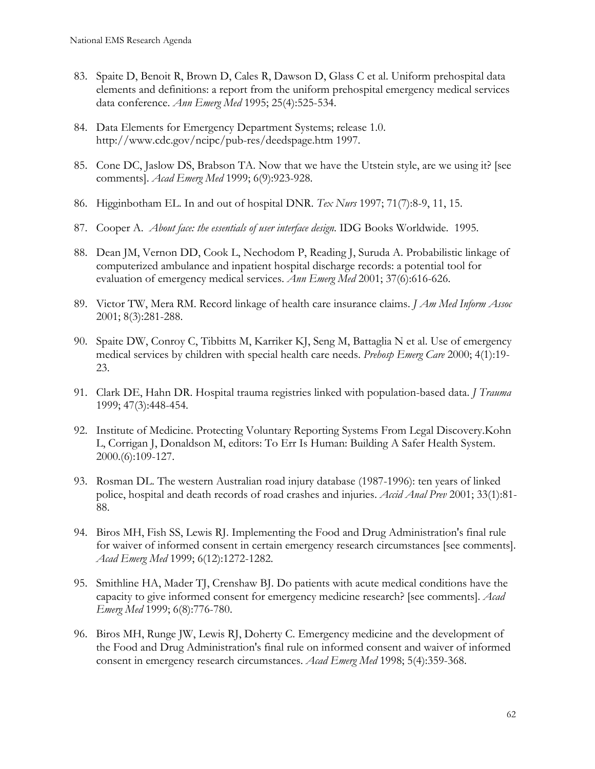83. Spaite D, Benoit R, Brown D, Cales R, Dawson D, Glass C et al. Uniform prehospital data elements and definitions: a report from the uniform prehospital emergency medical services data conference. *Ann Emerg Med* 1995; 25(4):525-534.

84. Data Elements for Emergency Department Systems; release 1.0. http://www.cdc.gov/ncipc/pub-res/deedspage.htm 1997.

85. Cone DC, Jaslow DS, Brabson TA. Now that we have the Utstein style, are we using it? [see comments]. *Acad Emerg Med* 1999; 6(9):923-928.

86. Higginbotham EL. In and out of hospital DNR. *Tex Nurs* 1997; 71(7):8-9, 11, 15.

87. Cooper A. *About face: the essentials of user interface design*. IDG Books Worldwide. 1995.

88. Dean JM, Vernon DD, Cook L, Nechodom P, Reading J, Suruda A. Probabilistic linkage of computerized ambulance and inpatient hospital discharge records: a potential tool for evaluation of emergency medical services. *Ann Emerg Med* 2001; 37(6):616-626.

89. Victor TW, Mera RM. Record linkage of health care insurance claims. *J Am Med Inform Assoc* 2001; 8(3):281-288.

90. Spaite DW, Conroy C, Tibbitts M, Karriker KJ, Seng M, Battaglia N et al. Use of emergency medical services by children with special health care needs. *Prehosp Emerg Care* 2000; 4(1):19-23.

91. Clark DE, Hahn DR. Hospital trauma registries linked with population-based data. *J Trauma* 1999; 47(3):448-454.

92. Institute of Medicine. Protecting Voluntary Reporting Systems From Legal Discovery.Kohn L, Corrigan J, Donaldson M, editors: To Err Is Human: Building A Safer Health System. 2000.(6):109-127.

93. Rosman DL. The western Australian road injury database (1987-1996): ten years of linked police, hospital and death records of road crashes and injuries. *Accid Anal Prev* 2001; 33(1):81-88.

94. Biros MH, Fish SS, Lewis RJ. Implementing the Food and Drug Administration's final rule for waiver of informed consent in certain emergency research circumstances [see comments]. *Acad Emerg Med* 1999; 6(12):1272-1282.

95. Smithline HA, Mader TJ, Crenshaw BJ. Do patients with acute medical conditions have the capacity to give informed consent for emergency medicine research? [see comments]. *Acad Emerg Med* 1999; 6(8):776-780.

96. Biros MH, Runge JW, Lewis RJ, Doherty C. Emergency medicine and the development of the Food and Drug Administration's final rule on informed consent and waiver of informed consent in emergency research circumstances. *Acad Emerg Med* 1998; 5(4):359-368.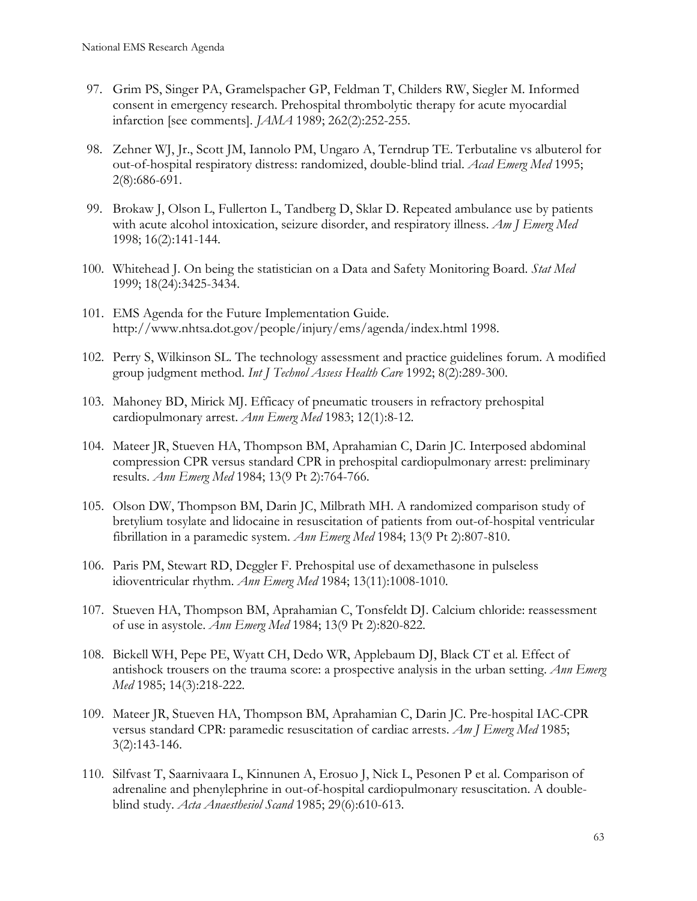97. Grim PS, Singer PA, Gramelspacher GP, Feldman T, Childers RW, Siegler M. Informed consent in emergency research. Prehospital thrombolytic therapy for acute myocardial infarction [see comments]. *JAMA* 1989; 262(2):252-255.

98. Zehner WJ, Jr., Scott JM, Iannolo PM, Ungaro A, Terndrup TE. Terbutaline vs albuterol for out-of-hospital respiratory distress: randomized, double-blind trial. *Acad Emerg Med* 1995; 2(8):686-691.

99. Brokaw J, Olson L, Fullerton L, Tandberg D, Sklar D. Repeated ambulance use by patients with acute alcohol intoxication, seizure disorder, and respiratory illness. *Am J Emerg Med* 1998; 16(2):141-144.

100. Whitehead J. On being the statistician on a Data and Safety Monitoring Board. *Stat Med* 1999; 18(24):3425-3434.

101. EMS Agenda for the Future Implementation Guide. http://www.nhtsa.dot.gov/people/injury/ems/agenda/index.html 1998.

102. Perry S, Wilkinson SL. The technology assessment and practice guidelines forum. A modified group judgment method. *Int J Technol Assess Health Care* 1992; 8(2):289-300.

103. Mahoney BD, Mirick MJ. Efficacy of pneumatic trousers in refractory prehospital cardiopulmonary arrest. *Ann Emerg Med* 1983; 12(1):8-12.

104. Mateer JR, Stueven HA, Thompson BM, Aprahamian C, Darin JC. Interposed abdominal compression CPR versus standard CPR in prehospital cardiopulmonary arrest: preliminary results. *Ann Emerg Med* 1984; 13(9 Pt 2):764-766.

105. Olson DW, Thompson BM, Darin JC, Milbrath MH. A randomized comparison study of bretylium tosylate and lidocaine in resuscitation of patients from out-of-hospital ventricular fibrillation in a paramedic system. *Ann Emerg Med* 1984; 13(9 Pt 2):807-810.

106. Paris PM, Stewart RD, Deggler F. Prehospital use of dexamethasone in pulseless idioventricular rhythm. *Ann Emerg Med* 1984; 13(11):1008-1010.

107. Stueven HA, Thompson BM, Aprahamian C, Tonsfeldt DJ. Calcium chloride: reassessment of use in asystole. *Ann Emerg Med* 1984; 13(9 Pt 2):820-822.

108. Bickell WH, Pepe PE, Wyatt CH, Dedo WR, Applebaum DJ, Black CT et al. Effect of antishock trousers on the trauma score: a prospective analysis in the urban setting. *Ann Emerg Med* 1985; 14(3):218-222.

109. Mateer JR, Stueven HA, Thompson BM, Aprahamian C, Darin JC. Pre-hospital IAC-CPR versus standard CPR: paramedic resuscitation of cardiac arrests. *Am J Emerg Med* 1985; 3(2):143-146.

110. Silfvast T, Saarnivaara L, Kinnunen A, Erosuo J, Nick L, Pesonen P et al. Comparison of adrenaline and phenylephrine in out-of-hospital cardiopulmonary resuscitation. A double-blind study. *Acta Anaesthesiol Scand* 1985; 29(6):610-613.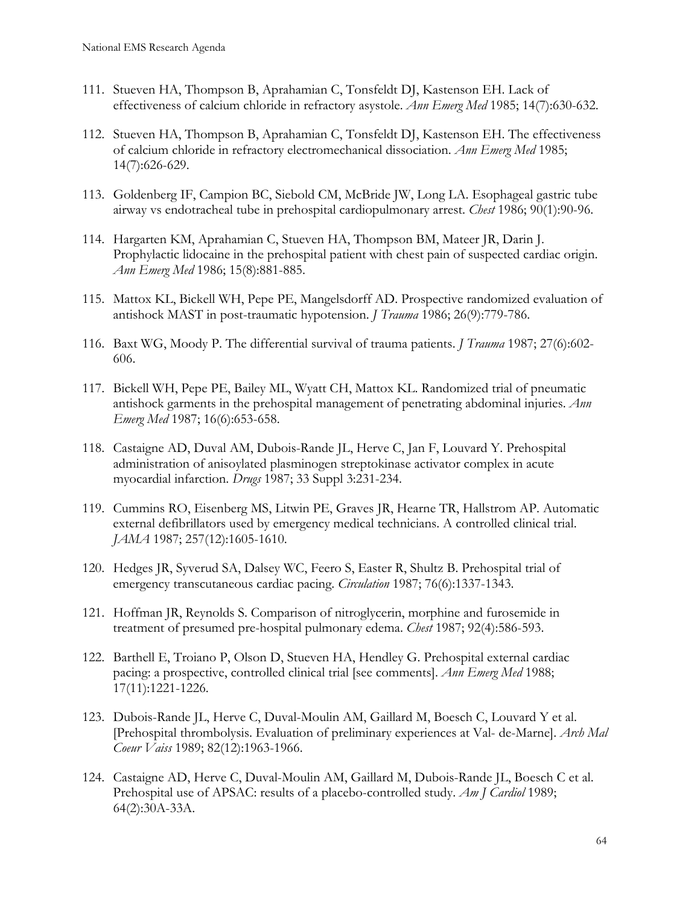111. Stueven HA, Thompson B, Aprahamian C, Tonsfeldt DJ, Kastenson EH. Lack of effectiveness of calcium chloride in refractory asystole. *Ann Emerg Med* 1985; 14(7):630-632.

112. Stueven HA, Thompson B, Aprahamian C, Tonsfeldt DJ, Kastenson EH. The effectiveness of calcium chloride in refractory electromechanical dissociation. *Ann Emerg Med* 1985; 14(7):626-629.

113. Goldenberg IF, Campion BC, Siebold CM, McBride JW, Long LA. Esophageal gastric tube airway vs endotracheal tube in prehospital cardiopulmonary arrest. *Chest* 1986; 90(1):90-96.

114. Hargarten KM, Aprahamian C, Stueven HA, Thompson BM, Mateer JR, Darin J. Prophylactic lidocaine in the prehospital patient with chest pain of suspected cardiac origin. *Ann Emerg Med* 1986; 15(8):881-885.

115. Mattox KL, Bickell WH, Pepe PE, Mangelsdorff AD. Prospective randomized evaluation of antishock MAST in post-traumatic hypotension. *J Trauma* 1986; 26(9):779-786.

116. Baxt WG, Moody P. The differential survival of trauma patients. *J Trauma* 1987; 27(6):602-606.

117. Bickell WH, Pepe PE, Bailey ML, Wyatt CH, Mattox KL. Randomized trial of pneumatic antishock garments in the prehospital management of penetrating abdominal injuries. *Ann Emerg Med* 1987; 16(6):653-658.

118. Castaigne AD, Duval AM, Dubois-Rande JL, Herve C, Jan F, Louvard Y. Prehospital administration of anisoylated plasminogen streptokinase activator complex in acute myocardial infarction. *Drugs* 1987; 33 Suppl 3:231-234.

119. Cummins RO, Eisenberg MS, Litwin PE, Graves JR, Hearne TR, Hallstrom AP. Automatic external defibrillators used by emergency medical technicians. A controlled clinical trial. *JAMA* 1987; 257(12):1605-1610.

120. Hedges JR, Syverud SA, Dalsey WC, Feero S, Easter R, Shultz B. Prehospital trial of emergency transcutaneous cardiac pacing. *Circulation* 1987; 76(6):1337-1343.

121. Hoffman JR, Reynolds S. Comparison of nitroglycerin, morphine and furosemide in treatment of presumed pre-hospital pulmonary edema. *Chest* 1987; 92(4):586-593.

122. Barthell E, Troiano P, Olson D, Stueven HA, Hendley G. Prehospital external cardiac pacing: a prospective, controlled clinical trial [see comments]. *Ann Emerg Med* 1988; 17(11):1221-1226.

123. Dubois-Rande JL, Herve C, Duval-Moulin AM, Gaillard M, Boesch C, Louvard Y et al. [Prehospital thrombolysis. Evaluation of preliminary experiences at Val- de-Marne]. *Arch Mal Coeur Vaiss* 1989; 82(12):1963-1966.

124. Castaigne AD, Herve C, Duval-Moulin AM, Gaillard M, Dubois-Rande JL, Boesch C et al. Prehospital use of APSAC: results of a placebo-controlled study. *Am J Cardiol* 1989; 64(2):30A-33A.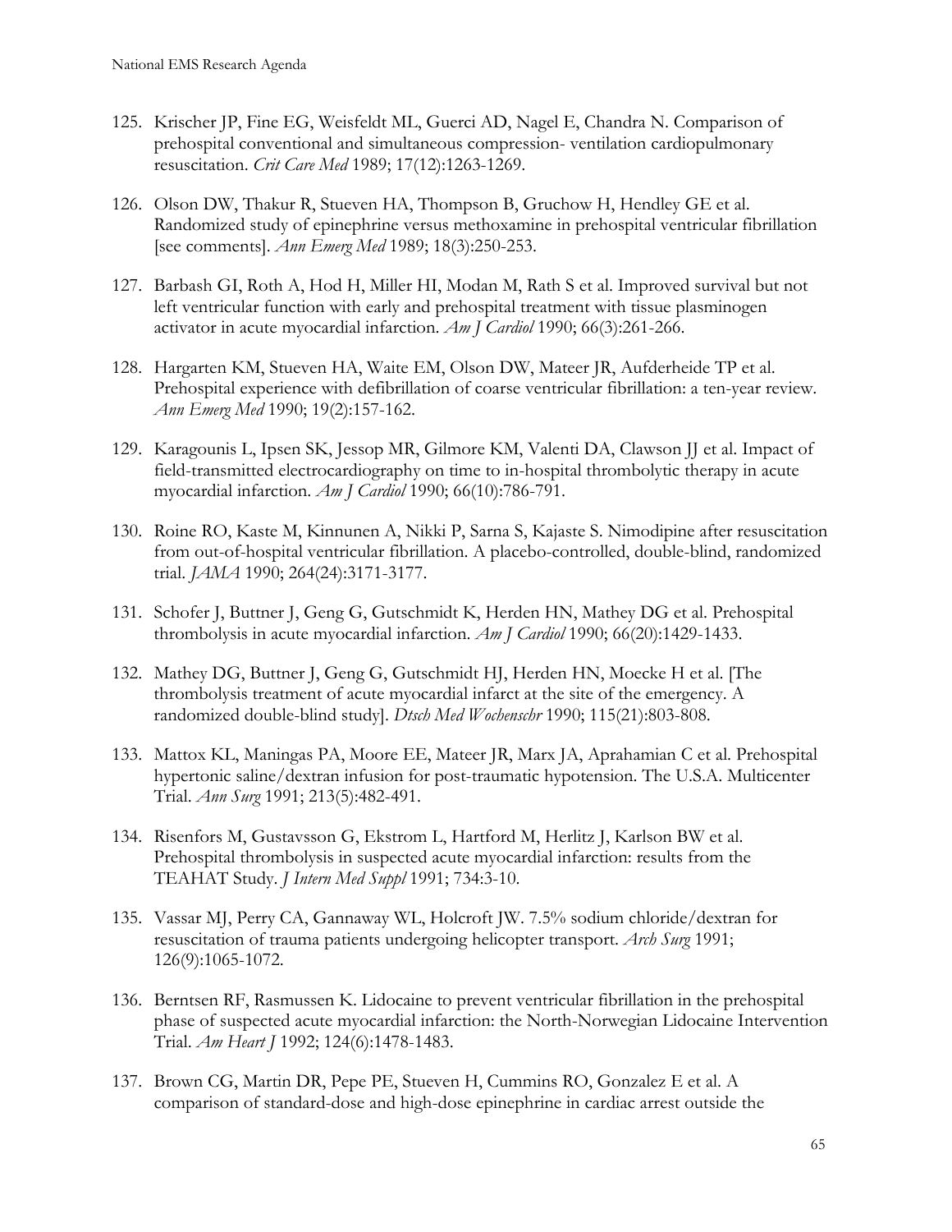125. Krischer JP, Fine EG, Weisfeldt ML, Guerci AD, Nagel E, Chandra N. Comparison of prehospital conventional and simultaneous compression- ventilation cardiopulmonary resuscitation. *Crit Care Med* 1989; 17(12):1263-1269.

126. Olson DW, Thakur R, Stueven HA, Thompson B, Gruchow H, Hendley GE et al. Randomized study of epinephrine versus methoxamine in prehospital ventricular fibrillation [see comments]. *Ann Emerg Med* 1989; 18(3):250-253.

127. Barbash GI, Roth A, Hod H, Miller HI, Modan M, Rath S et al. Improved survival but not left ventricular function with early and prehospital treatment with tissue plasminogen activator in acute myocardial infarction. *Am J Cardiol* 1990; 66(3):261-266.

128. Hargarten KM, Stueven HA, Waite EM, Olson DW, Mateer JR, Aufderheide TP et al. Prehospital experience with defibrillation of coarse ventricular fibrillation: a ten-year review. *Ann Emerg Med* 1990; 19(2):157-162.

129. Karagounis L, Ipsen SK, Jessop MR, Gilmore KM, Valenti DA, Clawson JJ et al. Impact of field-transmitted electrocardiography on time to in-hospital thrombolytic therapy in acute myocardial infarction. *Am J Cardiol* 1990; 66(10):786-791.

130. Roine RO, Kaste M, Kinnunen A, Nikki P, Sarna S, Kajaste S. Nimodipine after resuscitation from out-of-hospital ventricular fibrillation. A placebo-controlled, double-blind, randomized trial. *JAMA* 1990; 264(24):3171-3177.

131. Schofer J, Buttner J, Geng G, Gutschmidt K, Herden HN, Mathey DG et al. Prehospital thrombolysis in acute myocardial infarction. *Am J Cardiol* 1990; 66(20):1429-1433.

132. Mathey DG, Buttner J, Geng G, Gutschmidt HJ, Herden HN, Moecke H et al. [The thrombolysis treatment of acute myocardial infarct at the site of the emergency. A randomized double-blind study]. *Dtsch Med Wochenschr* 1990; 115(21):803-808.

133. Mattox KL, Maningas PA, Moore EE, Mateer JR, Marx JA, Aprahamian C et al. Prehospital hypertonic saline/dextran infusion for post-traumatic hypotension. The U.S.A. Multicenter Trial. *Ann Surg* 1991; 213(5):482-491.

134. Risenfors M, Gustavsson G, Ekstrom L, Hartford M, Herlitz J, Karlson BW et al. Prehospital thrombolysis in suspected acute myocardial infarction: results from the TEAHAT Study. *J Intern Med Suppl* 1991; 734:3-10.

135. Vassar MJ, Perry CA, Gannaway WL, Holcroft JW. 7.5% sodium chloride/dextran for resuscitation of trauma patients undergoing helicopter transport. *Arch Surg* 1991; 126(9):1065-1072.

136. Berntsen RF, Rasmussen K. Lidocaine to prevent ventricular fibrillation in the prehospital phase of suspected acute myocardial infarction: the North-Norwegian Lidocaine Intervention Trial. *Am Heart J* 1992; 124(6):1478-1483.

137. Brown CG, Martin DR, Pepe PE, Stueven H, Cummins RO, Gonzalez E et al. A comparison of standard-dose and high-dose epinephrine in cardiac arrest outside the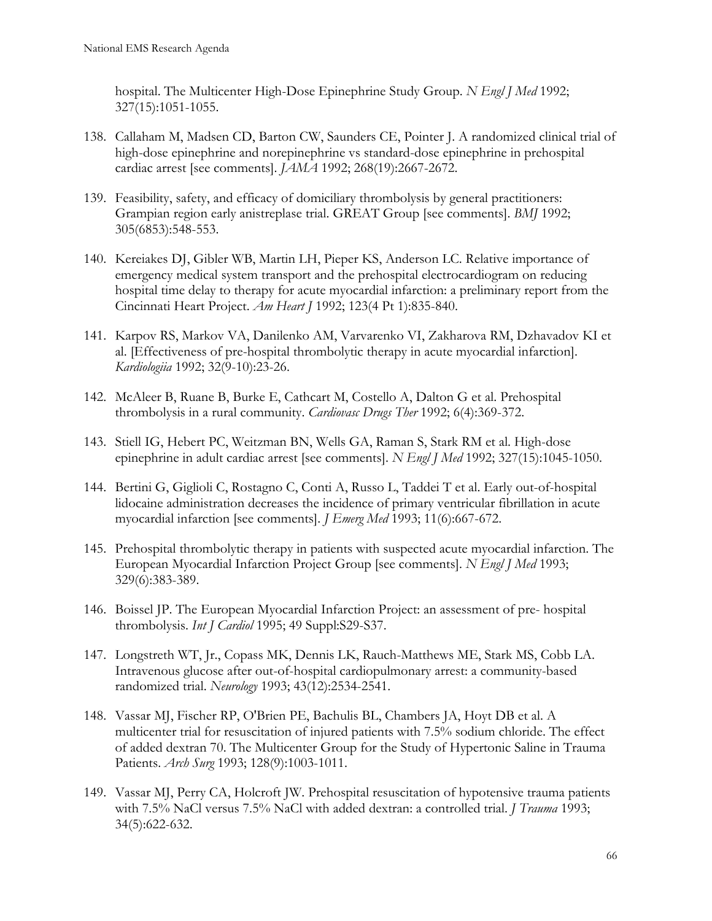hospital. The Multicenter High-Dose Epinephrine Study Group. *N Engl J Med* 1992; 327(15):1051-1055.

138. Callaham M, Madsen CD, Barton CW, Saunders CE, Pointer J. A randomized clinical trial of high-dose epinephrine and norepinephrine vs standard-dose epinephrine in prehospital cardiac arrest [see comments]. *JAMA* 1992; 268(19):2667-2672.

139. Feasibility, safety, and efficacy of domiciliary thrombolysis by general practitioners: Grampian region early anistreplase trial. GREAT Group [see comments]. *BMJ* 1992; 305(6853):548-553.

140. Kereiakes DJ, Gibler WB, Martin LH, Pieper KS, Anderson LC. Relative importance of emergency medical system transport and the prehospital electrocardiogram on reducing hospital time delay to therapy for acute myocardial infarction: a preliminary report from the Cincinnati Heart Project. *Am Heart J* 1992; 123(4 Pt 1):835-840.

141. Karpov RS, Markov VA, Danilenko AM, Varvarenko VI, Zakharova RM, Dzhavadov KI et al. [Effectiveness of pre-hospital thrombolytic therapy in acute myocardial infarction]. *Kardiologiia* 1992; 32(9-10):23-26.

142. McAleer B, Ruane B, Burke E, Cathcart M, Costello A, Dalton G et al. Prehospital thrombolysis in a rural community. *Cardiovasc Drugs Ther* 1992; 6(4):369-372.

143. Stiell IG, Hebert PC, Weitzman BN, Wells GA, Raman S, Stark RM et al. High-dose epinephrine in adult cardiac arrest [see comments]. *N Engl J Med* 1992; 327(15):1045-1050.

144. Bertini G, Giglioli C, Rostagno C, Conti A, Russo L, Taddei T et al. Early out-of-hospital lidocaine administration decreases the incidence of primary ventricular fibrillation in acute myocardial infarction [see comments]. *J Emerg Med* 1993; 11(6):667-672.

145. Prehospital thrombolytic therapy in patients with suspected acute myocardial infarction. The European Myocardial Infarction Project Group [see comments]. *N Engl J Med* 1993; 329(6):383-389.

146. Boissel JP. The European Myocardial Infarction Project: an assessment of pre- hospital thrombolysis. *Int J Cardiol* 1995; 49 Suppl:S29-S37.

147. Longstreth WT, Jr., Copass MK, Dennis LK, Rauch-Matthews ME, Stark MS, Cobb LA. Intravenous glucose after out-of-hospital cardiopulmonary arrest: a community-based randomized trial. *Neurology* 1993; 43(12):2534-2541.

148. Vassar MJ, Fischer RP, O'Brien PE, Bachulis BL, Chambers JA, Hoyt DB et al. A multicenter trial for resuscitation of injured patients with 7.5% sodium chloride. The effect of added dextran 70. The Multicenter Group for the Study of Hypertonic Saline in Trauma Patients. *Arch Surg* 1993; 128(9):1003-1011.

149. Vassar MJ, Perry CA, Holcroft JW. Prehospital resuscitation of hypotensive trauma patients with 7.5% NaCl versus 7.5% NaCl with added dextran: a controlled trial. *J Trauma* 1993; 34(5):622-632.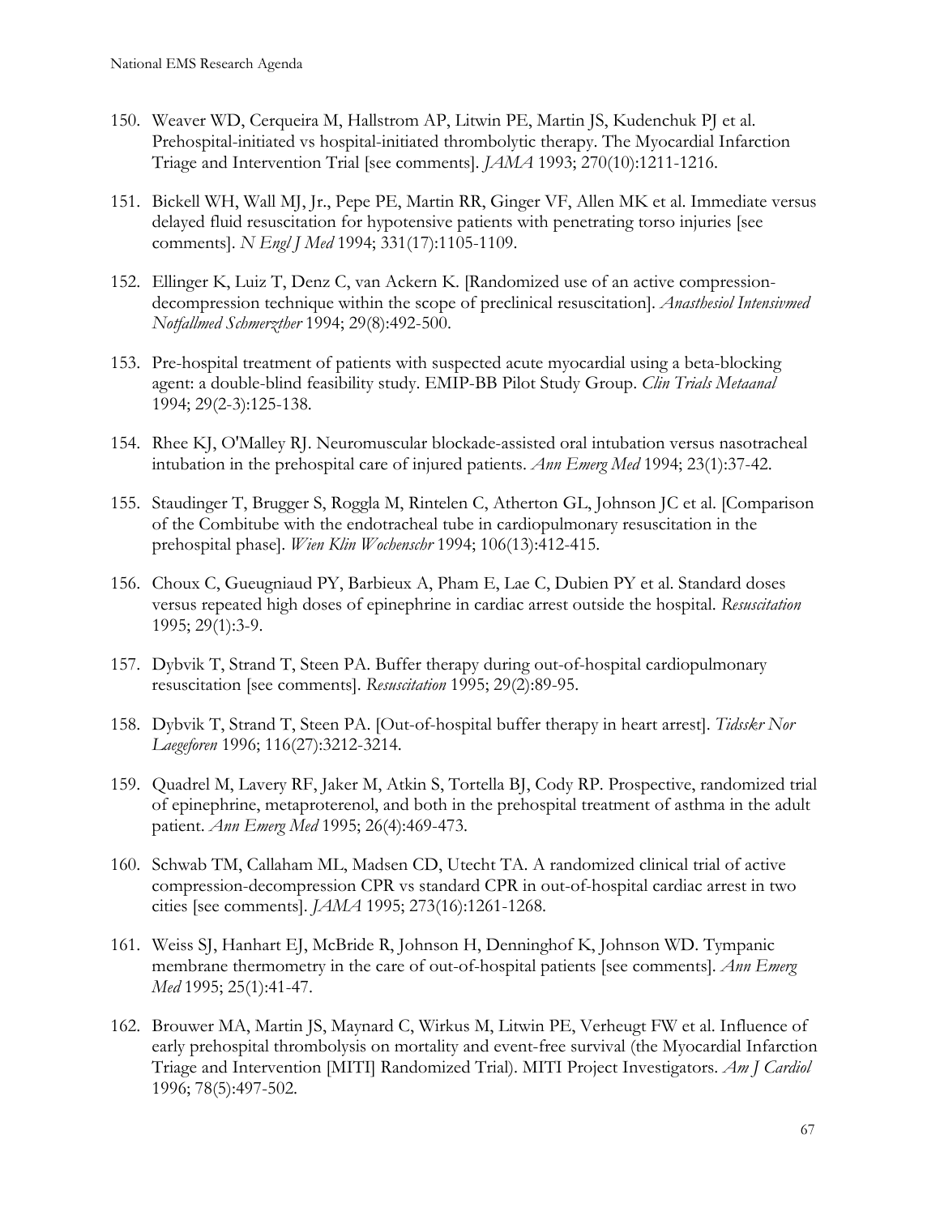150. Weaver WD, Cerqueira M, Hallstrom AP, Litwin PE, Martin JS, Kudenchuk PJ et al. Prehospital-initiated vs hospital-initiated thrombolytic therapy. The Myocardial Infarction Triage and Intervention Trial [see comments]. *JAMA* 1993; 270(10):1211-1216.

151. Bickell WH, Wall MJ, Jr., Pepe PE, Martin RR, Ginger VF, Allen MK et al. Immediate versus delayed fluid resuscitation for hypotensive patients with penetrating torso injuries [see comments]. *N Engl J Med* 1994; 331(17):1105-1109.

152. Ellinger K, Luiz T, Denz C, van Ackern K. [Randomized use of an active compression-decompression technique within the scope of preclinical resuscitation]. *Anasthesiol Intensivmed Notfallmed Schmerzther* 1994; 29(8):492-500.

153. Pre-hospital treatment of patients with suspected acute myocardial using a beta-blocking agent: a double-blind feasibility study. EMIP-BB Pilot Study Group. *Clin Trials Metaanal* 1994; 29(2-3):125-138.

154. Rhee KJ, O'Malley RJ. Neuromuscular blockade-assisted oral intubation versus nasotracheal intubation in the prehospital care of injured patients. *Ann Emerg Med* 1994; 23(1):37-42.

155. Staudinger T, Brugger S, Roggla M, Rintelen C, Atherton GL, Johnson JC et al. [Comparison of the Combitube with the endotracheal tube in cardiopulmonary resuscitation in the prehospital phase]. *Wien Klin Wochenschr* 1994; 106(13):412-415.

156. Choux C, Gueugniaud PY, Barbieux A, Pham E, Lae C, Dubien PY et al. Standard doses versus repeated high doses of epinephrine in cardiac arrest outside the hospital. *Resuscitation* 1995; 29(1):3-9.

157. Dybvik T, Strand T, Steen PA. Buffer therapy during out-of-hospital cardiopulmonary resuscitation [see comments]. *Resuscitation* 1995; 29(2):89-95.

158. Dybvik T, Strand T, Steen PA. [Out-of-hospital buffer therapy in heart arrest]. *Tidsskr Nor Laegeforen* 1996; 116(27):3212-3214.

159. Quadrel M, Lavery RF, Jaker M, Atkin S, Tortella BJ, Cody RP. Prospective, randomized trial of epinephrine, metaproterenol, and both in the prehospital treatment of asthma in the adult patient. *Ann Emerg Med* 1995; 26(4):469-473.

160. Schwab TM, Callaham ML, Madsen CD, Utecht TA. A randomized clinical trial of active compression-decompression CPR vs standard CPR in out-of-hospital cardiac arrest in two cities [see comments]. *JAMA* 1995; 273(16):1261-1268.

161. Weiss SJ, Hanhart EJ, McBride R, Johnson H, Denninghof K, Johnson WD. Tympanic membrane thermometry in the care of out-of-hospital patients [see comments]. *Ann Emerg Med* 1995; 25(1):41-47.

162. Brouwer MA, Martin JS, Maynard C, Wirkus M, Litwin PE, Verheugt FW et al. Influence of early prehospital thrombolysis on mortality and event-free survival (the Myocardial Infarction Triage and Intervention [MITI] Randomized Trial). MITI Project Investigators. *Am J Cardiol* 1996; 78(5):497-502.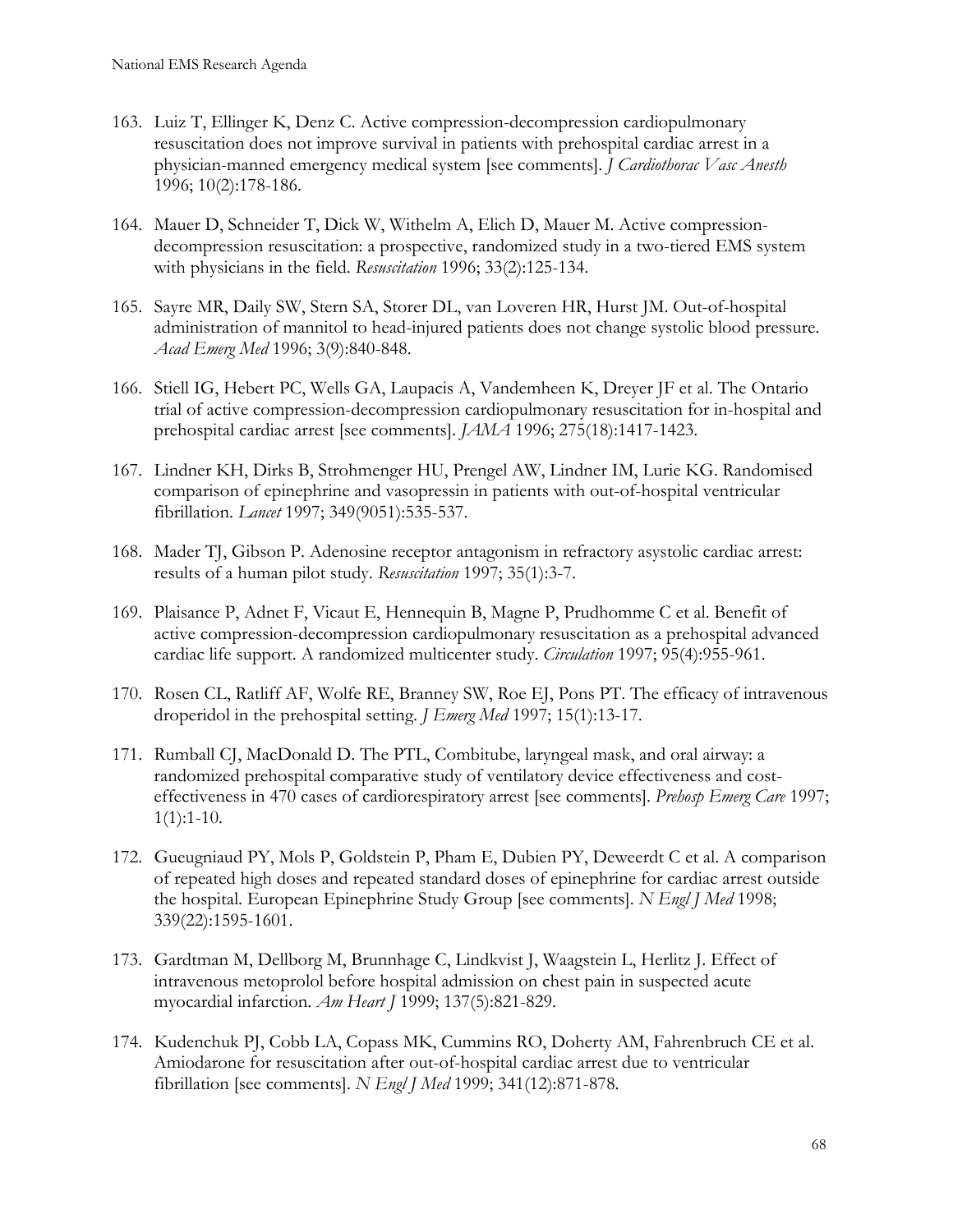163. Luiz T, Ellinger K, Denz C. Active compression-decompression cardiopulmonary resuscitation does not improve survival in patients with prehospital cardiac arrest in a physician-manned emergency medical system [see comments]. *J Cardiothorac Vasc Anesth* 1996; 10(2):178-186.

164. Mauer D, Schneider T, Dick W, Withelm A, Elich D, Mauer M. Active compression-decompression resuscitation: a prospective, randomized study in a two-tiered EMS system with physicians in the field. *Resuscitation* 1996; 33(2):125-134.

165. Sayre MR, Daily SW, Stern SA, Storer DL, van Loveren HR, Hurst JM. Out-of-hospital administration of mannitol to head-injured patients does not change systolic blood pressure. *Acad Emerg Med* 1996; 3(9):840-848.

166. Stiell IG, Hebert PC, Wells GA, Laupacis A, Vandemheen K, Dreyer JF et al. The Ontario trial of active compression-decompression cardiopulmonary resuscitation for in-hospital and prehospital cardiac arrest [see comments]. *JAMA* 1996; 275(18):1417-1423.

167. Lindner KH, Dirks B, Strohmenger HU, Prengel AW, Lindner IM, Lurie KG. Randomised comparison of epinephrine and vasopressin in patients with out-of-hospital ventricular fibrillation. *Lancet* 1997; 349(9051):535-537.

168. Mader TJ, Gibson P. Adenosine receptor antagonism in refractory asystolic cardiac arrest: results of a human pilot study. *Resuscitation* 1997; 35(1):3-7.

169. Plaisance P, Adnet F, Vicaut E, Hennequin B, Magne P, Prudhomme C et al. Benefit of active compression-decompression cardiopulmonary resuscitation as a prehospital advanced cardiac life support. A randomized multicenter study. *Circulation* 1997; 95(4):955-961.

170. Rosen CL, Ratliff AF, Wolfe RE, Branney SW, Roe EJ, Pons PT. The efficacy of intravenous droperidol in the prehospital setting. *J Emerg Med* 1997; 15(1):13-17.

171. Rumball CJ, MacDonald D. The PTL, Combitube, laryngeal mask, and oral airway: a randomized prehospital comparative study of ventilatory device effectiveness and cost-effectiveness in 470 cases of cardiorespiratory arrest [see comments]. *Prehosp Emerg Care* 1997; 1(1):1-10.

172. Gueugniaud PY, Mols P, Goldstein P, Pham E, Dubien PY, Deweerdt C et al. A comparison of repeated high doses and repeated standard doses of epinephrine for cardiac arrest outside the hospital. European Epinephrine Study Group [see comments]. *N Engl J Med* 1998; 339(22):1595-1601.

173. Gardtman M, Dellborg M, Brunnhage C, Lindkvist J, Waagstein L, Herlitz J. Effect of intravenous metoprolol before hospital admission on chest pain in suspected acute myocardial infarction. *Am Heart J* 1999; 137(5):821-829.

174. Kudenchuk PJ, Cobb LA, Copass MK, Cummins RO, Doherty AM, Fahrenbruch CE et al. Amiodarone for resuscitation after out-of-hospital cardiac arrest due to ventricular fibrillation [see comments]. *N Engl J Med* 1999; 341(12):871-878.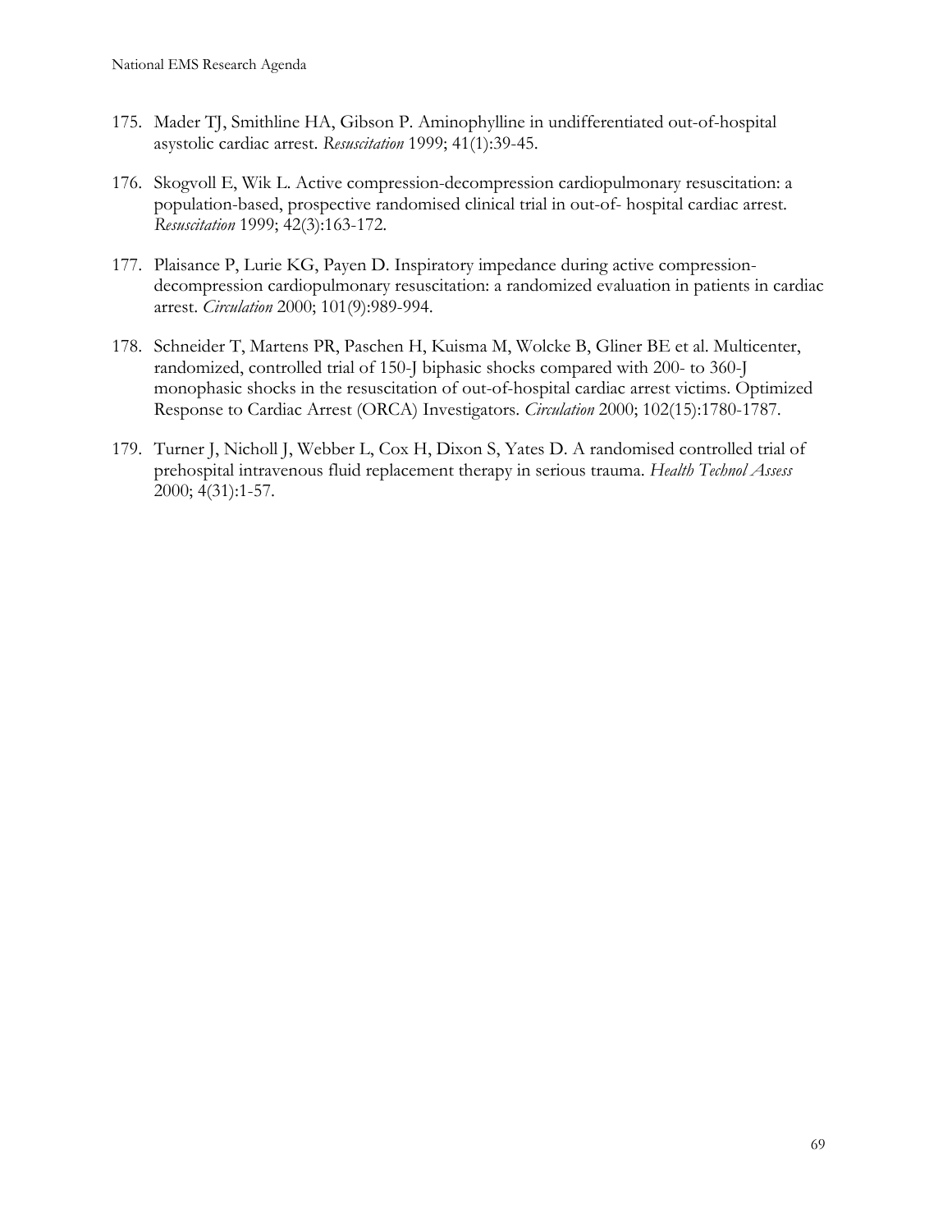175. Mader TJ, Smithline HA, Gibson P. Aminophylline in undifferentiated out-of-hospital asystolic cardiac arrest. *Resuscitation* 1999; 41(1):39-45.

176. Skogvoll E, Wik L. Active compression-decompression cardiopulmonary resuscitation: a population-based, prospective randomised clinical trial in out-of- hospital cardiac arrest. *Resuscitation* 1999; 42(3):163-172.

177. Plaisance P, Lurie KG, Payen D. Inspiratory impedance during active compression-decompression cardiopulmonary resuscitation: a randomized evaluation in patients in cardiac arrest. *Circulation* 2000; 101(9):989-994.

178. Schneider T, Martens PR, Paschen H, Kuisma M, Wolcke B, Gliner BE et al. Multicenter, randomized, controlled trial of 150-J biphasic shocks compared with 200- to 360-J monophasic shocks in the resuscitation of out-of-hospital cardiac arrest victims. Optimized Response to Cardiac Arrest (ORCA) Investigators. *Circulation* 2000; 102(15):1780-1787.

179. Turner J, Nicholl J, Webber L, Cox H, Dixon S, Yates D. A randomised controlled trial of prehospital intravenous fluid replacement therapy in serious trauma. *Health Technol Assess* 2000; 4(31):1-57.